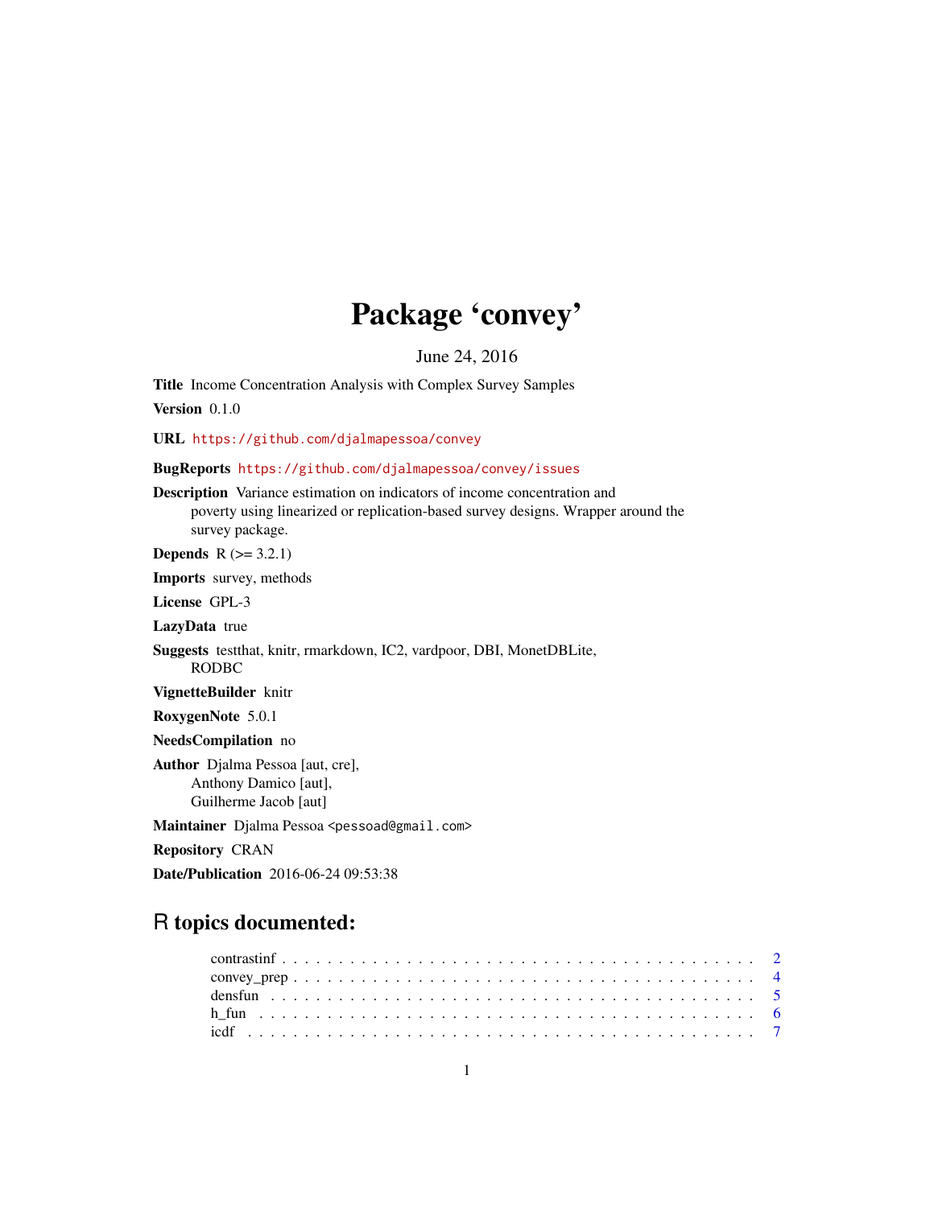# Package 'convey'

June 24, 2016

**Title** Income Concentration Analysis with Complex Survey Samples

**Version** 0.1.0

**URL** https://github.com/djalmapessoa/convey

**BugReports** https://github.com/djalmapessoa/convey/issues

**Description** Variance estimation on indicators of income concentration and poverty using linearized or replication-based survey designs. Wrapper around the survey package.

**Depends** R (>= 3.2.1)

**Imports** survey, methods

**License** GPL-3

**LazyData** true

**Suggests** testthat, knitr, rmarkdown, IC2, vardpoor, DBI, MonetDBLite, RODBC

**VignetteBuilder** knitr

**RoxygenNote** 5.0.1

**NeedsCompilation** no

**Author** Djalma Pessoa [aut, cre], Anthony Damico [aut], Guilherme Jacob [aut]

**Maintainer** Djalma Pessoa <pessoad@gmail.com>

**Repository** CRAN

**Date/Publication** 2016-06-24 09:53:38

## R topics documented:

contrastinf . . . . . . . . . . . . . . . . . . . . . . . . . . . . . . . . . . . . . . . . . 2
convey_prep . . . . . . . . . . . . . . . . . . . . . . . . . . . . . . . . . . . . . . . . 4
densfun . . . . . . . . . . . . . . . . . . . . . . . . . . . . . . . . . . . . . . . . . . 5
h_fun . . . . . . . . . . . . . . . . . . . . . . . . . . . . . . . . . . . . . . . . . . . 6
icdf . . . . . . . . . . . . . . . . . . . . . . . . . . . . . . . . . . . . . . . . . . . . 7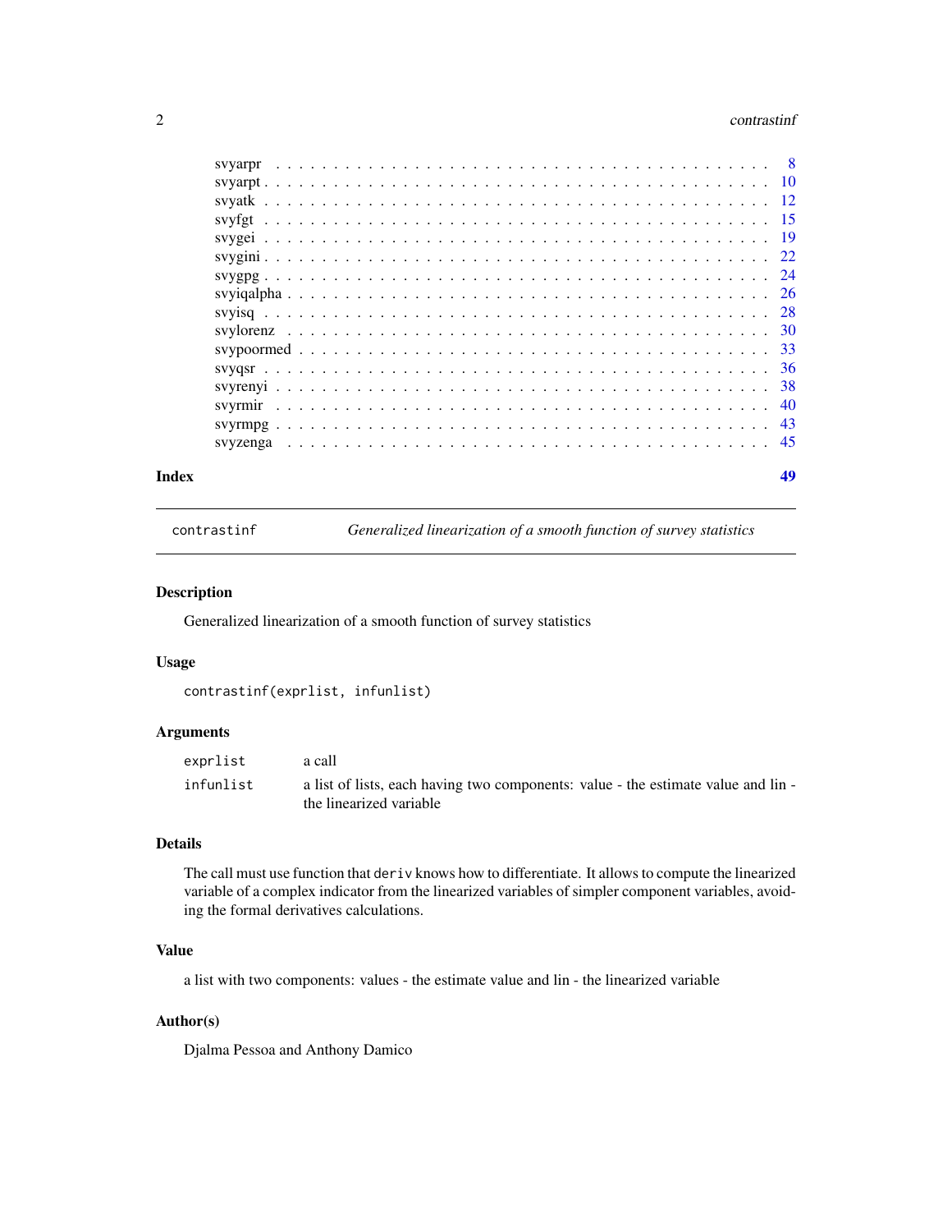svyarpr . . . . . . . . . . . . . . . . . . . . . . . . . . . . . . . . . . . . . 8
svyarpt . . . . . . . . . . . . . . . . . . . . . . . . . . . . . . . . . . . . . 10
svyatk . . . . . . . . . . . . . . . . . . . . . . . . . . . . . . . . . . . . . . 12
svyfgt . . . . . . . . . . . . . . . . . . . . . . . . . . . . . . . . . . . . . . 15
svygei . . . . . . . . . . . . . . . . . . . . . . . . . . . . . . . . . . . . . . 19
svygini . . . . . . . . . . . . . . . . . . . . . . . . . . . . . . . . . . . . . 22
svygpg . . . . . . . . . . . . . . . . . . . . . . . . . . . . . . . . . . . . . . 24
svyiqalpha . . . . . . . . . . . . . . . . . . . . . . . . . . . . . . . . . . . . 26
svyisq . . . . . . . . . . . . . . . . . . . . . . . . . . . . . . . . . . . . . . 28
svylorenz . . . . . . . . . . . . . . . . . . . . . . . . . . . . . . . . . . . . 30
svypoormed . . . . . . . . . . . . . . . . . . . . . . . . . . . . . . . . . . . 33
svyqsr . . . . . . . . . . . . . . . . . . . . . . . . . . . . . . . . . . . . . . 36
svyrenyi . . . . . . . . . . . . . . . . . . . . . . . . . . . . . . . . . . . . . 38
svyrmir . . . . . . . . . . . . . . . . . . . . . . . . . . . . . . . . . . . . . 40
svyrmpg . . . . . . . . . . . . . . . . . . . . . . . . . . . . . . . . . . . . . 43
svyzenga . . . . . . . . . . . . . . . . . . . . . . . . . . . . . . . . . . . . 45

**Index** **49**

---

# contrastinf — *Generalized linearization of a smooth function of survey statistics*

---

## Description

Generalized linearization of a smooth function of survey statistics

## Usage

```
contrastinf(exprlist, infunlist)
```

## Arguments

| | |
|---|---|
| `exprlist` | a call |
| `infunlist` | a list of lists, each having two components: value - the estimate value and lin - the linearized variable |

## Details

The call must use function that `deriv` knows how to differentiate. It allows to compute the linearized variable of a complex indicator from the linearized variables of simpler component variables, avoiding the formal derivatives calculations.

## Value

a list with two components: values - the estimate value and lin - the linearized variable

## Author(s)

Djalma Pessoa and Anthony Damico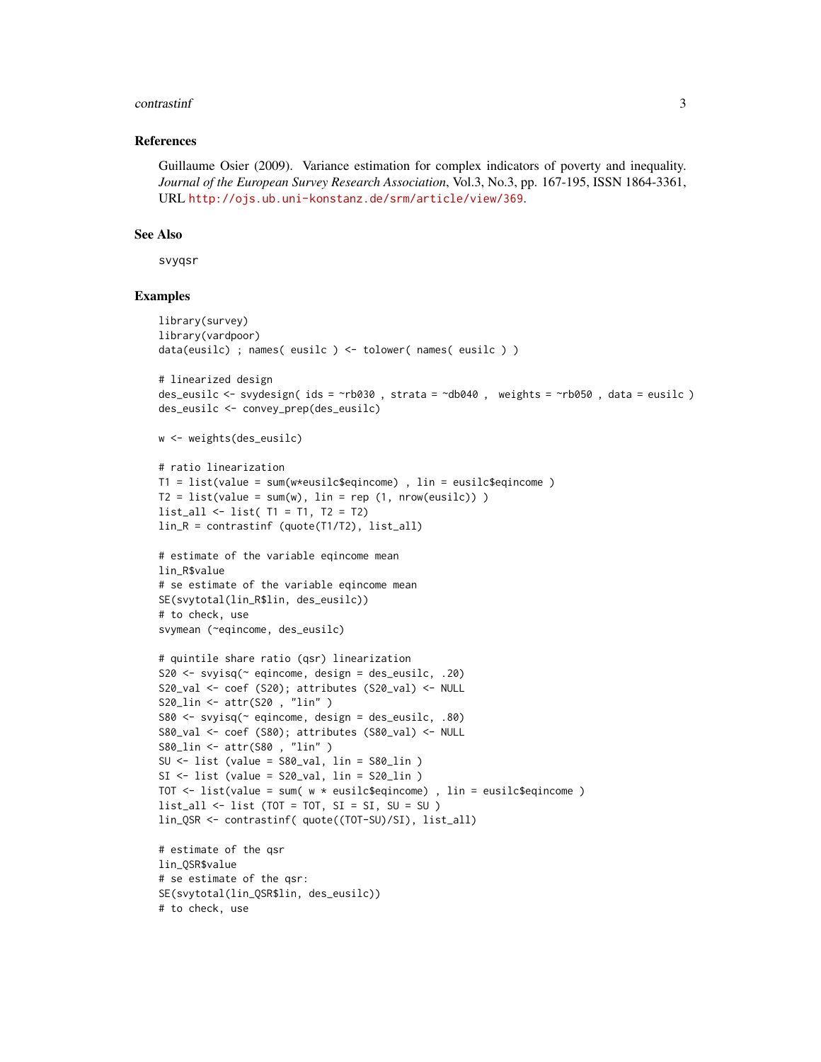## References

Guillaume Osier (2009). Variance estimation for complex indicators of poverty and inequality. *Journal of the European Survey Research Association*, Vol.3, No.3, pp. 167-195, ISSN 1864-3361, URL http://ojs.ub.uni-konstanz.de/srm/article/view/369.

## See Also

svyqsr

## Examples

```
library(survey)
library(vardpoor)
data(eusilc) ; names( eusilc ) <- tolower( names( eusilc ) )

# linearized design
des_eusilc <- svydesign( ids = ~rb030 , strata = ~db040 ,  weights = ~rb050 , data = eusilc )
des_eusilc <- convey_prep(des_eusilc)

w <- weights(des_eusilc)

# ratio linearization
T1 = list(value = sum(w*eusilc$eqincome) , lin = eusilc$eqincome )
T2 = list(value = sum(w), lin = rep (1, nrow(eusilc)) )
list_all <- list( T1 = T1, T2 = T2)
lin_R = contrastinf (quote(T1/T2), list_all)

# estimate of the variable eqincome mean
lin_R$value
# se estimate of the variable eqincome mean
SE(svytotal(lin_R$lin, des_eusilc))
# to check, use
svymean (~eqincome, des_eusilc)

# quintile share ratio (qsr) linearization
S20 <- svyisq(~ eqincome, design = des_eusilc, .20)
S20_val <- coef (S20); attributes (S20_val) <- NULL
S20_lin <- attr(S20 , "lin" )
S80 <- svyisq(~ eqincome, design = des_eusilc, .80)
S80_val <- coef (S80); attributes (S80_val) <- NULL
S80_lin <- attr(S80 , "lin" )
SU <- list (value = S80_val, lin = S80_lin )
SI <- list (value = S20_val, lin = S20_lin )
TOT <- list(value = sum( w * eusilc$eqincome) , lin = eusilc$eqincome )
list_all <- list (TOT = TOT, SI = SI, SU = SU )
lin_QSR <- contrastinf( quote((TOT-SU)/SI), list_all)

# estimate of the qsr
lin_QSR$value
# se estimate of the qsr:
SE(svytotal(lin_QSR$lin, des_eusilc))
# to check, use
```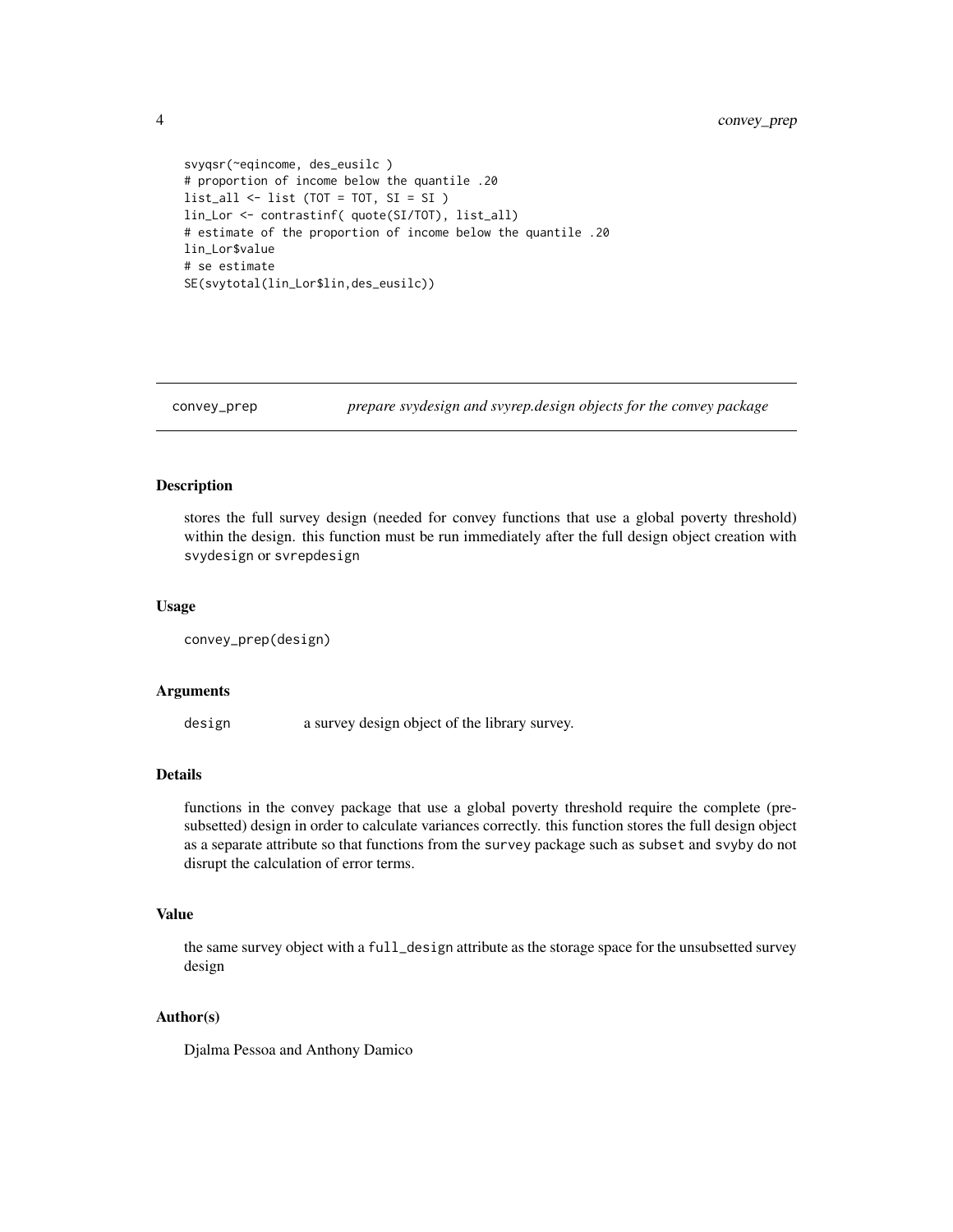```
svyqsr(~eqincome, des_eusilc )
# proportion of income below the quantile .20
list_all <- list (TOT = TOT, SI = SI )
lin_Lor <- contrastinf( quote(SI/TOT), list_all)
# estimate of the proportion of income below the quantile .20
lin_Lor$value
# se estimate
SE(svytotal(lin_Lor$lin,des_eusilc))
```

---

## convey_prep *prepare svydesign and svyrep.design objects for the convey package*

---

### Description

stores the full survey design (needed for convey functions that use a global poverty threshold) within the design. this function must be run immediately after the full design object creation with svydesign or svrepdesign

### Usage

```
convey_prep(design)
```

### Arguments

design a survey design object of the library survey.

### Details

functions in the convey package that use a global poverty threshold require the complete (pre-subsetted) design in order to calculate variances correctly. this function stores the full design object as a separate attribute so that functions from the survey package such as subset and svyby do not disrupt the calculation of error terms.

### Value

the same survey object with a full_design attribute as the storage space for the unsubsetted survey design

### Author(s)

Djalma Pessoa and Anthony Damico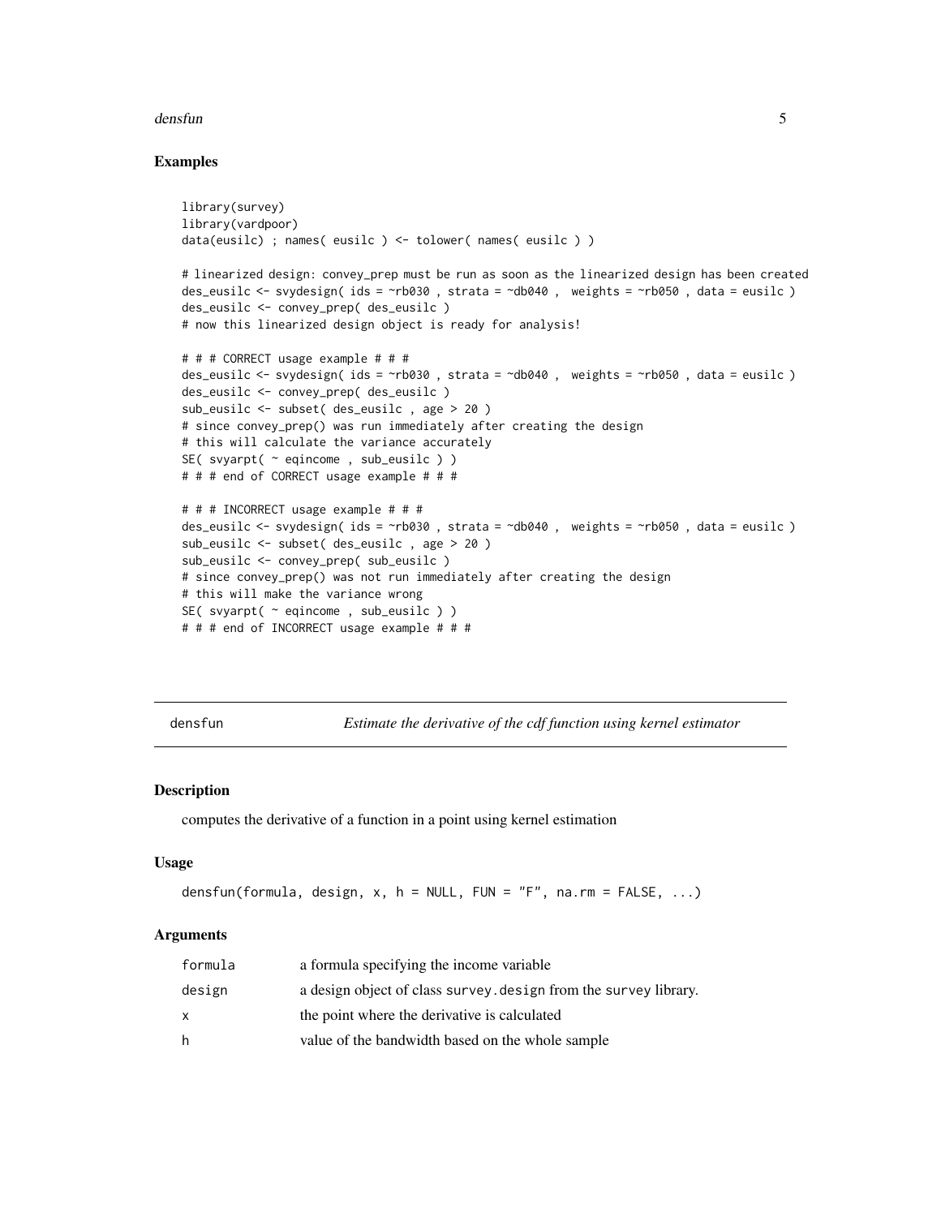## Examples

```
library(survey)
library(vardpoor)
data(eusilc) ; names( eusilc ) <- tolower( names( eusilc ) )

# linearized design: convey_prep must be run as soon as the linearized design has been created
des_eusilc <- svydesign( ids = ~rb030 , strata = ~db040 ,  weights = ~rb050 , data = eusilc )
des_eusilc <- convey_prep( des_eusilc )
# now this linearized design object is ready for analysis!

# # # CORRECT usage example # # #
des_eusilc <- svydesign( ids = ~rb030 , strata = ~db040 ,  weights = ~rb050 , data = eusilc )
des_eusilc <- convey_prep( des_eusilc )
sub_eusilc <- subset( des_eusilc , age > 20 )
# since convey_prep() was run immediately after creating the design
# this will calculate the variance accurately
SE( svyarpt( ~ eqincome , sub_eusilc ) )
# # # end of CORRECT usage example # # #

# # # INCORRECT usage example # # #
des_eusilc <- svydesign( ids = ~rb030 , strata = ~db040 ,  weights = ~rb050 , data = eusilc )
sub_eusilc <- subset( des_eusilc , age > 20 )
sub_eusilc <- convey_prep( sub_eusilc )
# since convey_prep() was not run immediately after creating the design
# this will make the variance wrong
SE( svyarpt( ~ eqincome , sub_eusilc ) )
# # # end of INCORRECT usage example # # #
```

---

# densfun — *Estimate the derivative of the cdf function using kernel estimator*

---

## Description

computes the derivative of a function in a point using kernel estimation

## Usage

```
densfun(formula, design, x, h = NULL, FUN = "F", na.rm = FALSE, ...)
```

## Arguments

| | |
|---|---|
| `formula` | a formula specifying the income variable |
| `design` | a design object of class `survey.design` from the `survey` library. |
| `x` | the point where the derivative is calculated |
| `h` | value of the bandwidth based on the whole sample |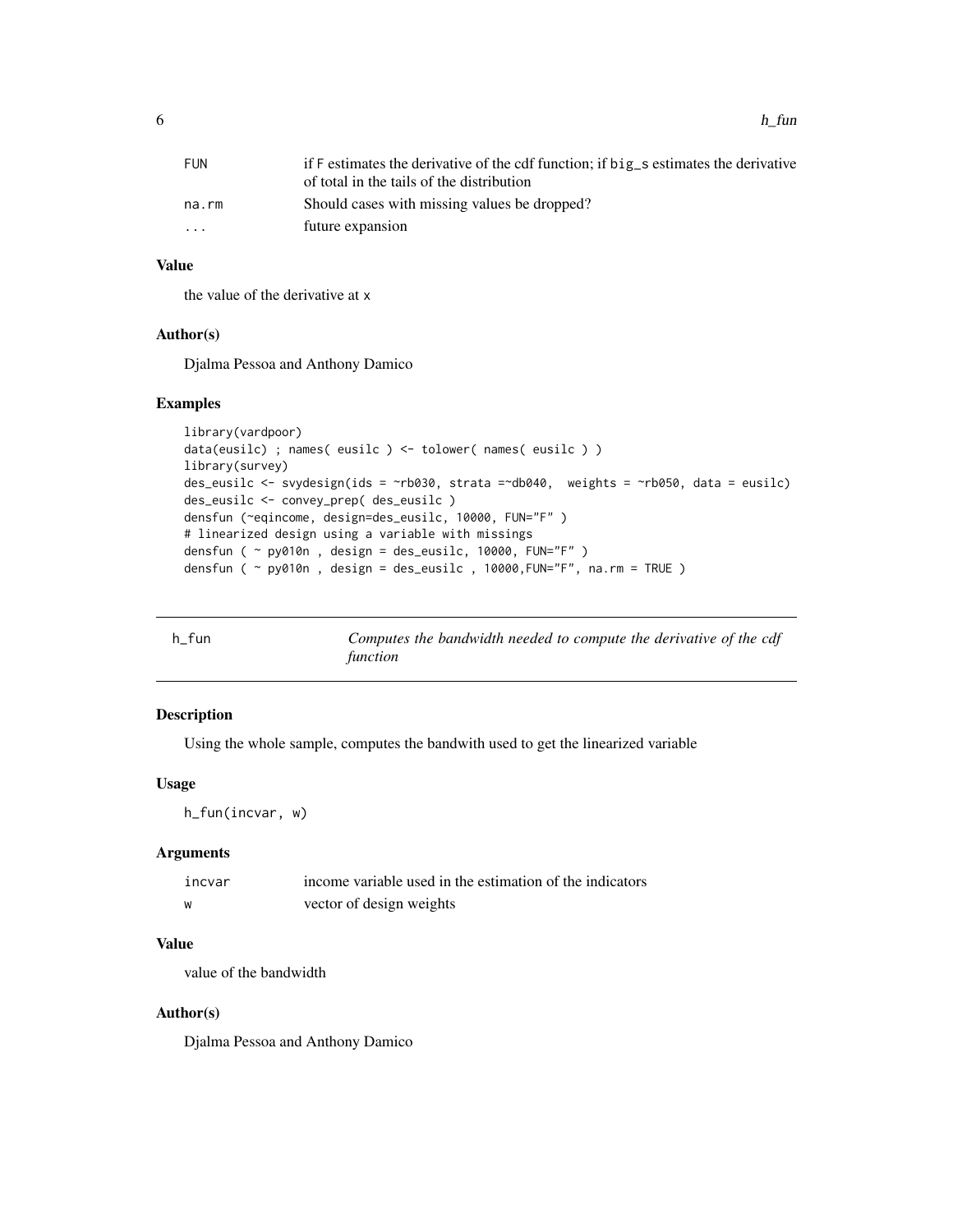| | |
|---|---|
| FUN | if F estimates the derivative of the cdf function; if big_s estimates the derivative of total in the tails of the distribution |
| na.rm | Should cases with missing values be dropped? |
| ... | future expansion |

### Value

the value of the derivative at x

### Author(s)

Djalma Pessoa and Anthony Damico

### Examples

```
library(vardpoor)
data(eusilc) ; names( eusilc ) <- tolower( names( eusilc ) )
library(survey)
des_eusilc <- svydesign(ids = ~rb030, strata =~db040,  weights = ~rb050, data = eusilc)
des_eusilc <- convey_prep( des_eusilc )
densfun (~eqincome, design=des_eusilc, 10000, FUN="F" )
# linearized design using a variable with missings
densfun ( ~ py010n , design = des_eusilc, 10000, FUN="F" )
densfun ( ~ py010n , design = des_eusilc , 10000,FUN="F", na.rm = TRUE )
```

---

## h_fun — *Computes the bandwidth needed to compute the derivative of the cdf function*

### Description

Using the whole sample, computes the bandwith used to get the linearized variable

### Usage

```
h_fun(incvar, w)
```

### Arguments

| | |
|---|---|
| incvar | income variable used in the estimation of the indicators |
| w | vector of design weights |

### Value

value of the bandwidth

### Author(s)

Djalma Pessoa and Anthony Damico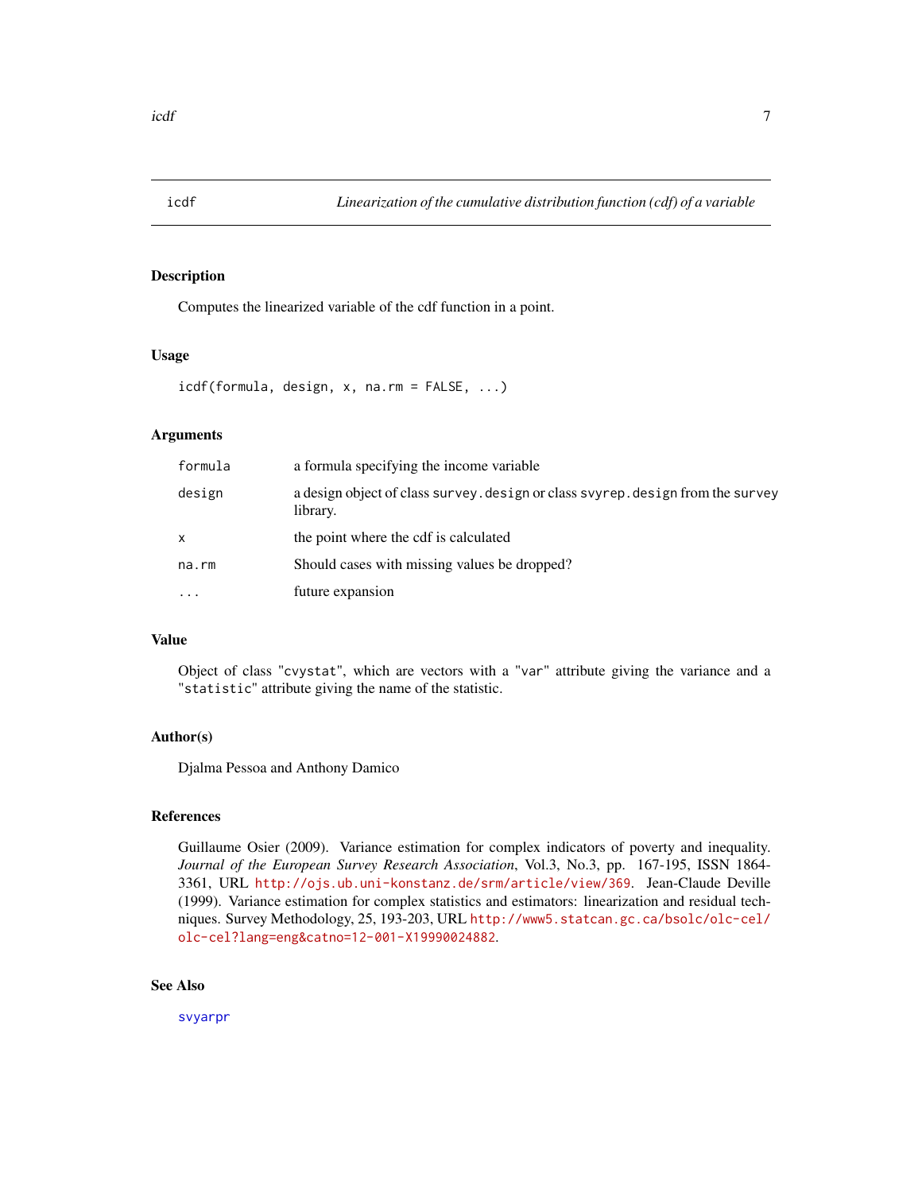# icdf — *Linearization of the cumulative distribution function (cdf) of a variable*

## Description

Computes the linearized variable of the cdf function in a point.

## Usage

```
icdf(formula, design, x, na.rm = FALSE, ...)
```

## Arguments

| | |
|---|---|
| `formula` | a formula specifying the income variable |
| `design` | a design object of class `survey.design` or class `svyrep.design` from the `survey` library. |
| `x` | the point where the cdf is calculated |
| `na.rm` | Should cases with missing values be dropped? |
| `...` | future expansion |

## Value

Object of class "`cvystat`", which are vectors with a "`var`" attribute giving the variance and a "`statistic`" attribute giving the name of the statistic.

## Author(s)

Djalma Pessoa and Anthony Damico

## References

Guillaume Osier (2009). Variance estimation for complex indicators of poverty and inequality. *Journal of the European Survey Research Association*, Vol.3, No.3, pp. 167-195, ISSN 1864-3361, URL http://ojs.ub.uni-konstanz.de/srm/article/view/369. Jean-Claude Deville (1999). Variance estimation for complex statistics and estimators: linearization and residual techniques. Survey Methodology, 25, 193-203, URL http://www5.statcan.gc.ca/bsolc/olc-cel/olc-cel?lang=eng&catno=12-001-X19990024882.

## See Also

svyarpr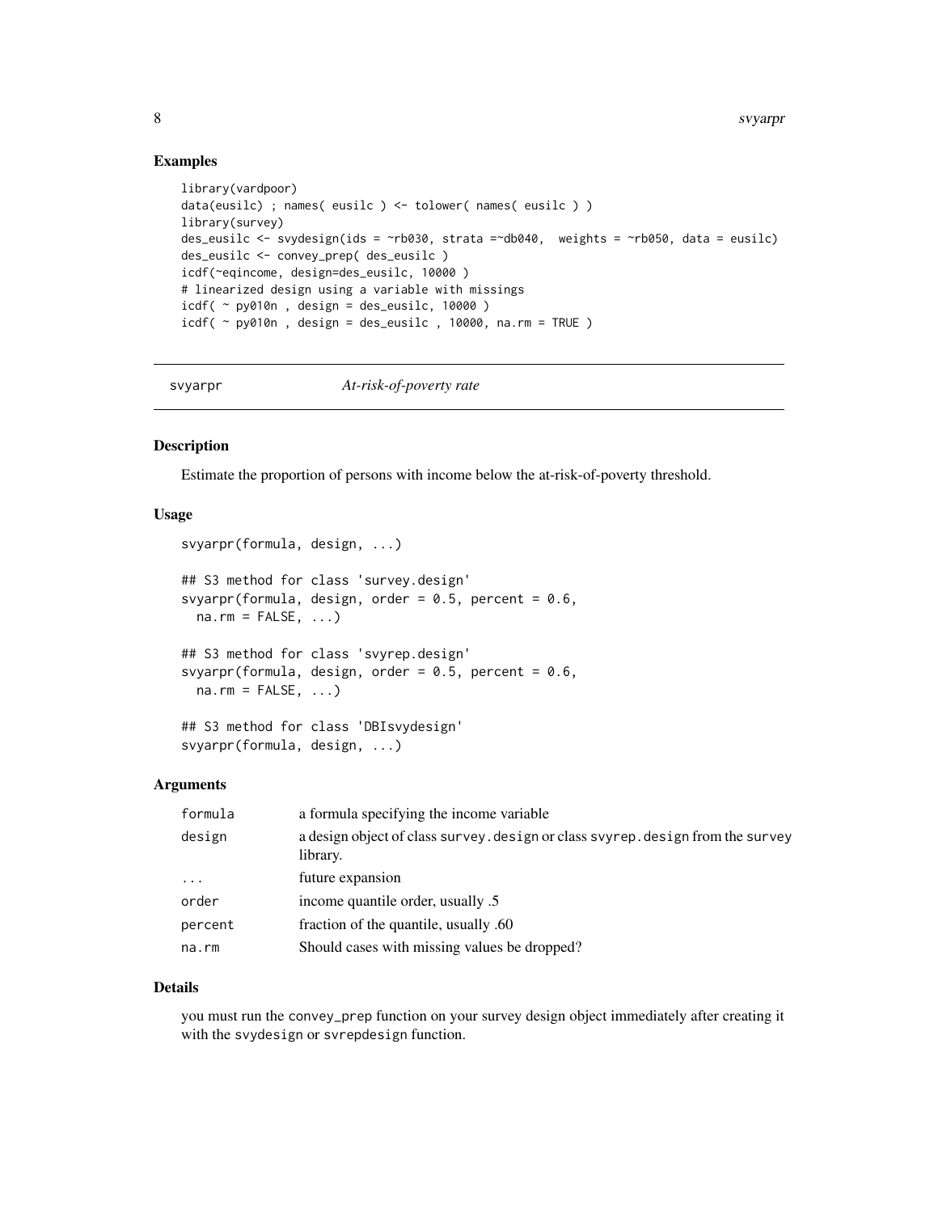### Examples

```
library(vardpoor)
data(eusilc) ; names( eusilc ) <- tolower( names( eusilc ) )
library(survey)
des_eusilc <- svydesign(ids = ~rb030, strata =~db040,  weights = ~rb050, data = eusilc)
des_eusilc <- convey_prep( des_eusilc )
icdf(~eqincome, design=des_eusilc, 10000 )
# linearized design using a variable with missings
icdf( ~ py010n , design = des_eusilc, 10000 )
icdf( ~ py010n , design = des_eusilc , 10000, na.rm = TRUE )
```

---

## svyarpr — *At-risk-of-poverty rate*

---

### Description

Estimate the proportion of persons with income below the at-risk-of-poverty threshold.

### Usage

```
svyarpr(formula, design, ...)

## S3 method for class 'survey.design'
svyarpr(formula, design, order = 0.5, percent = 0.6,
  na.rm = FALSE, ...)

## S3 method for class 'svyrep.design'
svyarpr(formula, design, order = 0.5, percent = 0.6,
  na.rm = FALSE, ...)

## S3 method for class 'DBIsvydesign'
svyarpr(formula, design, ...)
```

### Arguments

| | |
|---|---|
| `formula` | a formula specifying the income variable |
| `design` | a design object of class `survey.design` or class `svyrep.design` from the `survey` library. |
| `...` | future expansion |
| `order` | income quantile order, usually .5 |
| `percent` | fraction of the quantile, usually .60 |
| `na.rm` | Should cases with missing values be dropped? |

### Details

you must run the `convey_prep` function on your survey design object immediately after creating it with the `svydesign` or `svrepdesign` function.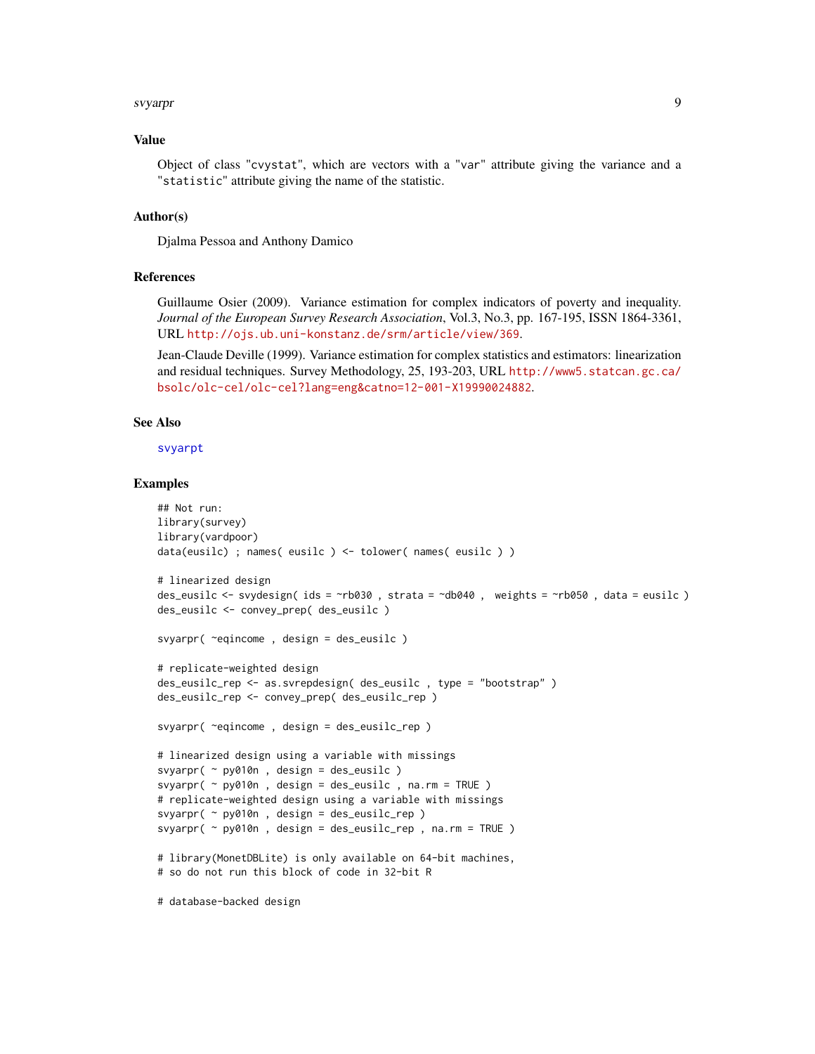## Value

Object of class "cvystat", which are vectors with a "var" attribute giving the variance and a "statistic" attribute giving the name of the statistic.

## Author(s)

Djalma Pessoa and Anthony Damico

## References

Guillaume Osier (2009). Variance estimation for complex indicators of poverty and inequality. *Journal of the European Survey Research Association*, Vol.3, No.3, pp. 167-195, ISSN 1864-3361, URL http://ojs.ub.uni-konstanz.de/srm/article/view/369.

Jean-Claude Deville (1999). Variance estimation for complex statistics and estimators: linearization and residual techniques. Survey Methodology, 25, 193-203, URL http://www5.statcan.gc.ca/bsolc/olc-cel/olc-cel?lang=eng&catno=12-001-X19990024882.

## See Also

svyarpt

## Examples

```
## Not run:
library(survey)
library(vardpoor)
data(eusilc) ; names( eusilc ) <- tolower( names( eusilc ) )

# linearized design
des_eusilc <- svydesign( ids = ~rb030 , strata = ~db040 ,  weights = ~rb050 , data = eusilc )
des_eusilc <- convey_prep( des_eusilc )

svyarpr( ~eqincome , design = des_eusilc )

# replicate-weighted design
des_eusilc_rep <- as.svrepdesign( des_eusilc , type = "bootstrap" )
des_eusilc_rep <- convey_prep( des_eusilc_rep )

svyarpr( ~eqincome , design = des_eusilc_rep )

# linearized design using a variable with missings
svyarpr( ~ py010n , design = des_eusilc )
svyarpr( ~ py010n , design = des_eusilc , na.rm = TRUE )
# replicate-weighted design using a variable with missings
svyarpr( ~ py010n , design = des_eusilc_rep )
svyarpr( ~ py010n , design = des_eusilc_rep , na.rm = TRUE )

# library(MonetDBLite) is only available on 64-bit machines,
# so do not run this block of code in 32-bit R

# database-backed design
```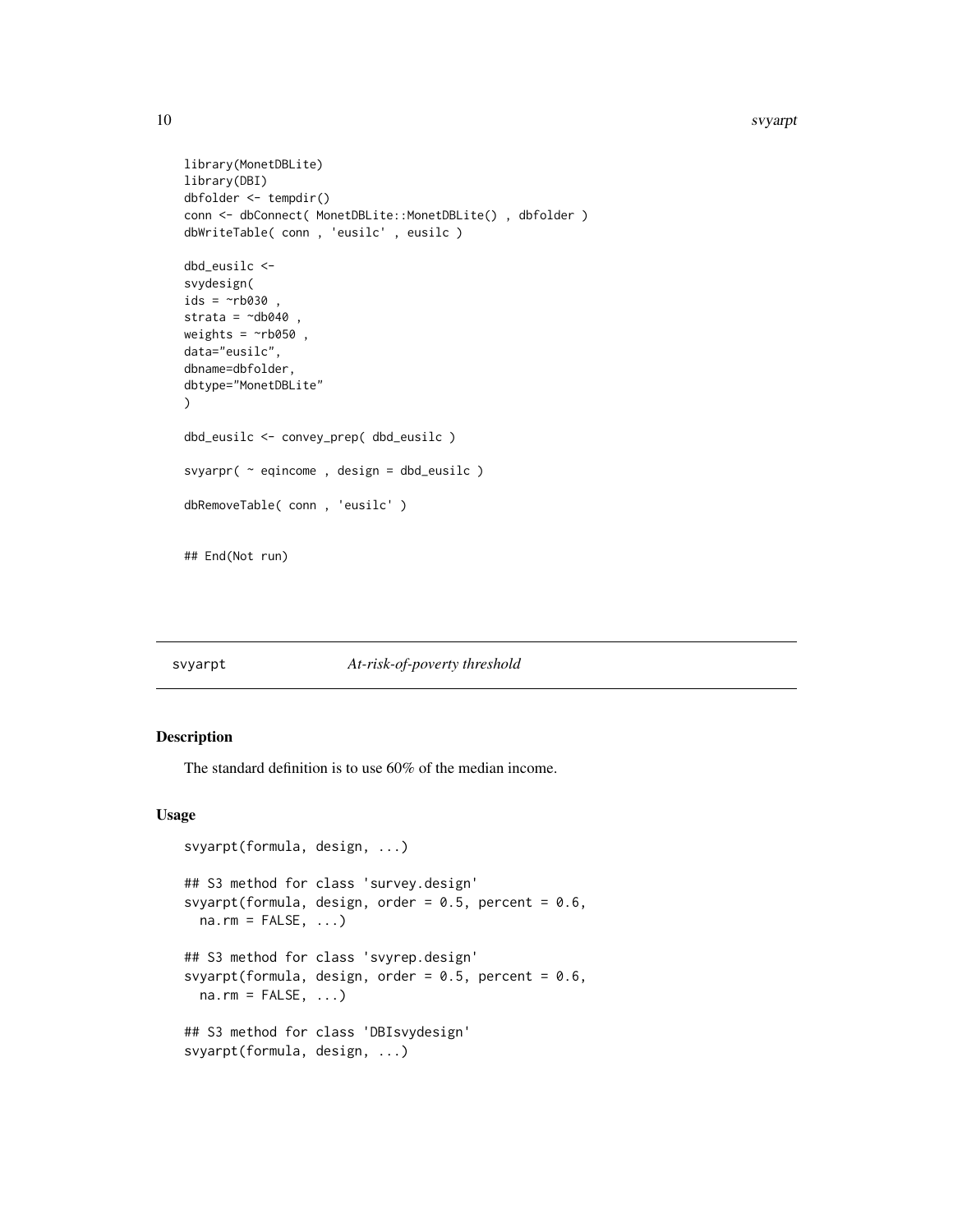```
library(MonetDBLite)
library(DBI)
dbfolder <- tempdir()
conn <- dbConnect( MonetDBLite::MonetDBLite() , dbfolder )
dbWriteTable( conn , 'eusilc' , eusilc )

dbd_eusilc <-
svydesign(
ids = ~rb030 ,
strata = ~db040 ,
weights = ~rb050 ,
data="eusilc",
dbname=dbfolder,
dbtype="MonetDBLite"
)

dbd_eusilc <- convey_prep( dbd_eusilc )

svyarpr( ~ eqincome , design = dbd_eusilc )

dbRemoveTable( conn , 'eusilc' )


## End(Not run)
```

## svyarpt *At-risk-of-poverty threshold*

### Description

The standard definition is to use 60% of the median income.

### Usage

```
svyarpt(formula, design, ...)

## S3 method for class 'survey.design'
svyarpt(formula, design, order = 0.5, percent = 0.6,
  na.rm = FALSE, ...)

## S3 method for class 'svyrep.design'
svyarpt(formula, design, order = 0.5, percent = 0.6,
  na.rm = FALSE, ...)

## S3 method for class 'DBIsvydesign'
svyarpt(formula, design, ...)
```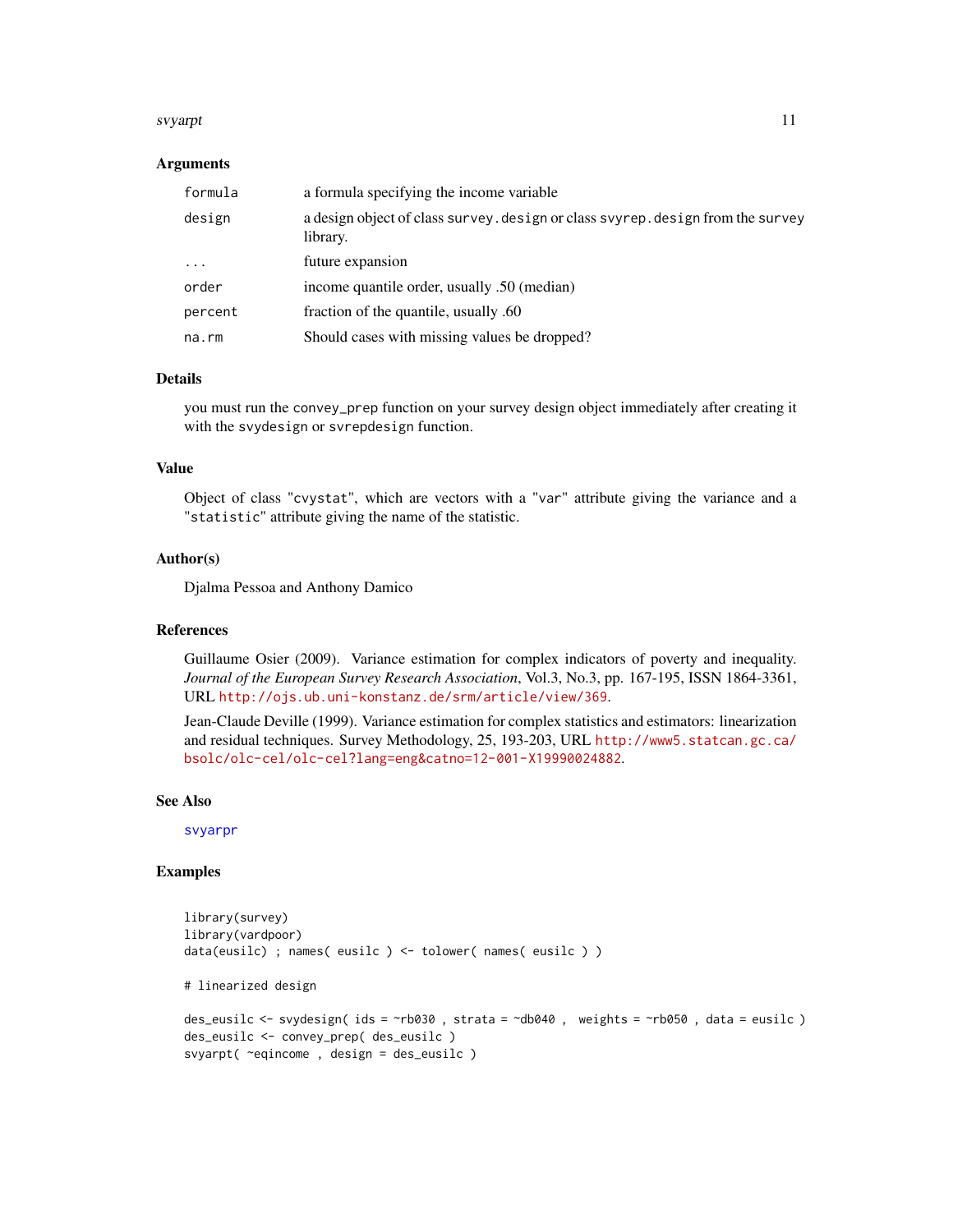### Arguments

| | |
|---|---|
| `formula` | a formula specifying the income variable |
| `design` | a design object of class `survey.design` or class `svyrep.design` from the `survey` library. |
| `...` | future expansion |
| `order` | income quantile order, usually .50 (median) |
| `percent` | fraction of the quantile, usually .60 |
| `na.rm` | Should cases with missing values be dropped? |

### Details

you must run the `convey_prep` function on your survey design object immediately after creating it with the `svydesign` or `svrepdesign` function.

### Value

Object of class "`cvystat`", which are vectors with a "`var`" attribute giving the variance and a "`statistic`" attribute giving the name of the statistic.

### Author(s)

Djalma Pessoa and Anthony Damico

### References

Guillaume Osier (2009). Variance estimation for complex indicators of poverty and inequality. *Journal of the European Survey Research Association*, Vol.3, No.3, pp. 167-195, ISSN 1864-3361, URL http://ojs.ub.uni-konstanz.de/srm/article/view/369.

Jean-Claude Deville (1999). Variance estimation for complex statistics and estimators: linearization and residual techniques. Survey Methodology, 25, 193-203, URL http://www5.statcan.gc.ca/bsolc/olc-cel/olc-cel?lang=eng&catno=12-001-X19990024882.

### See Also

svyarpr

### Examples

```
library(survey)
library(vardpoor)
data(eusilc) ; names( eusilc ) <- tolower( names( eusilc ) )

# linearized design

des_eusilc <- svydesign( ids = ~rb030 , strata = ~db040 ,  weights = ~rb050 , data = eusilc )
des_eusilc <- convey_prep( des_eusilc )
svyarpt( ~eqincome , design = des_eusilc )
```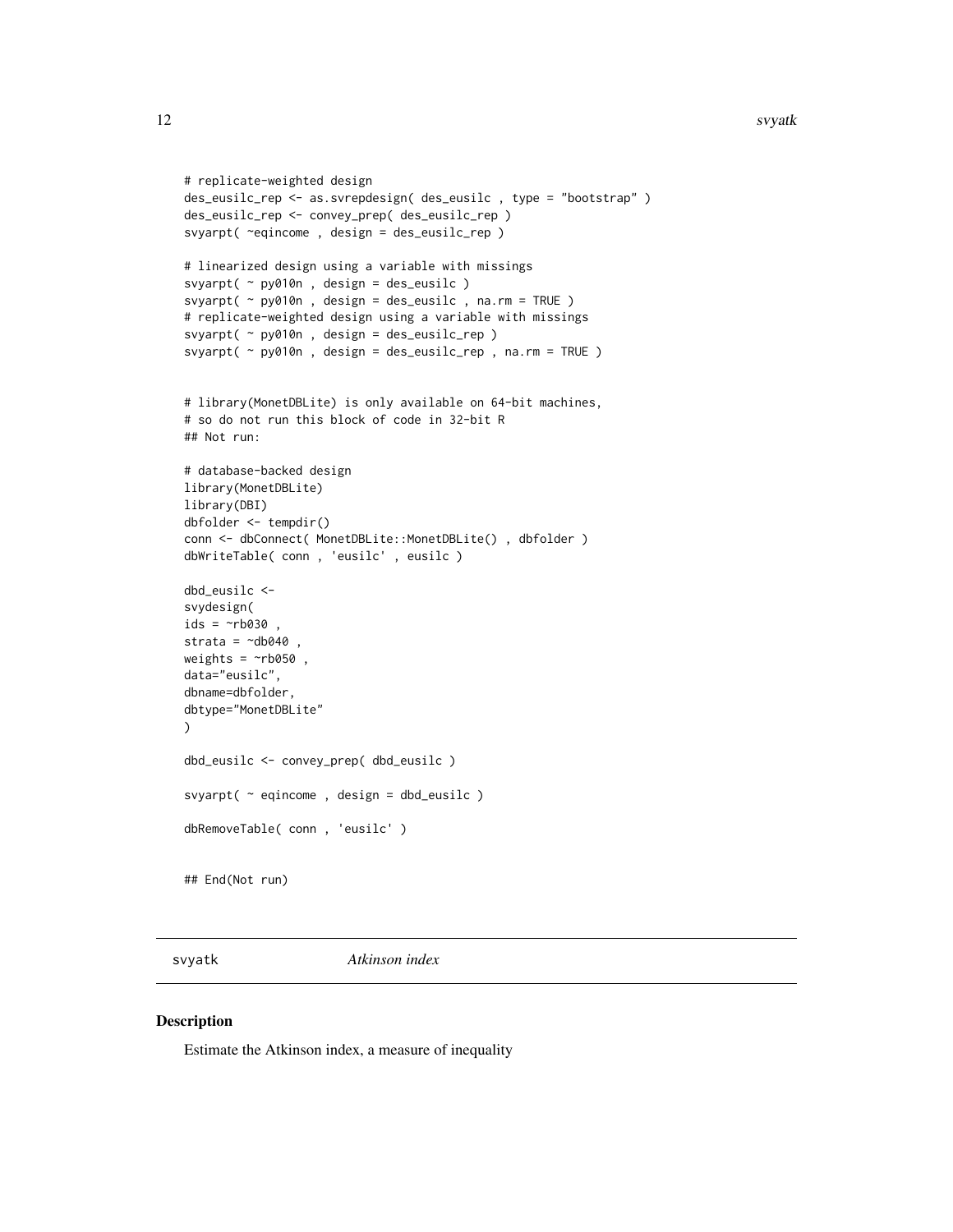```
# replicate-weighted design
des_eusilc_rep <- as.svrepdesign( des_eusilc , type = "bootstrap" )
des_eusilc_rep <- convey_prep( des_eusilc_rep )
svyarpt( ~eqincome , design = des_eusilc_rep )

# linearized design using a variable with missings
svyarpt( ~ py010n , design = des_eusilc )
svyarpt( ~ py010n , design = des_eusilc , na.rm = TRUE )
# replicate-weighted design using a variable with missings
svyarpt( ~ py010n , design = des_eusilc_rep )
svyarpt( ~ py010n , design = des_eusilc_rep , na.rm = TRUE )


# library(MonetDBLite) is only available on 64-bit machines,
# so do not run this block of code in 32-bit R
## Not run:

# database-backed design
library(MonetDBLite)
library(DBI)
dbfolder <- tempdir()
conn <- dbConnect( MonetDBLite::MonetDBLite() , dbfolder )
dbWriteTable( conn , 'eusilc' , eusilc )

dbd_eusilc <-
svydesign(
ids = ~rb030 ,
strata = ~db040 ,
weights = ~rb050 ,
data="eusilc",
dbname=dbfolder,
dbtype="MonetDBLite"
)

dbd_eusilc <- convey_prep( dbd_eusilc )

svyarpt( ~ eqincome , design = dbd_eusilc )

dbRemoveTable( conn , 'eusilc' )


## End(Not run)
```

## svyatk — *Atkinson index*

### Description

Estimate the Atkinson index, a measure of inequality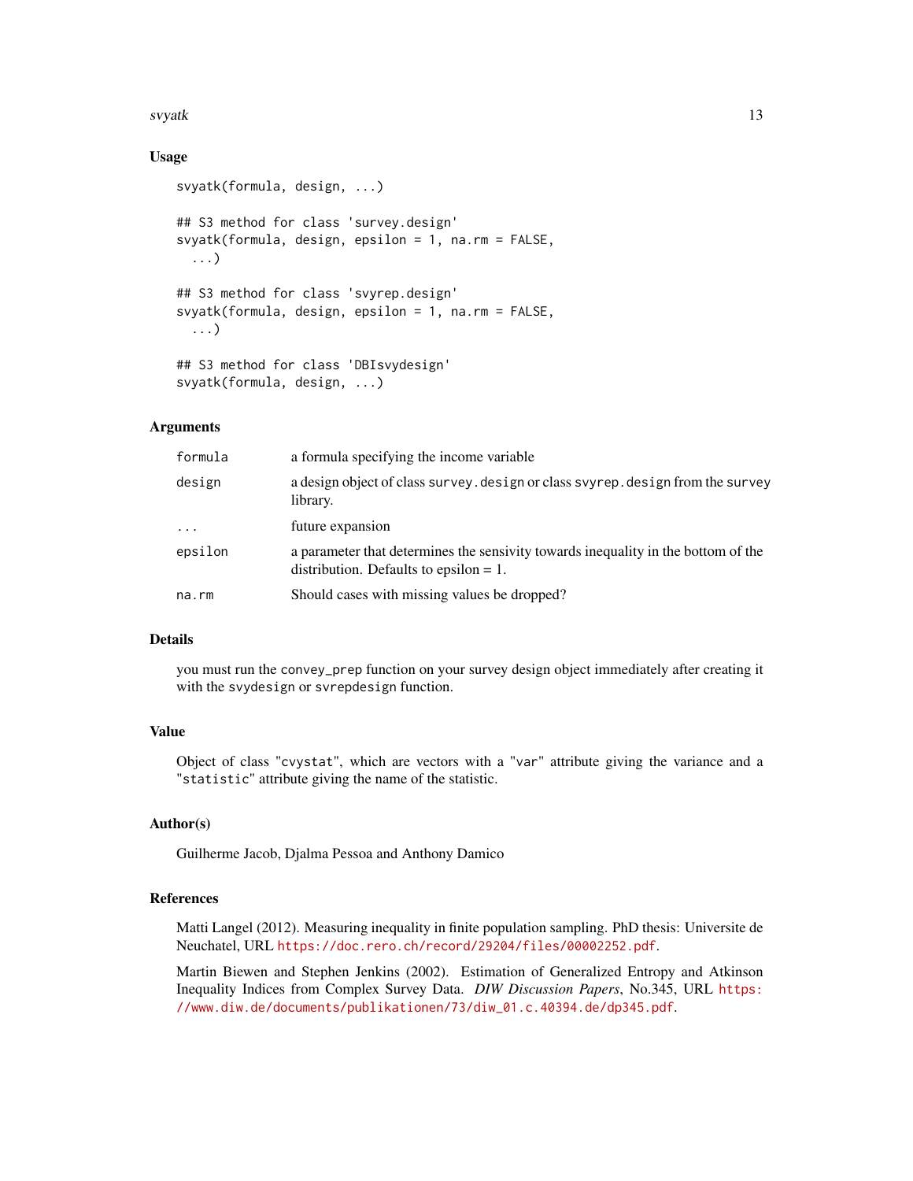## Usage

```
svyatk(formula, design, ...)

## S3 method for class 'survey.design'
svyatk(formula, design, epsilon = 1, na.rm = FALSE,
  ...)

## S3 method for class 'svyrep.design'
svyatk(formula, design, epsilon = 1, na.rm = FALSE,
  ...)

## S3 method for class 'DBIsvydesign'
svyatk(formula, design, ...)
```

## Arguments

| | |
|---|---|
| `formula` | a formula specifying the income variable |
| `design` | a design object of class `survey.design` or class `svyrep.design` from the `survey` library. |
| `...` | future expansion |
| `epsilon` | a parameter that determines the sensivity towards inequality in the bottom of the distribution. Defaults to epsilon = 1. |
| `na.rm` | Should cases with missing values be dropped? |

## Details

you must run the `convey_prep` function on your survey design object immediately after creating it with the `svydesign` or `svrepdesign` function.

## Value

Object of class "`cvystat`", which are vectors with a "`var`" attribute giving the variance and a "`statistic`" attribute giving the name of the statistic.

## Author(s)

Guilherme Jacob, Djalma Pessoa and Anthony Damico

## References

Matti Langel (2012). Measuring inequality in finite population sampling. PhD thesis: Universite de Neuchatel, URL https://doc.rero.ch/record/29204/files/00002252.pdf.

Martin Biewen and Stephen Jenkins (2002). Estimation of Generalized Entropy and Atkinson Inequality Indices from Complex Survey Data. *DIW Discussion Papers*, No.345, URL https://www.diw.de/documents/publikationen/73/diw_01.c.40394.de/dp345.pdf.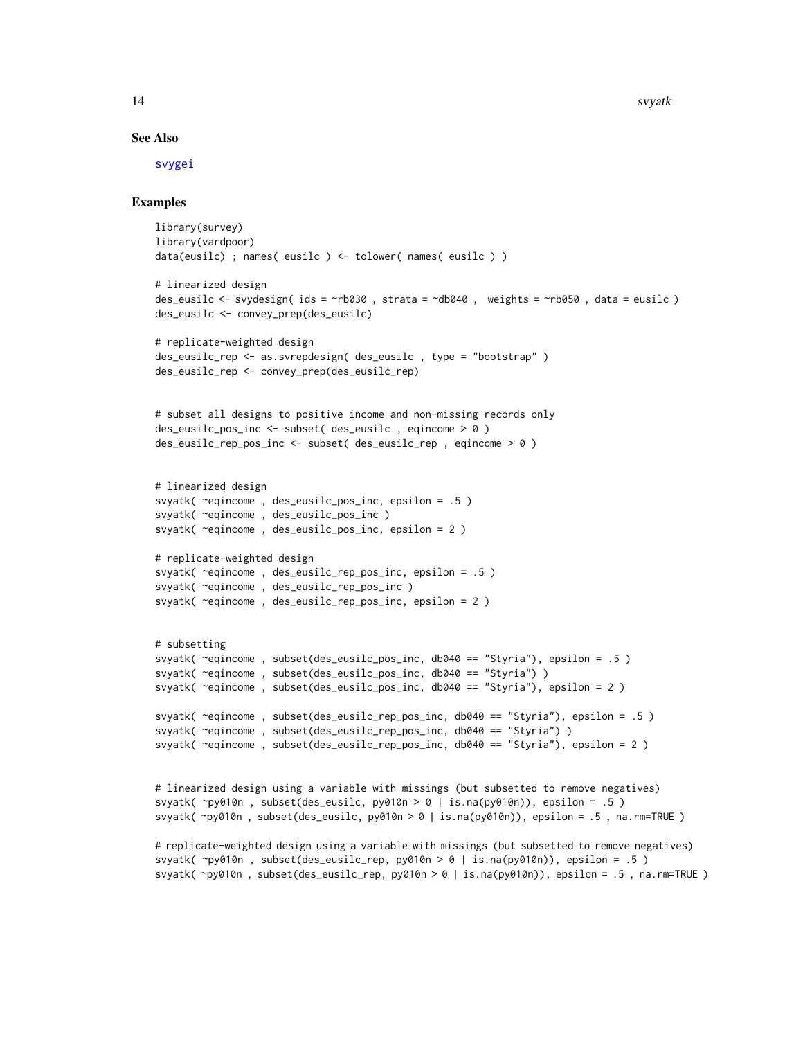## See Also

svygei

## Examples

```
library(survey)
library(vardpoor)
data(eusilc) ; names( eusilc ) <- tolower( names( eusilc ) )

# linearized design
des_eusilc <- svydesign( ids = ~rb030 , strata = ~db040 ,  weights = ~rb050 , data = eusilc )
des_eusilc <- convey_prep(des_eusilc)

# replicate-weighted design
des_eusilc_rep <- as.svrepdesign( des_eusilc , type = "bootstrap" )
des_eusilc_rep <- convey_prep(des_eusilc_rep)


# subset all designs to positive income and non-missing records only
des_eusilc_pos_inc <- subset( des_eusilc , eqincome > 0 )
des_eusilc_rep_pos_inc <- subset( des_eusilc_rep , eqincome > 0 )


# linearized design
svyatk( ~eqincome , des_eusilc_pos_inc, epsilon = .5 )
svyatk( ~eqincome , des_eusilc_pos_inc )
svyatk( ~eqincome , des_eusilc_pos_inc, epsilon = 2 )

# replicate-weighted design
svyatk( ~eqincome , des_eusilc_rep_pos_inc, epsilon = .5 )
svyatk( ~eqincome , des_eusilc_rep_pos_inc )
svyatk( ~eqincome , des_eusilc_rep_pos_inc, epsilon = 2 )


# subsetting
svyatk( ~eqincome , subset(des_eusilc_pos_inc, db040 == "Styria"), epsilon = .5 )
svyatk( ~eqincome , subset(des_eusilc_pos_inc, db040 == "Styria") )
svyatk( ~eqincome , subset(des_eusilc_pos_inc, db040 == "Styria"), epsilon = 2 )

svyatk( ~eqincome , subset(des_eusilc_rep_pos_inc, db040 == "Styria"), epsilon = .5 )
svyatk( ~eqincome , subset(des_eusilc_rep_pos_inc, db040 == "Styria") )
svyatk( ~eqincome , subset(des_eusilc_rep_pos_inc, db040 == "Styria"), epsilon = 2 )


# linearized design using a variable with missings (but subsetted to remove negatives)
svyatk( ~py010n , subset(des_eusilc, py010n > 0 | is.na(py010n)), epsilon = .5 )
svyatk( ~py010n , subset(des_eusilc, py010n > 0 | is.na(py010n)), epsilon = .5 , na.rm=TRUE )

# replicate-weighted design using a variable with missings (but subsetted to remove negatives)
svyatk( ~py010n , subset(des_eusilc_rep, py010n > 0 | is.na(py010n)), epsilon = .5 )
svyatk( ~py010n , subset(des_eusilc_rep, py010n > 0 | is.na(py010n)), epsilon = .5 , na.rm=TRUE )
```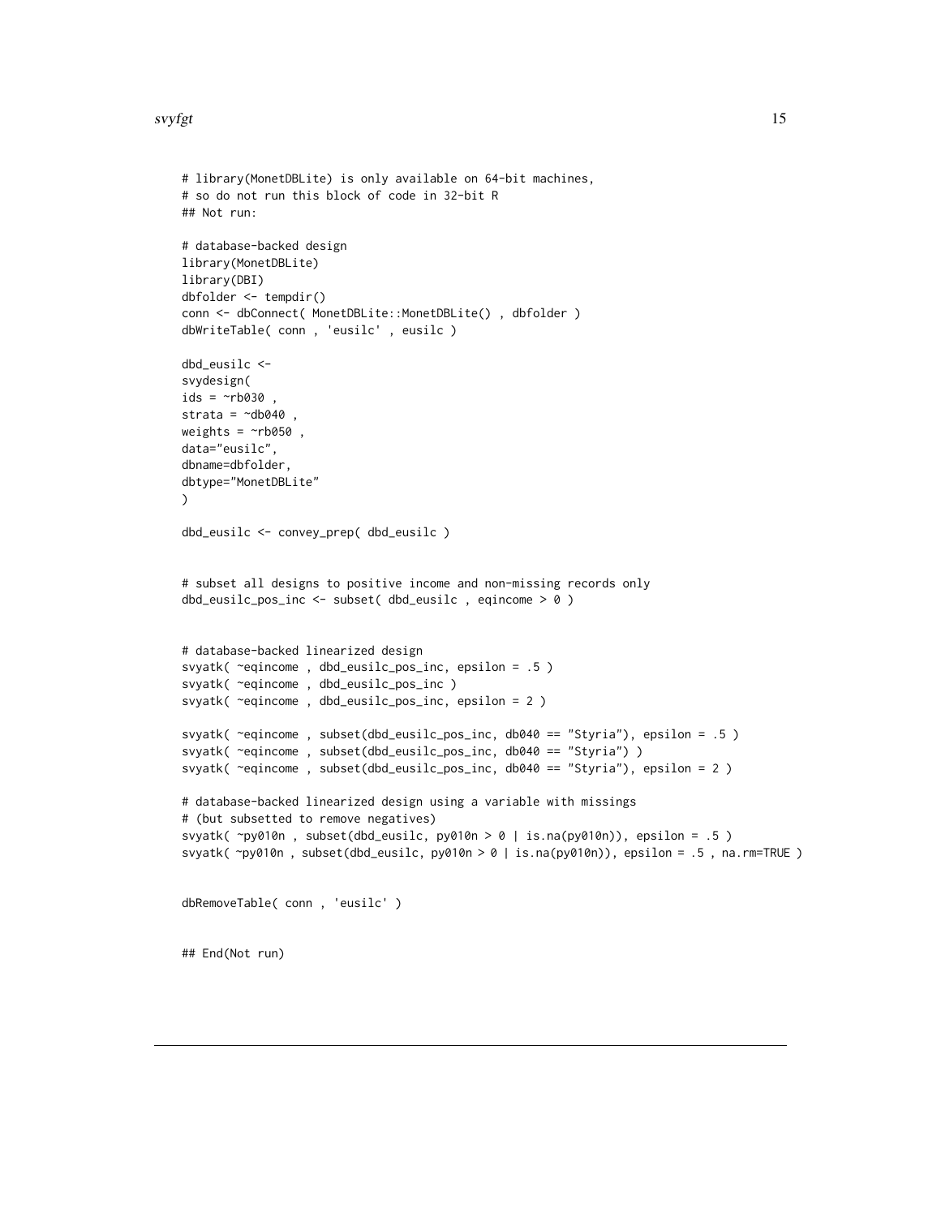```
# library(MonetDBLite) is only available on 64-bit machines,
# so do not run this block of code in 32-bit R
## Not run:

# database-backed design
library(MonetDBLite)
library(DBI)
dbfolder <- tempdir()
conn <- dbConnect( MonetDBLite::MonetDBLite() , dbfolder )
dbWriteTable( conn , 'eusilc' , eusilc )

dbd_eusilc <-
svydesign(
ids = ~rb030 ,
strata = ~db040 ,
weights = ~rb050 ,
data="eusilc",
dbname=dbfolder,
dbtype="MonetDBLite"
)

dbd_eusilc <- convey_prep( dbd_eusilc )


# subset all designs to positive income and non-missing records only
dbd_eusilc_pos_inc <- subset( dbd_eusilc , eqincome > 0 )


# database-backed linearized design
svyatk( ~eqincome , dbd_eusilc_pos_inc, epsilon = .5 )
svyatk( ~eqincome , dbd_eusilc_pos_inc )
svyatk( ~eqincome , dbd_eusilc_pos_inc, epsilon = 2 )

svyatk( ~eqincome , subset(dbd_eusilc_pos_inc, db040 == "Styria"), epsilon = .5 )
svyatk( ~eqincome , subset(dbd_eusilc_pos_inc, db040 == "Styria") )
svyatk( ~eqincome , subset(dbd_eusilc_pos_inc, db040 == "Styria"), epsilon = 2 )

# database-backed linearized design using a variable with missings
# (but subsetted to remove negatives)
svyatk( ~py010n , subset(dbd_eusilc, py010n > 0 | is.na(py010n)), epsilon = .5 )
svyatk( ~py010n , subset(dbd_eusilc, py010n > 0 | is.na(py010n)), epsilon = .5 , na.rm=TRUE )


dbRemoveTable( conn , 'eusilc' )


## End(Not run)
```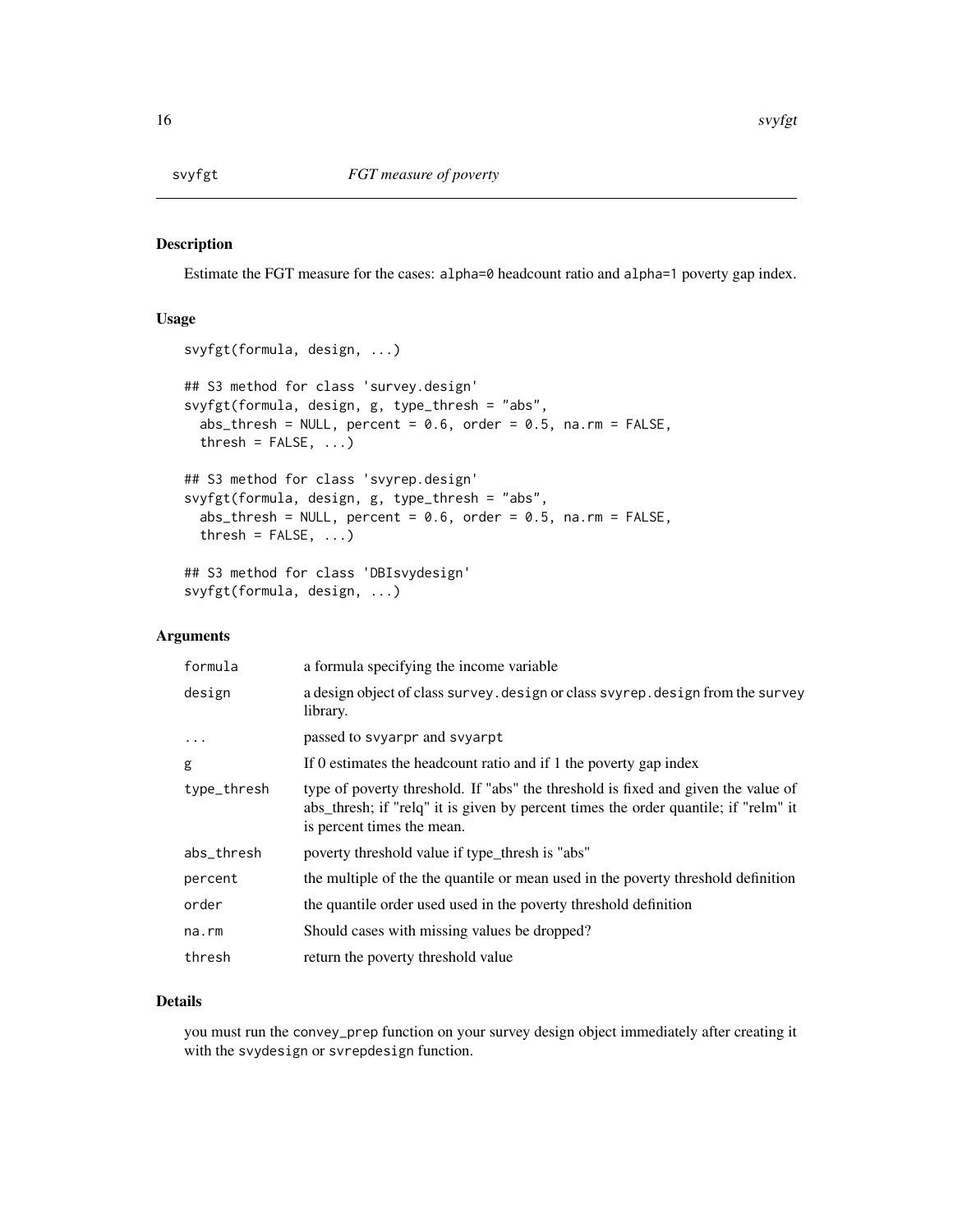# svyfgt — *FGT measure of poverty*

## Description

Estimate the FGT measure for the cases: `alpha=0` headcount ratio and `alpha=1` poverty gap index.

## Usage

```
svyfgt(formula, design, ...)

## S3 method for class 'survey.design'
svyfgt(formula, design, g, type_thresh = "abs",
  abs_thresh = NULL, percent = 0.6, order = 0.5, na.rm = FALSE,
  thresh = FALSE, ...)

## S3 method for class 'svyrep.design'
svyfgt(formula, design, g, type_thresh = "abs",
  abs_thresh = NULL, percent = 0.6, order = 0.5, na.rm = FALSE,
  thresh = FALSE, ...)

## S3 method for class 'DBIsvydesign'
svyfgt(formula, design, ...)
```

## Arguments

| | |
|---|---|
| `formula` | a formula specifying the income variable |
| `design` | a design object of class `survey.design` or class `svyrep.design` from the `survey` library. |
| `...` | passed to `svyarpr` and `svyarpt` |
| `g` | If 0 estimates the headcount ratio and if 1 the poverty gap index |
| `type_thresh` | type of poverty threshold. If "abs" the threshold is fixed and given the value of abs_thresh; if "relq" it is given by percent times the order quantile; if "relm" it is percent times the mean. |
| `abs_thresh` | poverty threshold value if type_thresh is "abs" |
| `percent` | the multiple of the the quantile or mean used in the poverty threshold definition |
| `order` | the quantile order used used in the poverty threshold definition |
| `na.rm` | Should cases with missing values be dropped? |
| `thresh` | return the poverty threshold value |

## Details

you must run the `convey_prep` function on your survey design object immediately after creating it with the `svydesign` or `svrepdesign` function.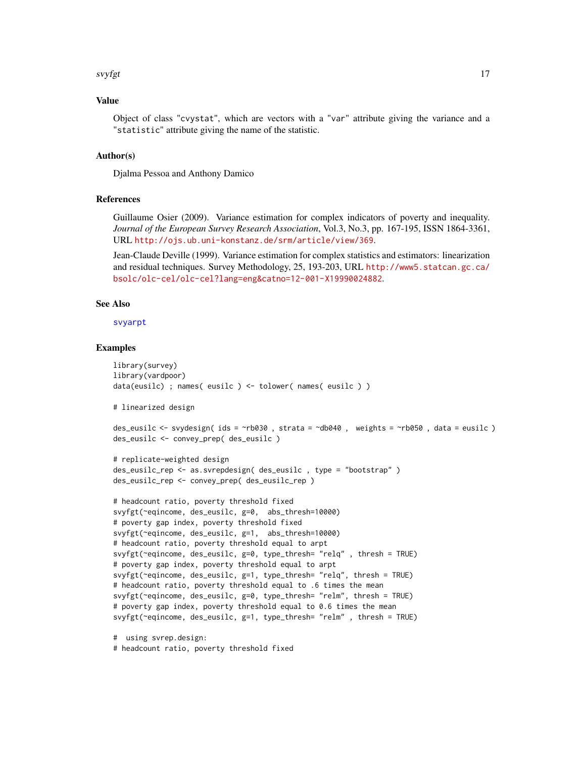## Value

Object of class "cvystat", which are vectors with a "var" attribute giving the variance and a "statistic" attribute giving the name of the statistic.

## Author(s)

Djalma Pessoa and Anthony Damico

## References

Guillaume Osier (2009). Variance estimation for complex indicators of poverty and inequality. *Journal of the European Survey Research Association*, Vol.3, No.3, pp. 167-195, ISSN 1864-3361, URL http://ojs.ub.uni-konstanz.de/srm/article/view/369.

Jean-Claude Deville (1999). Variance estimation for complex statistics and estimators: linearization and residual techniques. Survey Methodology, 25, 193-203, URL http://www5.statcan.gc.ca/bsolc/olc-cel/olc-cel?lang=eng&catno=12-001-X19990024882.

## See Also

svyarpt

## Examples

```
library(survey)
library(vardpoor)
data(eusilc) ; names( eusilc ) <- tolower( names( eusilc ) )

# linearized design

des_eusilc <- svydesign( ids = ~rb030 , strata = ~db040 ,  weights = ~rb050 , data = eusilc )
des_eusilc <- convey_prep( des_eusilc )

# replicate-weighted design
des_eusilc_rep <- as.svrepdesign( des_eusilc , type = "bootstrap" )
des_eusilc_rep <- convey_prep( des_eusilc_rep )

# headcount ratio, poverty threshold fixed
svyfgt(~eqincome, des_eusilc, g=0,  abs_thresh=10000)
# poverty gap index, poverty threshold fixed
svyfgt(~eqincome, des_eusilc, g=1,  abs_thresh=10000)
# headcount ratio, poverty threshold equal to arpt
svyfgt(~eqincome, des_eusilc, g=0, type_thresh= "relq" , thresh = TRUE)
# poverty gap index, poverty threshold equal to arpt
svyfgt(~eqincome, des_eusilc, g=1, type_thresh= "relq", thresh = TRUE)
# headcount ratio, poverty threshold equal to .6 times the mean
svyfgt(~eqincome, des_eusilc, g=0, type_thresh= "relm", thresh = TRUE)
# poverty gap index, poverty threshold equal to 0.6 times the mean
svyfgt(~eqincome, des_eusilc, g=1, type_thresh= "relm" , thresh = TRUE)

#  using svrep.design:
# headcount ratio, poverty threshold fixed
```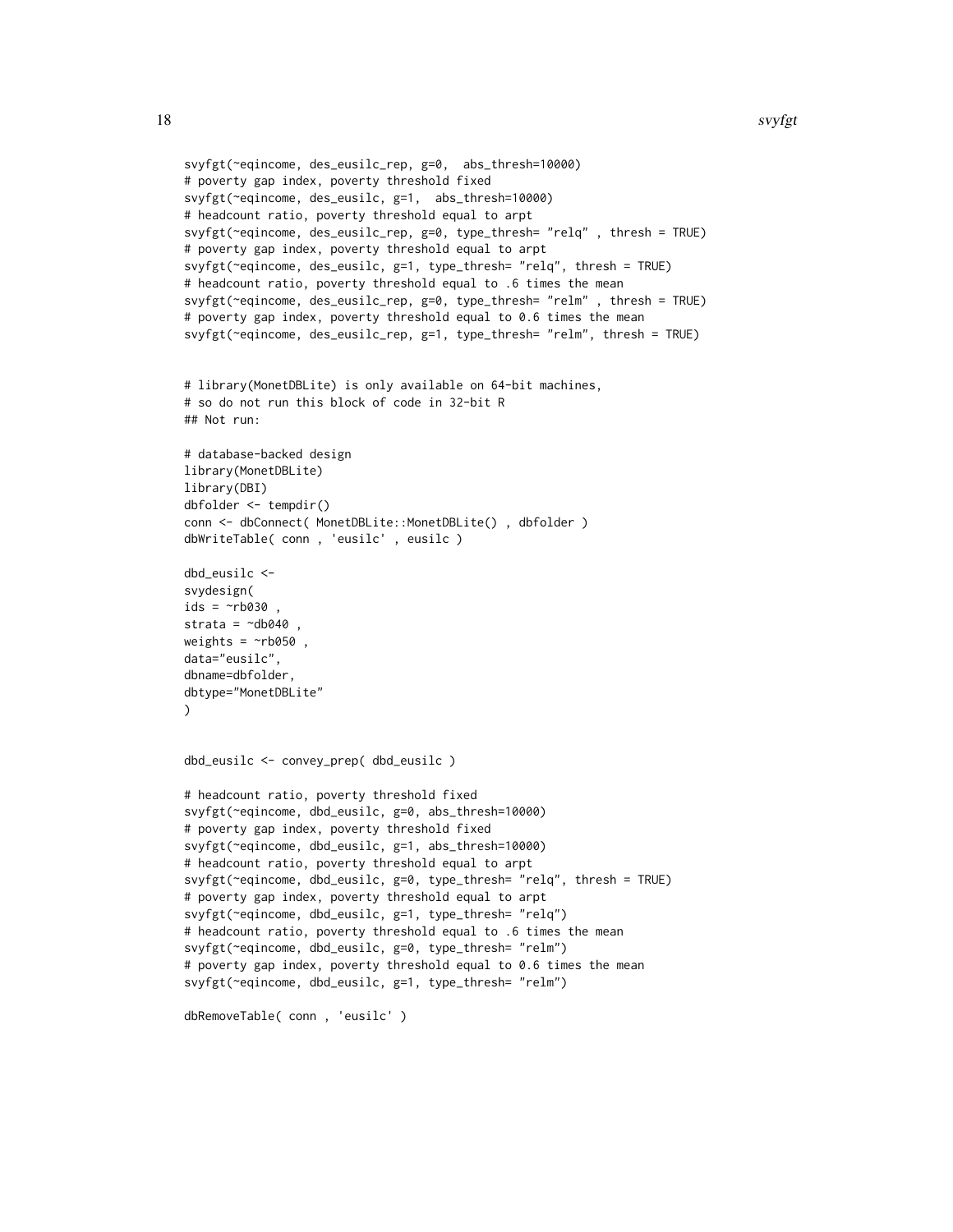```
svyfgt(~eqincome, des_eusilc_rep, g=0,  abs_thresh=10000)
# poverty gap index, poverty threshold fixed
svyfgt(~eqincome, des_eusilc, g=1,  abs_thresh=10000)
# headcount ratio, poverty threshold equal to arpt
svyfgt(~eqincome, des_eusilc_rep, g=0, type_thresh= "relq" , thresh = TRUE)
# poverty gap index, poverty threshold equal to arpt
svyfgt(~eqincome, des_eusilc, g=1, type_thresh= "relq", thresh = TRUE)
# headcount ratio, poverty threshold equal to .6 times the mean
svyfgt(~eqincome, des_eusilc_rep, g=0, type_thresh= "relm" , thresh = TRUE)
# poverty gap index, poverty threshold equal to 0.6 times the mean
svyfgt(~eqincome, des_eusilc_rep, g=1, type_thresh= "relm", thresh = TRUE)


# library(MonetDBLite) is only available on 64-bit machines,
# so do not run this block of code in 32-bit R
## Not run:

# database-backed design
library(MonetDBLite)
library(DBI)
dbfolder <- tempdir()
conn <- dbConnect( MonetDBLite::MonetDBLite() , dbfolder )
dbWriteTable( conn , 'eusilc' , eusilc )

dbd_eusilc <-
svydesign(
ids = ~rb030 ,
strata = ~db040 ,
weights = ~rb050 ,
data="eusilc",
dbname=dbfolder,
dbtype="MonetDBLite"
)


dbd_eusilc <- convey_prep( dbd_eusilc )

# headcount ratio, poverty threshold fixed
svyfgt(~eqincome, dbd_eusilc, g=0, abs_thresh=10000)
# poverty gap index, poverty threshold fixed
svyfgt(~eqincome, dbd_eusilc, g=1, abs_thresh=10000)
# headcount ratio, poverty threshold equal to arpt
svyfgt(~eqincome, dbd_eusilc, g=0, type_thresh= "relq", thresh = TRUE)
# poverty gap index, poverty threshold equal to arpt
svyfgt(~eqincome, dbd_eusilc, g=1, type_thresh= "relq")
# headcount ratio, poverty threshold equal to .6 times the mean
svyfgt(~eqincome, dbd_eusilc, g=0, type_thresh= "relm")
# poverty gap index, poverty threshold equal to 0.6 times the mean
svyfgt(~eqincome, dbd_eusilc, g=1, type_thresh= "relm")

dbRemoveTable( conn , 'eusilc' )
```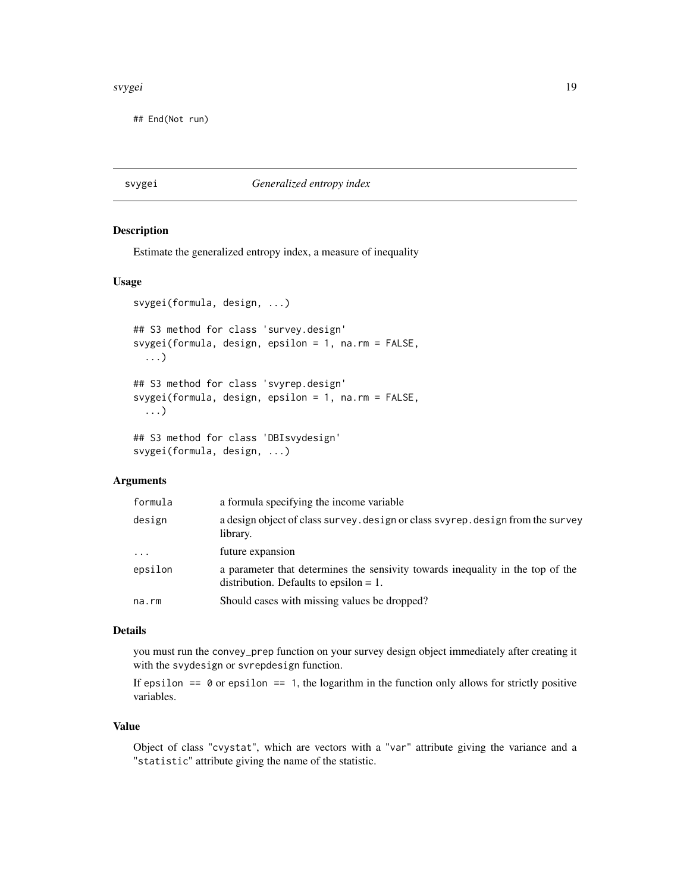```
## End(Not run)
```

## svygei — *Generalized entropy index*

### Description

Estimate the generalized entropy index, a measure of inequality

### Usage

```
svygei(formula, design, ...)

## S3 method for class 'survey.design'
svygei(formula, design, epsilon = 1, na.rm = FALSE,
  ...)

## S3 method for class 'svyrep.design'
svygei(formula, design, epsilon = 1, na.rm = FALSE,
  ...)

## S3 method for class 'DBIsvydesign'
svygei(formula, design, ...)
```

### Arguments

| | |
|---|---|
| formula | a formula specifying the income variable |
| design | a design object of class survey.design or class svyrep.design from the survey library. |
| ... | future expansion |
| epsilon | a parameter that determines the sensivity towards inequality in the top of the distribution. Defaults to epsilon = 1. |
| na.rm | Should cases with missing values be dropped? |

### Details

you must run the convey_prep function on your survey design object immediately after creating it with the svydesign or svrepdesign function.

If epsilon == 0 or epsilon == 1, the logarithm in the function only allows for strictly positive variables.

### Value

Object of class "cvystat", which are vectors with a "var" attribute giving the variance and a "statistic" attribute giving the name of the statistic.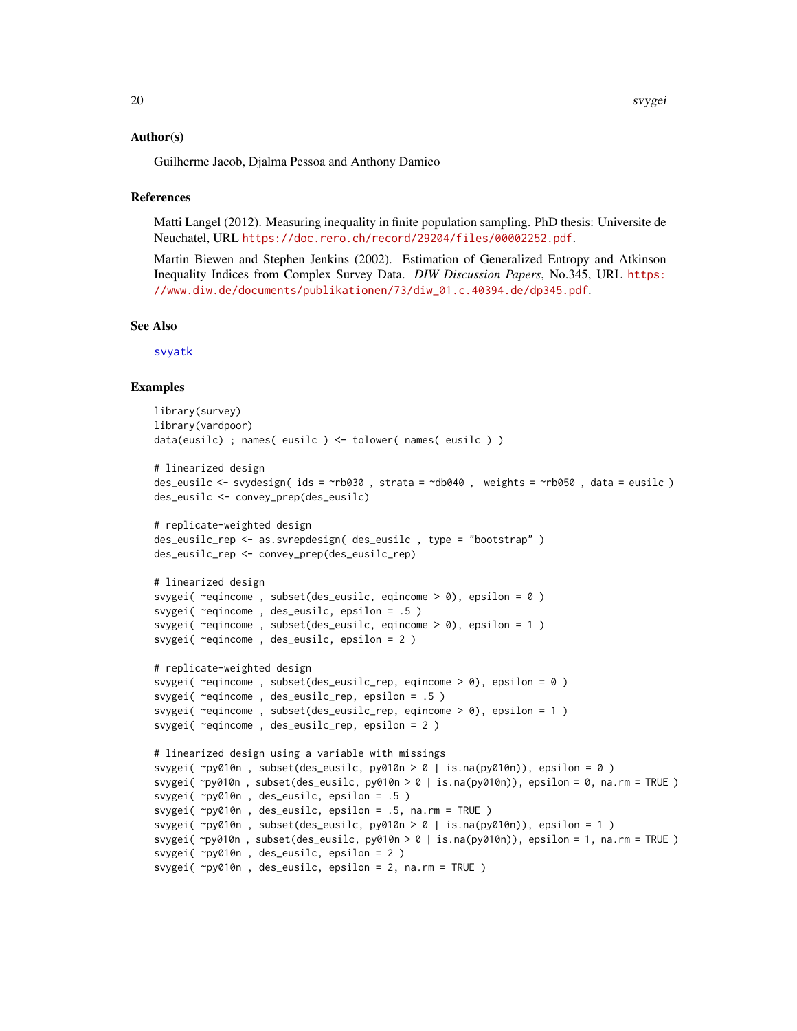## Author(s)

Guilherme Jacob, Djalma Pessoa and Anthony Damico

## References

Matti Langel (2012). Measuring inequality in finite population sampling. PhD thesis: Universite de Neuchatel, URL https://doc.rero.ch/record/29204/files/00002252.pdf.

Martin Biewen and Stephen Jenkins (2002). Estimation of Generalized Entropy and Atkinson Inequality Indices from Complex Survey Data. *DIW Discussion Papers*, No.345, URL https://www.diw.de/documents/publikationen/73/diw_01.c.40394.de/dp345.pdf.

## See Also

svyatk

## Examples

```
library(survey)
library(vardpoor)
data(eusilc) ; names( eusilc ) <- tolower( names( eusilc ) )

# linearized design
des_eusilc <- svydesign( ids = ~rb030 , strata = ~db040 ,  weights = ~rb050 , data = eusilc )
des_eusilc <- convey_prep(des_eusilc)

# replicate-weighted design
des_eusilc_rep <- as.svrepdesign( des_eusilc , type = "bootstrap" )
des_eusilc_rep <- convey_prep(des_eusilc_rep)

# linearized design
svygei( ~eqincome , subset(des_eusilc, eqincome > 0), epsilon = 0 )
svygei( ~eqincome , des_eusilc, epsilon = .5 )
svygei( ~eqincome , subset(des_eusilc, eqincome > 0), epsilon = 1 )
svygei( ~eqincome , des_eusilc, epsilon = 2 )

# replicate-weighted design
svygei( ~eqincome , subset(des_eusilc_rep, eqincome > 0), epsilon = 0 )
svygei( ~eqincome , des_eusilc_rep, epsilon = .5 )
svygei( ~eqincome , subset(des_eusilc_rep, eqincome > 0), epsilon = 1 )
svygei( ~eqincome , des_eusilc_rep, epsilon = 2 )

# linearized design using a variable with missings
svygei( ~py010n , subset(des_eusilc, py010n > 0 | is.na(py010n)), epsilon = 0 )
svygei( ~py010n , subset(des_eusilc, py010n > 0 | is.na(py010n)), epsilon = 0, na.rm = TRUE )
svygei( ~py010n , des_eusilc, epsilon = .5 )
svygei( ~py010n , des_eusilc, epsilon = .5, na.rm = TRUE )
svygei( ~py010n , subset(des_eusilc, py010n > 0 | is.na(py010n)), epsilon = 1 )
svygei( ~py010n , subset(des_eusilc, py010n > 0 | is.na(py010n)), epsilon = 1, na.rm = TRUE )
svygei( ~py010n , des_eusilc, epsilon = 2 )
svygei( ~py010n , des_eusilc, epsilon = 2, na.rm = TRUE )
```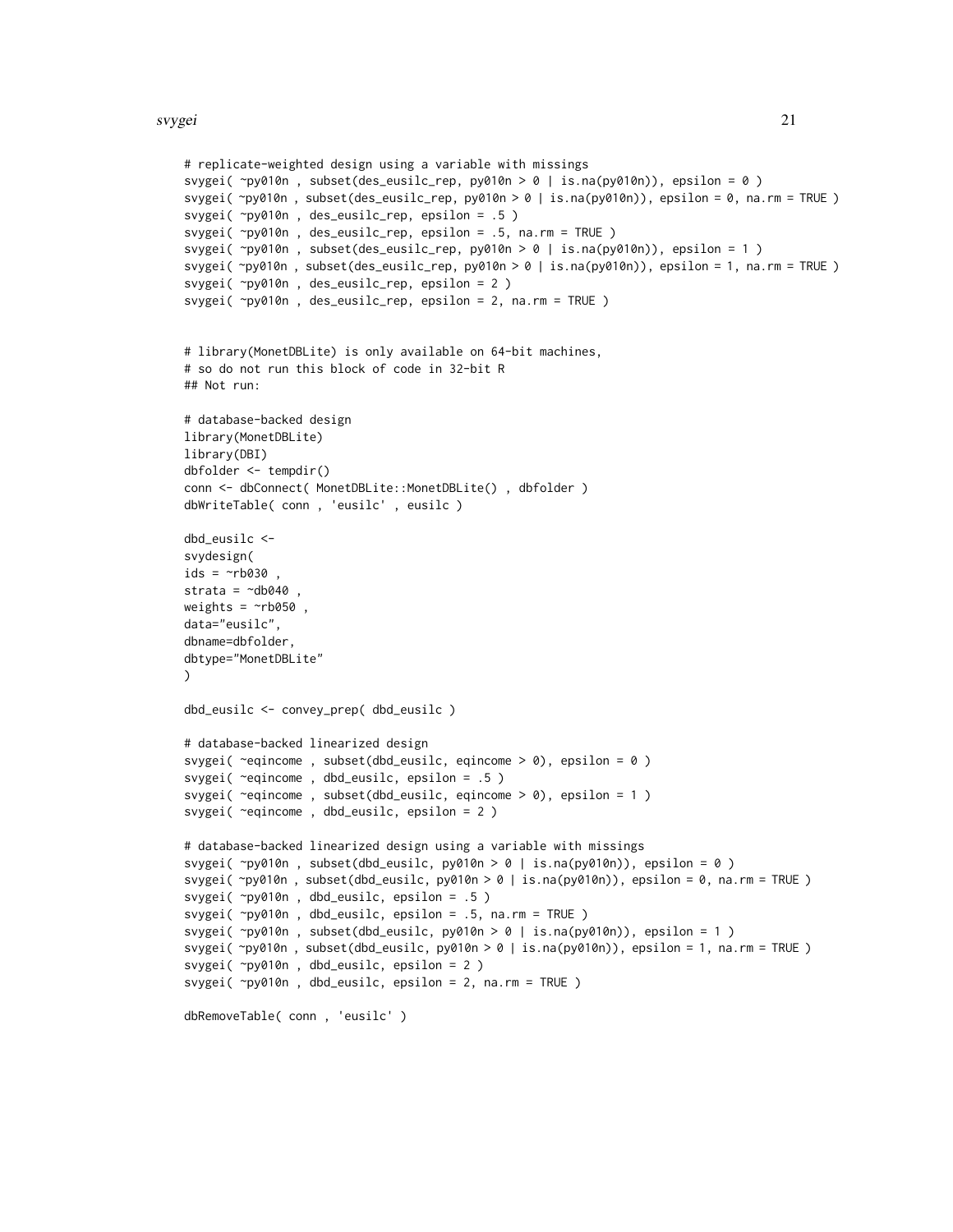```
# replicate-weighted design using a variable with missings
svygei( ~py010n , subset(des_eusilc_rep, py010n > 0 | is.na(py010n)), epsilon = 0 )
svygei( ~py010n , subset(des_eusilc_rep, py010n > 0 | is.na(py010n)), epsilon = 0, na.rm = TRUE )
svygei( ~py010n , des_eusilc_rep, epsilon = .5 )
svygei( ~py010n , des_eusilc_rep, epsilon = .5, na.rm = TRUE )
svygei( ~py010n , subset(des_eusilc_rep, py010n > 0 | is.na(py010n)), epsilon = 1 )
svygei( ~py010n , subset(des_eusilc_rep, py010n > 0 | is.na(py010n)), epsilon = 1, na.rm = TRUE )
svygei( ~py010n , des_eusilc_rep, epsilon = 2 )
svygei( ~py010n , des_eusilc_rep, epsilon = 2, na.rm = TRUE )


# library(MonetDBLite) is only available on 64-bit machines,
# so do not run this block of code in 32-bit R
## Not run:

# database-backed design
library(MonetDBLite)
library(DBI)
dbfolder <- tempdir()
conn <- dbConnect( MonetDBLite::MonetDBLite() , dbfolder )
dbWriteTable( conn , 'eusilc' , eusilc )

dbd_eusilc <-
svydesign(
ids = ~rb030 ,
strata = ~db040 ,
weights = ~rb050 ,
data="eusilc",
dbname=dbfolder,
dbtype="MonetDBLite"
)

dbd_eusilc <- convey_prep( dbd_eusilc )

# database-backed linearized design
svygei( ~eqincome , subset(dbd_eusilc, eqincome > 0), epsilon = 0 )
svygei( ~eqincome , dbd_eusilc, epsilon = .5 )
svygei( ~eqincome , subset(dbd_eusilc, eqincome > 0), epsilon = 1 )
svygei( ~eqincome , dbd_eusilc, epsilon = 2 )

# database-backed linearized design using a variable with missings
svygei( ~py010n , subset(dbd_eusilc, py010n > 0 | is.na(py010n)), epsilon = 0 )
svygei( ~py010n , subset(dbd_eusilc, py010n > 0 | is.na(py010n)), epsilon = 0, na.rm = TRUE )
svygei( ~py010n , dbd_eusilc, epsilon = .5 )
svygei( ~py010n , dbd_eusilc, epsilon = .5, na.rm = TRUE )
svygei( ~py010n , subset(dbd_eusilc, py010n > 0 | is.na(py010n)), epsilon = 1 )
svygei( ~py010n , subset(dbd_eusilc, py010n > 0 | is.na(py010n)), epsilon = 1, na.rm = TRUE )
svygei( ~py010n , dbd_eusilc, epsilon = 2 )
svygei( ~py010n , dbd_eusilc, epsilon = 2, na.rm = TRUE )

dbRemoveTable( conn , 'eusilc' )
```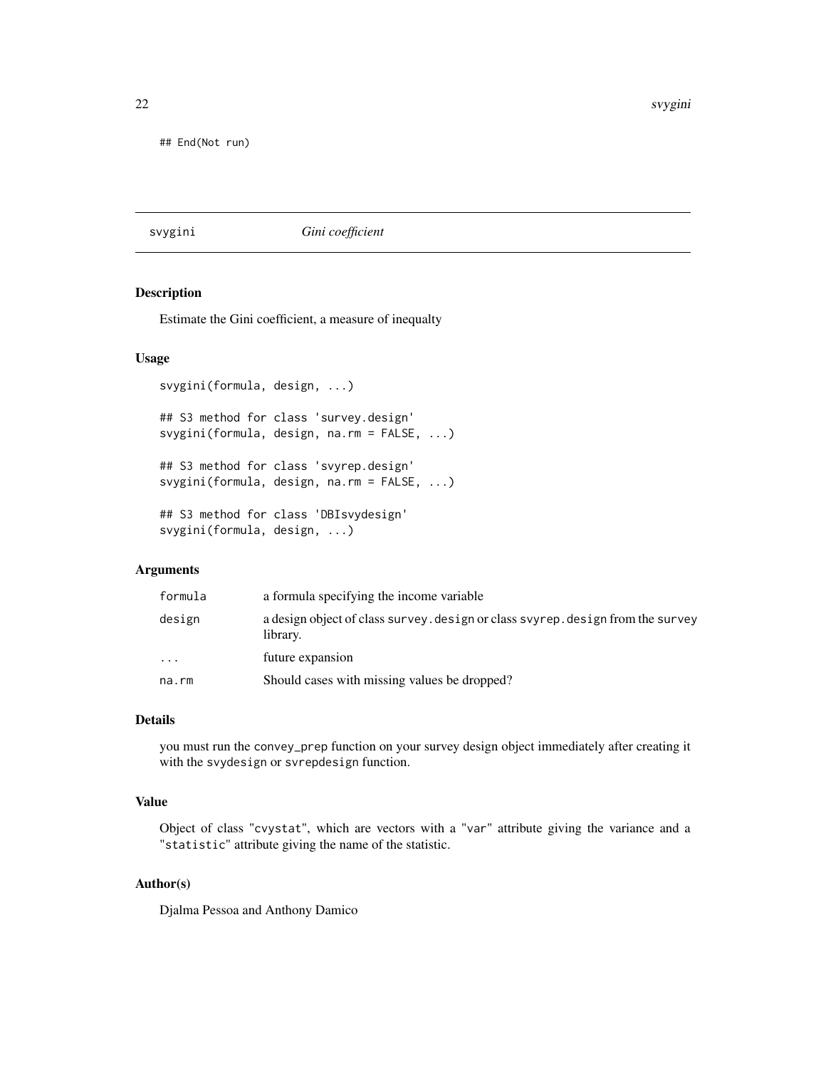```
## End(Not run)
```

## svygini — *Gini coefficient*

### Description

Estimate the Gini coefficient, a measure of inequalty

### Usage

```
svygini(formula, design, ...)

## S3 method for class 'survey.design'
svygini(formula, design, na.rm = FALSE, ...)

## S3 method for class 'svyrep.design'
svygini(formula, design, na.rm = FALSE, ...)

## S3 method for class 'DBIsvydesign'
svygini(formula, design, ...)
```

### Arguments

| | |
|---|---|
| `formula` | a formula specifying the income variable |
| `design` | a design object of class `survey.design` or class `svyrep.design` from the `survey` library. |
| `...` | future expansion |
| `na.rm` | Should cases with missing values be dropped? |

### Details

you must run the `convey_prep` function on your survey design object immediately after creating it with the `svydesign` or `svrepdesign` function.

### Value

Object of class "`cvystat`", which are vectors with a "`var`" attribute giving the variance and a "`statistic`" attribute giving the name of the statistic.

### Author(s)

Djalma Pessoa and Anthony Damico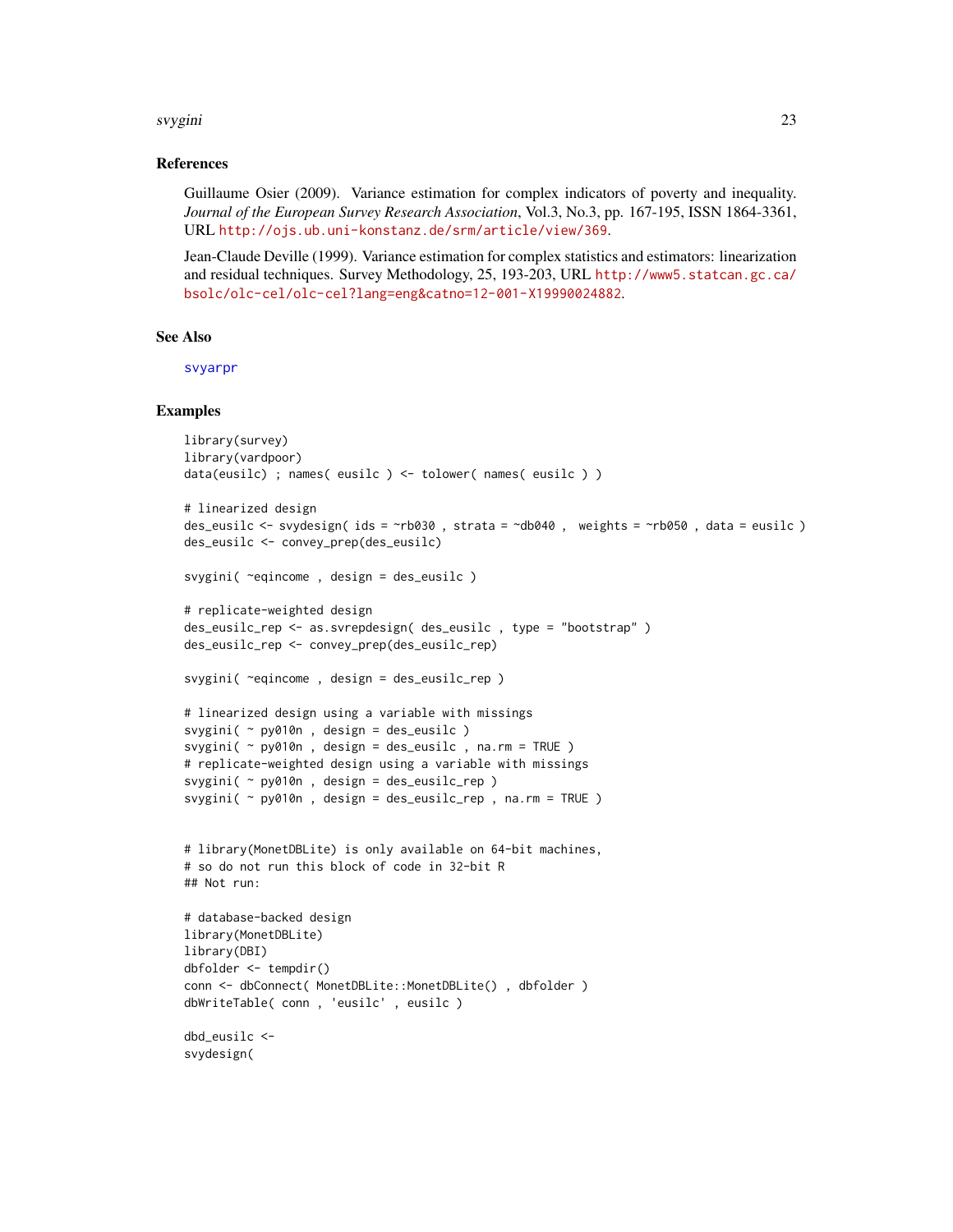### References

Guillaume Osier (2009). Variance estimation for complex indicators of poverty and inequality. *Journal of the European Survey Research Association*, Vol.3, No.3, pp. 167-195, ISSN 1864-3361, URL http://ojs.ub.uni-konstanz.de/srm/article/view/369.

Jean-Claude Deville (1999). Variance estimation for complex statistics and estimators: linearization and residual techniques. Survey Methodology, 25, 193-203, URL http://www5.statcan.gc.ca/bsolc/olc-cel/olc-cel?lang=eng&catno=12-001-X19990024882.

### See Also

svyarpr

### Examples

```
library(survey)
library(vardpoor)
data(eusilc) ; names( eusilc ) <- tolower( names( eusilc ) )

# linearized design
des_eusilc <- svydesign( ids = ~rb030 , strata = ~db040 ,  weights = ~rb050 , data = eusilc )
des_eusilc <- convey_prep(des_eusilc)

svygini( ~eqincome , design = des_eusilc )

# replicate-weighted design
des_eusilc_rep <- as.svrepdesign( des_eusilc , type = "bootstrap" )
des_eusilc_rep <- convey_prep(des_eusilc_rep)

svygini( ~eqincome , design = des_eusilc_rep )

# linearized design using a variable with missings
svygini( ~ py010n , design = des_eusilc )
svygini( ~ py010n , design = des_eusilc , na.rm = TRUE )
# replicate-weighted design using a variable with missings
svygini( ~ py010n , design = des_eusilc_rep )
svygini( ~ py010n , design = des_eusilc_rep , na.rm = TRUE )


# library(MonetDBLite) is only available on 64-bit machines,
# so do not run this block of code in 32-bit R
## Not run:

# database-backed design
library(MonetDBLite)
library(DBI)
dbfolder <- tempdir()
conn <- dbConnect( MonetDBLite::MonetDBLite() , dbfolder )
dbWriteTable( conn , 'eusilc' , eusilc )

dbd_eusilc <-
svydesign(
```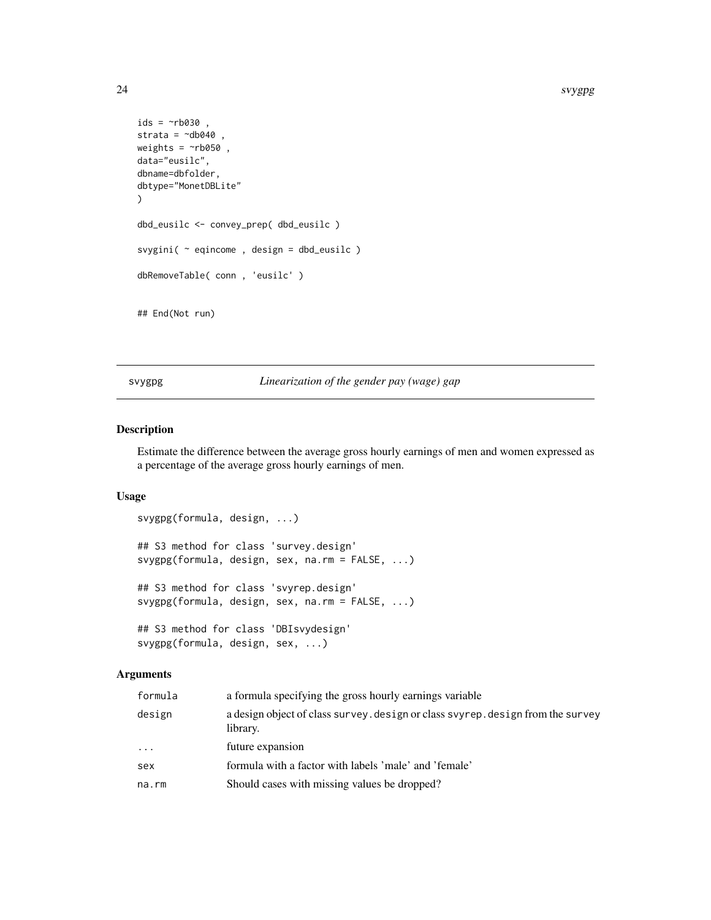```
ids = ~rb030 ,
strata = ~db040 ,
weights = ~rb050 ,
data="eusilc",
dbname=dbfolder,
dbtype="MonetDBLite"
)

dbd_eusilc <- convey_prep( dbd_eusilc )

svygini( ~ eqincome , design = dbd_eusilc )

dbRemoveTable( conn , 'eusilc' )


## End(Not run)
```

---

## svygpg *Linearization of the gender pay (wage) gap*

---

### Description

Estimate the difference between the average gross hourly earnings of men and women expressed as a percentage of the average gross hourly earnings of men.

### Usage

```
svygpg(formula, design, ...)

## S3 method for class 'survey.design'
svygpg(formula, design, sex, na.rm = FALSE, ...)

## S3 method for class 'svyrep.design'
svygpg(formula, design, sex, na.rm = FALSE, ...)

## S3 method for class 'DBIsvydesign'
svygpg(formula, design, sex, ...)
```

### Arguments

| | |
|---|---|
| `formula` | a formula specifying the gross hourly earnings variable |
| `design` | a design object of class `survey.design` or class `svyrep.design` from the `survey` library. |
| `...` | future expansion |
| `sex` | formula with a factor with labels 'male' and 'female' |
| `na.rm` | Should cases with missing values be dropped? |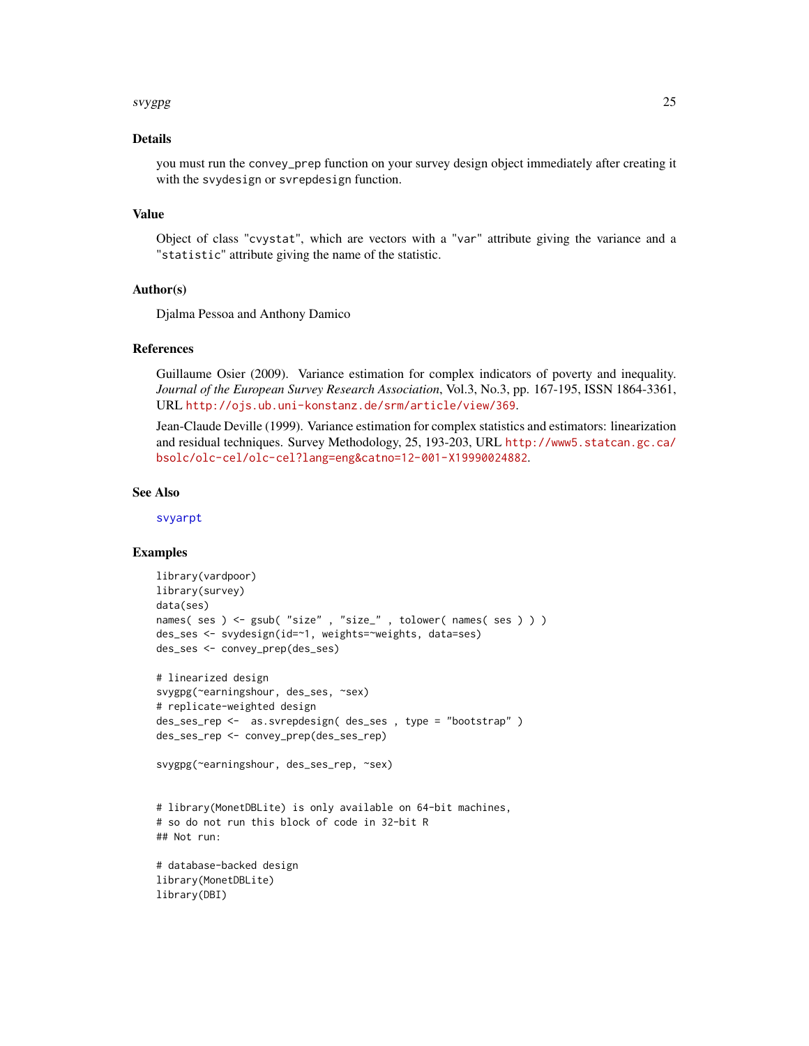### Details

you must run the `convey_prep` function on your survey design object immediately after creating it with the `svydesign` or `svrepdesign` function.

### Value

Object of class "`cvystat`", which are vectors with a "`var`" attribute giving the variance and a "`statistic`" attribute giving the name of the statistic.

### Author(s)

Djalma Pessoa and Anthony Damico

### References

Guillaume Osier (2009). Variance estimation for complex indicators of poverty and inequality. *Journal of the European Survey Research Association*, Vol.3, No.3, pp. 167-195, ISSN 1864-3361, URL http://ojs.ub.uni-konstanz.de/srm/article/view/369.

Jean-Claude Deville (1999). Variance estimation for complex statistics and estimators: linearization and residual techniques. Survey Methodology, 25, 193-203, URL http://www5.statcan.gc.ca/bsolc/olc-cel/olc-cel?lang=eng&catno=12-001-X19990024882.

### See Also

svyarpt

### Examples

```
library(vardpoor)
library(survey)
data(ses)
names( ses ) <- gsub( "size" , "size_" , tolower( names( ses ) ) )
des_ses <- svydesign(id=~1, weights=~weights, data=ses)
des_ses <- convey_prep(des_ses)

# linearized design
svygpg(~earningshour, des_ses, ~sex)
# replicate-weighted design
des_ses_rep <-  as.svrepdesign( des_ses , type = "bootstrap" )
des_ses_rep <- convey_prep(des_ses_rep)

svygpg(~earningshour, des_ses_rep, ~sex)


# library(MonetDBLite) is only available on 64-bit machines,
# so do not run this block of code in 32-bit R
## Not run:

# database-backed design
library(MonetDBLite)
library(DBI)
```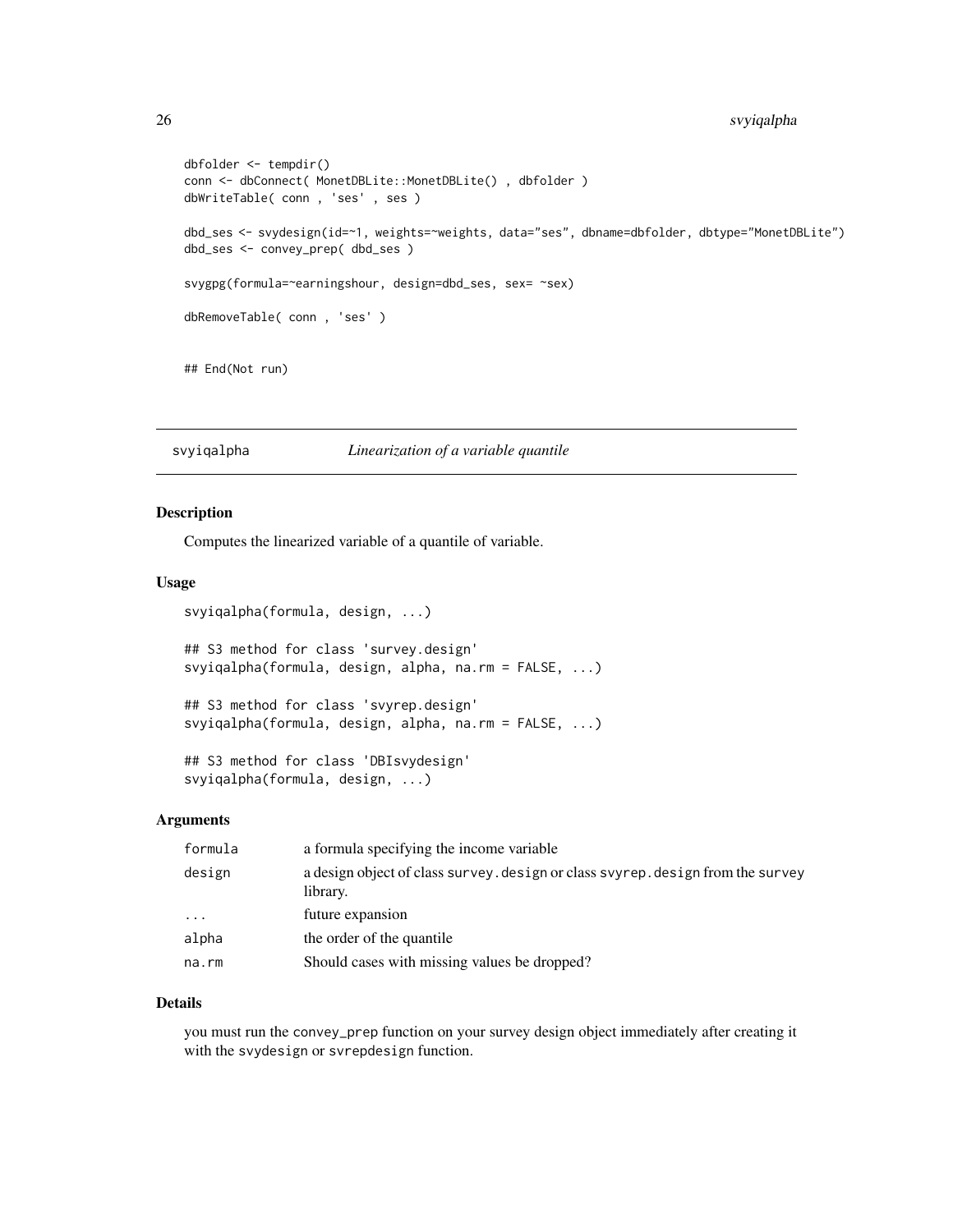```
dbfolder <- tempdir()
conn <- dbConnect( MonetDBLite::MonetDBLite() , dbfolder )
dbWriteTable( conn , 'ses' , ses )

dbd_ses <- svydesign(id=~1, weights=~weights, data="ses", dbname=dbfolder, dbtype="MonetDBLite")
dbd_ses <- convey_prep( dbd_ses )

svygpg(formula=~earningshour, design=dbd_ses, sex= ~sex)

dbRemoveTable( conn , 'ses' )


## End(Not run)
```

## svyiqalpha — *Linearization of a variable quantile*

### Description

Computes the linearized variable of a quantile of variable.

### Usage

```
svyiqalpha(formula, design, ...)

## S3 method for class 'survey.design'
svyiqalpha(formula, design, alpha, na.rm = FALSE, ...)

## S3 method for class 'svyrep.design'
svyiqalpha(formula, design, alpha, na.rm = FALSE, ...)

## S3 method for class 'DBIsvydesign'
svyiqalpha(formula, design, ...)
```

### Arguments

| | |
|---|---|
| formula | a formula specifying the income variable |
| design | a design object of class survey.design or class svyrep.design from the survey library. |
| ... | future expansion |
| alpha | the order of the quantile |
| na.rm | Should cases with missing values be dropped? |

### Details

you must run the convey_prep function on your survey design object immediately after creating it with the svydesign or svrepdesign function.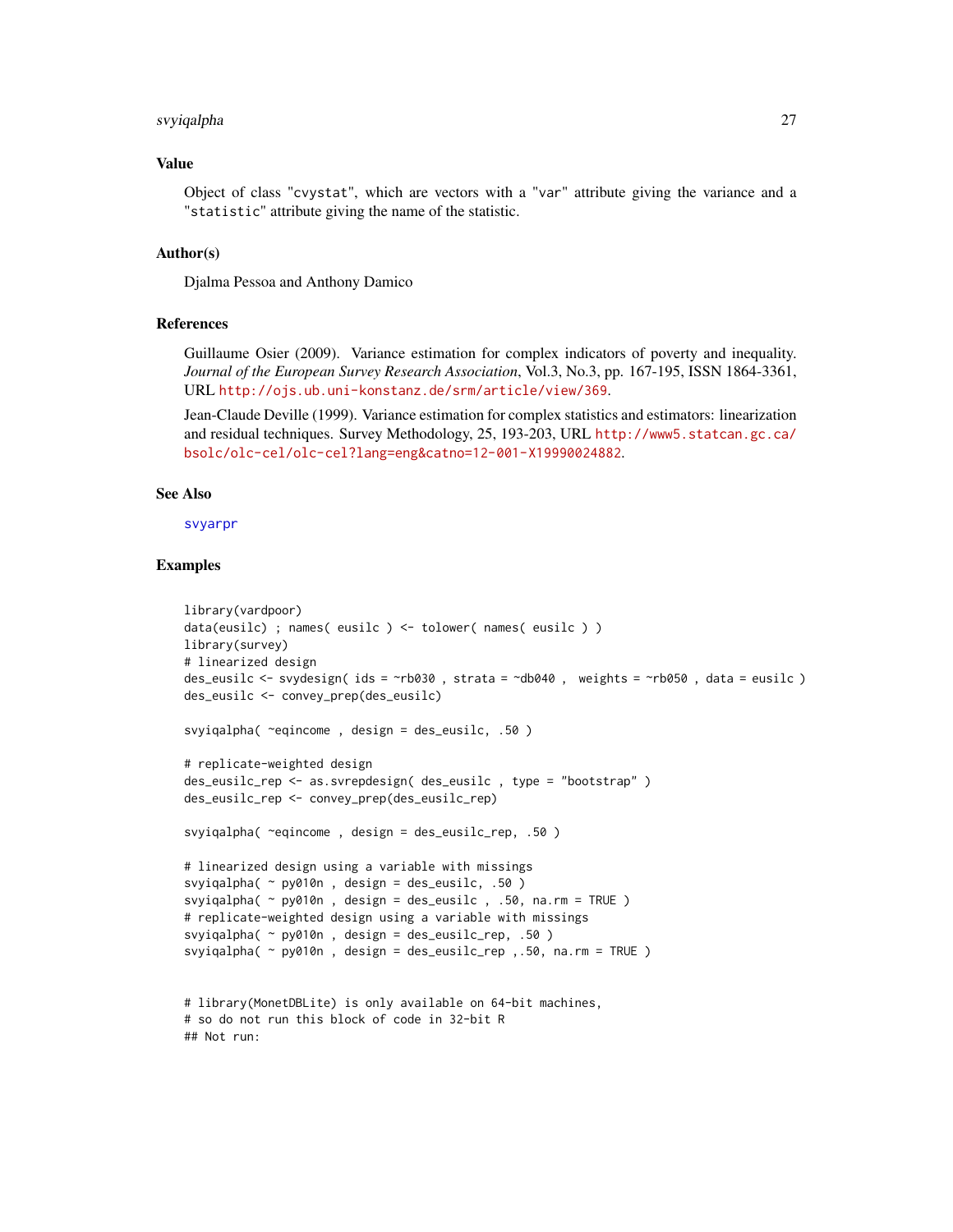## Value

Object of class "cvystat", which are vectors with a "var" attribute giving the variance and a "statistic" attribute giving the name of the statistic.

## Author(s)

Djalma Pessoa and Anthony Damico

## References

Guillaume Osier (2009). Variance estimation for complex indicators of poverty and inequality. *Journal of the European Survey Research Association*, Vol.3, No.3, pp. 167-195, ISSN 1864-3361, URL http://ojs.ub.uni-konstanz.de/srm/article/view/369.

Jean-Claude Deville (1999). Variance estimation for complex statistics and estimators: linearization and residual techniques. Survey Methodology, 25, 193-203, URL http://www5.statcan.gc.ca/bsolc/olc-cel/olc-cel?lang=eng&catno=12-001-X19990024882.

## See Also

svyarpr

## Examples

```
library(vardpoor)
data(eusilc) ; names( eusilc ) <- tolower( names( eusilc ) )
library(survey)
# linearized design
des_eusilc <- svydesign( ids = ~rb030 , strata = ~db040 ,  weights = ~rb050 , data = eusilc )
des_eusilc <- convey_prep(des_eusilc)

svyiqalpha( ~eqincome , design = des_eusilc, .50 )

# replicate-weighted design
des_eusilc_rep <- as.svrepdesign( des_eusilc , type = "bootstrap" )
des_eusilc_rep <- convey_prep(des_eusilc_rep)

svyiqalpha( ~eqincome , design = des_eusilc_rep, .50 )

# linearized design using a variable with missings
svyiqalpha( ~ py010n , design = des_eusilc, .50 )
svyiqalpha( ~ py010n , design = des_eusilc , .50, na.rm = TRUE )
# replicate-weighted design using a variable with missings
svyiqalpha( ~ py010n , design = des_eusilc_rep, .50 )
svyiqalpha( ~ py010n , design = des_eusilc_rep ,.50, na.rm = TRUE )


# library(MonetDBLite) is only available on 64-bit machines,
# so do not run this block of code in 32-bit R
## Not run:
```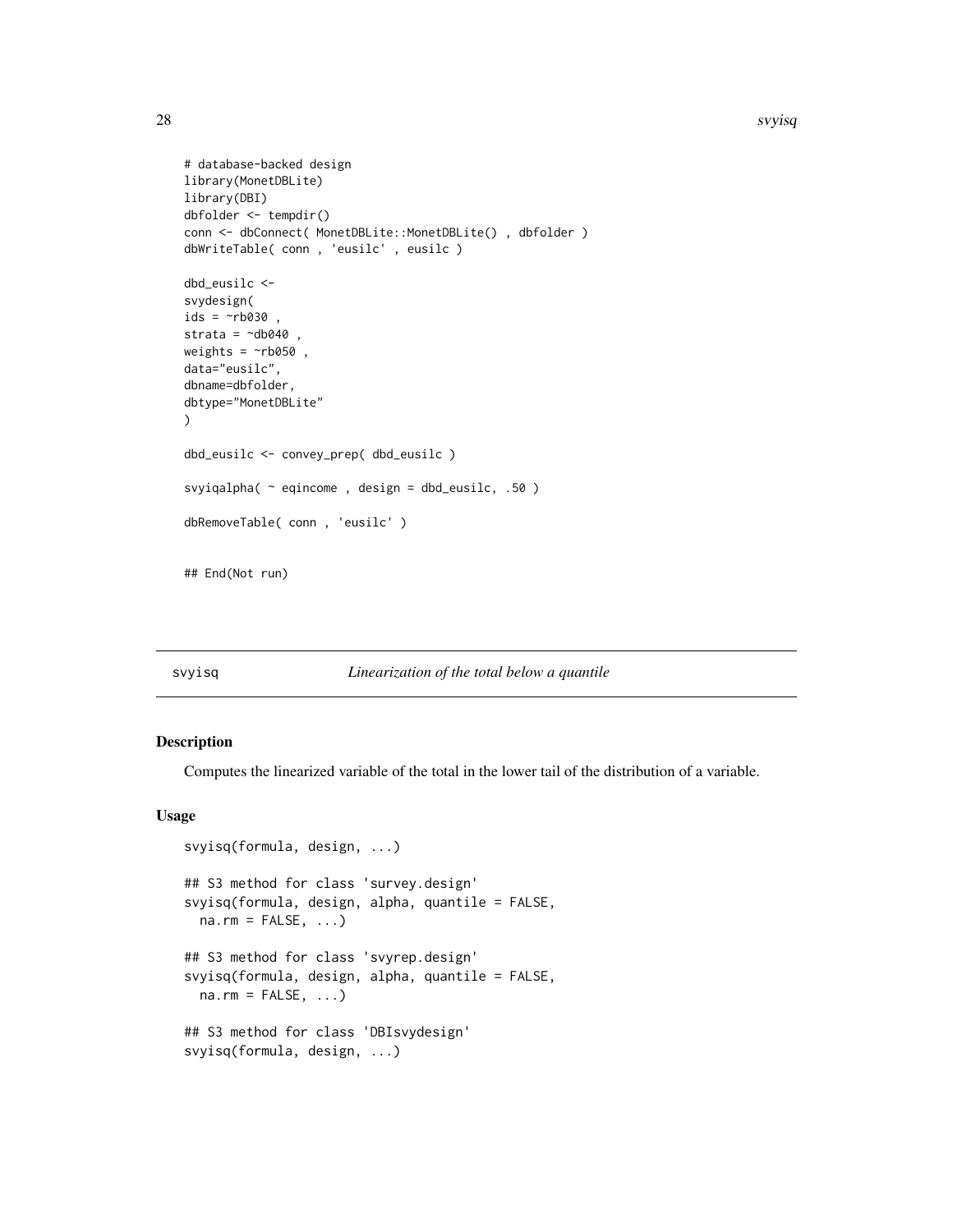```
# database-backed design
library(MonetDBLite)
library(DBI)
dbfolder <- tempdir()
conn <- dbConnect( MonetDBLite::MonetDBLite() , dbfolder )
dbWriteTable( conn , 'eusilc' , eusilc )

dbd_eusilc <-
svydesign(
ids = ~rb030 ,
strata = ~db040 ,
weights = ~rb050 ,
data="eusilc",
dbname=dbfolder,
dbtype="MonetDBLite"
)

dbd_eusilc <- convey_prep( dbd_eusilc )

svyiqalpha( ~ eqincome , design = dbd_eusilc, .50 )

dbRemoveTable( conn , 'eusilc' )


## End(Not run)
```

---

## svyisq *Linearization of the total below a quantile*

---

### Description

Computes the linearized variable of the total in the lower tail of the distribution of a variable.

### Usage

```
svyisq(formula, design, ...)

## S3 method for class 'survey.design'
svyisq(formula, design, alpha, quantile = FALSE,
  na.rm = FALSE, ...)

## S3 method for class 'svyrep.design'
svyisq(formula, design, alpha, quantile = FALSE,
  na.rm = FALSE, ...)

## S3 method for class 'DBIsvydesign'
svyisq(formula, design, ...)
```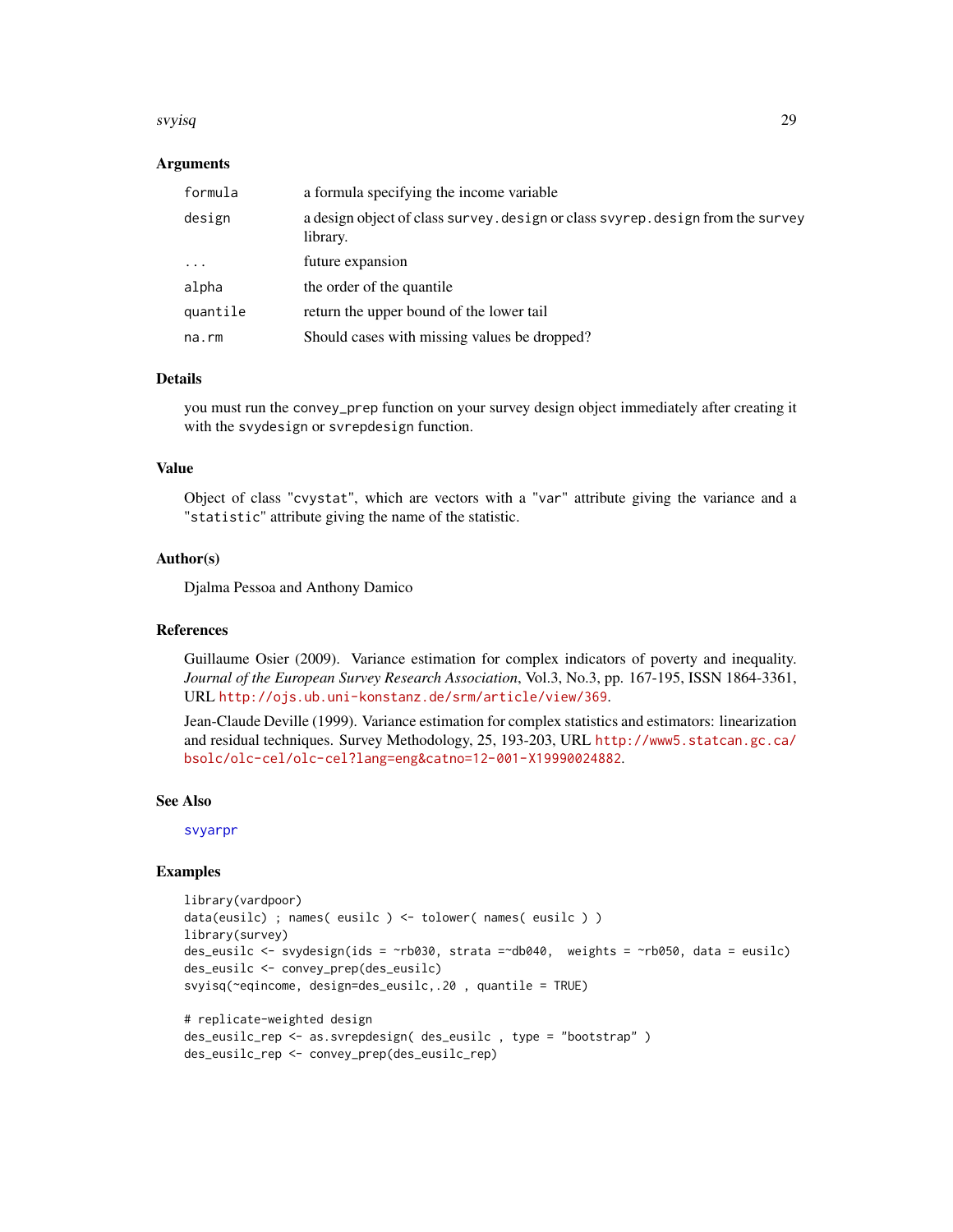### Arguments

| | |
|---|---|
| `formula` | a formula specifying the income variable |
| `design` | a design object of class `survey.design` or class `svyrep.design` from the `survey` library. |
| `...` | future expansion |
| `alpha` | the order of the quantile |
| `quantile` | return the upper bound of the lower tail |
| `na.rm` | Should cases with missing values be dropped? |

### Details

you must run the `convey_prep` function on your survey design object immediately after creating it with the `svydesign` or `svrepdesign` function.

### Value

Object of class "`cvystat`", which are vectors with a "`var`" attribute giving the variance and a "`statistic`" attribute giving the name of the statistic.

### Author(s)

Djalma Pessoa and Anthony Damico

### References

Guillaume Osier (2009). Variance estimation for complex indicators of poverty and inequality. *Journal of the European Survey Research Association*, Vol.3, No.3, pp. 167-195, ISSN 1864-3361, URL http://ojs.ub.uni-konstanz.de/srm/article/view/369.

Jean-Claude Deville (1999). Variance estimation for complex statistics and estimators: linearization and residual techniques. Survey Methodology, 25, 193-203, URL http://www5.statcan.gc.ca/bsolc/olc-cel/olc-cel?lang=eng&catno=12-001-X19990024882.

### See Also

`svyarpr`

### Examples

```
library(vardpoor)
data(eusilc) ; names( eusilc ) <- tolower( names( eusilc ) )
library(survey)
des_eusilc <- svydesign(ids = ~rb030, strata =~db040,  weights = ~rb050, data = eusilc)
des_eusilc <- convey_prep(des_eusilc)
svyisq(~eqincome, design=des_eusilc,.20 , quantile = TRUE)

# replicate-weighted design
des_eusilc_rep <- as.svrepdesign( des_eusilc , type = "bootstrap" )
des_eusilc_rep <- convey_prep(des_eusilc_rep)
```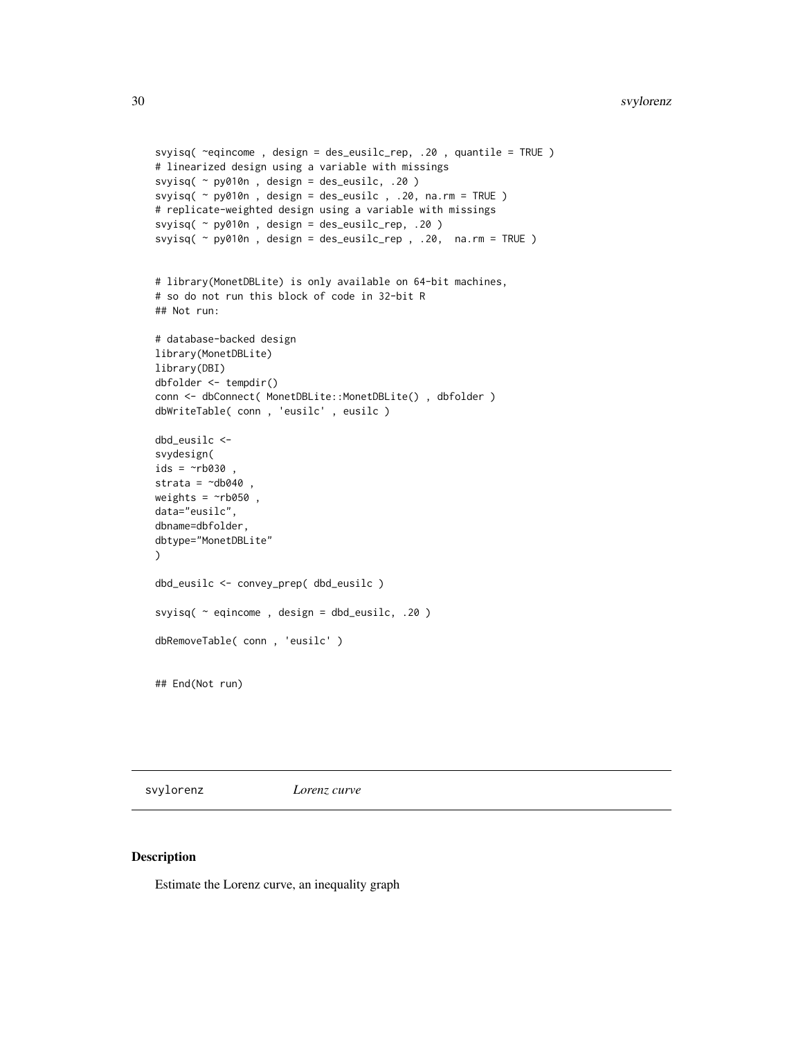```
svyisq( ~eqincome , design = des_eusilc_rep, .20 , quantile = TRUE )
# linearized design using a variable with missings
svyisq( ~ py010n , design = des_eusilc, .20 )
svyisq( ~ py010n , design = des_eusilc , .20, na.rm = TRUE )
# replicate-weighted design using a variable with missings
svyisq( ~ py010n , design = des_eusilc_rep, .20 )
svyisq( ~ py010n , design = des_eusilc_rep , .20,  na.rm = TRUE )


# library(MonetDBLite) is only available on 64-bit machines,
# so do not run this block of code in 32-bit R
## Not run:

# database-backed design
library(MonetDBLite)
library(DBI)
dbfolder <- tempdir()
conn <- dbConnect( MonetDBLite::MonetDBLite() , dbfolder )
dbWriteTable( conn , 'eusilc' , eusilc )

dbd_eusilc <-
svydesign(
ids = ~rb030 ,
strata = ~db040 ,
weights = ~rb050 ,
data="eusilc",
dbname=dbfolder,
dbtype="MonetDBLite"
)

dbd_eusilc <- convey_prep( dbd_eusilc )

svyisq( ~ eqincome , design = dbd_eusilc, .20 )

dbRemoveTable( conn , 'eusilc' )


## End(Not run)
```

---

svylorenz *Lorenz curve*

---

## Description

Estimate the Lorenz curve, an inequality graph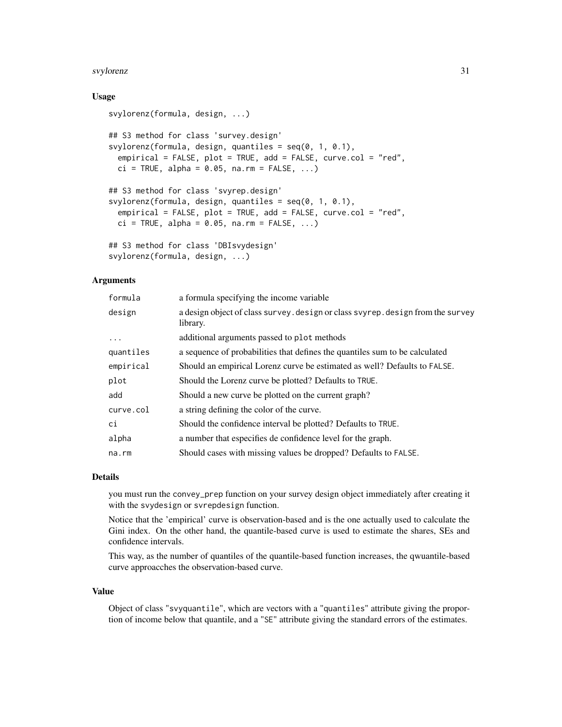## Usage

```
svylorenz(formula, design, ...)

## S3 method for class 'survey.design'
svylorenz(formula, design, quantiles = seq(0, 1, 0.1),
  empirical = FALSE, plot = TRUE, add = FALSE, curve.col = "red",
  ci = TRUE, alpha = 0.05, na.rm = FALSE, ...)

## S3 method for class 'svyrep.design'
svylorenz(formula, design, quantiles = seq(0, 1, 0.1),
  empirical = FALSE, plot = TRUE, add = FALSE, curve.col = "red",
  ci = TRUE, alpha = 0.05, na.rm = FALSE, ...)

## S3 method for class 'DBIsvydesign'
svylorenz(formula, design, ...)
```

## Arguments

| | |
|---|---|
| formula | a formula specifying the income variable |
| design | a design object of class survey.design or class svyrep.design from the survey library. |
| ... | additional arguments passed to plot methods |
| quantiles | a sequence of probabilities that defines the quantiles sum to be calculated |
| empirical | Should an empirical Lorenz curve be estimated as well? Defaults to FALSE. |
| plot | Should the Lorenz curve be plotted? Defaults to TRUE. |
| add | Should a new curve be plotted on the current graph? |
| curve.col | a string defining the color of the curve. |
| ci | Should the confidence interval be plotted? Defaults to TRUE. |
| alpha | a number that especifies de confidence level for the graph. |
| na.rm | Should cases with missing values be dropped? Defaults to FALSE. |

## Details

you must run the convey_prep function on your survey design object immediately after creating it with the svydesign or svrepdesign function.

Notice that the 'empirical' curve is observation-based and is the one actually used to calculate the Gini index. On the other hand, the quantile-based curve is used to estimate the shares, SEs and confidence intervals.

This way, as the number of quantiles of the quantile-based function increases, the qwuantile-based curve approacches the observation-based curve.

## Value

Object of class "svyquantile", which are vectors with a "quantiles" attribute giving the proportion of income below that quantile, and a "SE" attribute giving the standard errors of the estimates.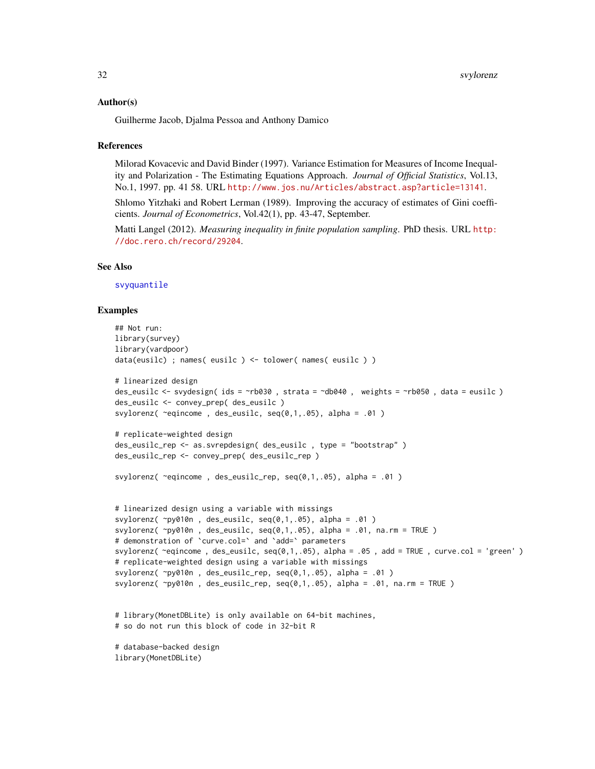## Author(s)

Guilherme Jacob, Djalma Pessoa and Anthony Damico

## References

Milorad Kovacevic and David Binder (1997). Variance Estimation for Measures of Income Inequality and Polarization - The Estimating Equations Approach. *Journal of Official Statistics*, Vol.13, No.1, 1997. pp. 41 58. URL http://www.jos.nu/Articles/abstract.asp?article=13141.

Shlomo Yitzhaki and Robert Lerman (1989). Improving the accuracy of estimates of Gini coefficients. *Journal of Econometrics*, Vol.42(1), pp. 43-47, September.

Matti Langel (2012). *Measuring inequality in finite population sampling*. PhD thesis. URL http://doc.rero.ch/record/29204.

## See Also

svyquantile

## Examples

```
## Not run:
library(survey)
library(vardpoor)
data(eusilc) ; names( eusilc ) <- tolower( names( eusilc ) )

# linearized design
des_eusilc <- svydesign( ids = ~rb030 , strata = ~db040 ,  weights = ~rb050 , data = eusilc )
des_eusilc <- convey_prep( des_eusilc )
svylorenz( ~eqincome , des_eusilc, seq(0,1,.05), alpha = .01 )

# replicate-weighted design
des_eusilc_rep <- as.svrepdesign( des_eusilc , type = "bootstrap" )
des_eusilc_rep <- convey_prep( des_eusilc_rep )

svylorenz( ~eqincome , des_eusilc_rep, seq(0,1,.05), alpha = .01 )


# linearized design using a variable with missings
svylorenz( ~py010n , des_eusilc, seq(0,1,.05), alpha = .01 )
svylorenz( ~py010n , des_eusilc, seq(0,1,.05), alpha = .01, na.rm = TRUE )
# demonstration of `curve.col=` and `add=` parameters
svylorenz( ~eqincome , des_eusilc, seq(0,1,.05), alpha = .05 , add = TRUE , curve.col = 'green' )
# replicate-weighted design using a variable with missings
svylorenz( ~py010n , des_eusilc_rep, seq(0,1,.05), alpha = .01 )
svylorenz( ~py010n , des_eusilc_rep, seq(0,1,.05), alpha = .01, na.rm = TRUE )


# library(MonetDBLite) is only available on 64-bit machines,
# so do not run this block of code in 32-bit R

# database-backed design
library(MonetDBLite)
```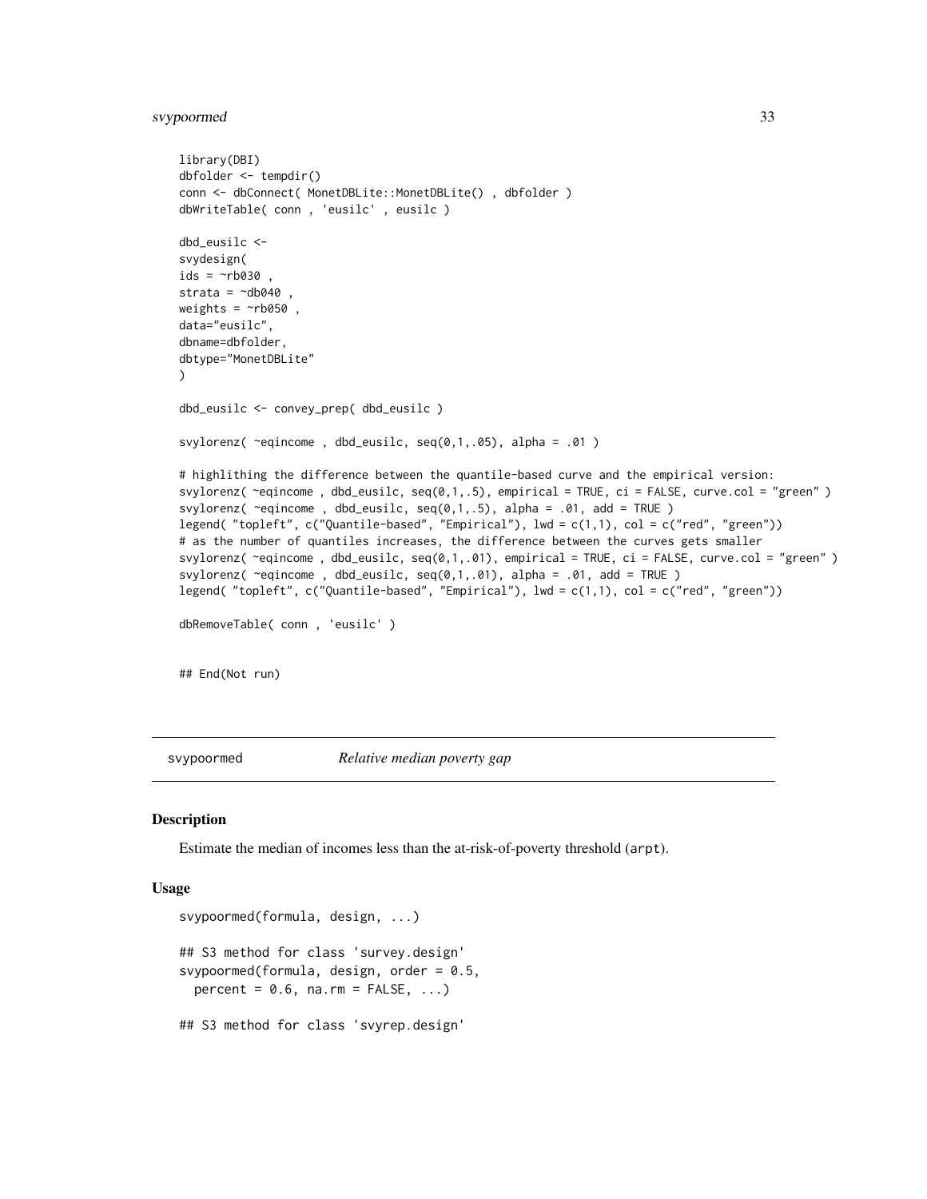```
library(DBI)
dbfolder <- tempdir()
conn <- dbConnect( MonetDBLite::MonetDBLite() , dbfolder )
dbWriteTable( conn , 'eusilc' , eusilc )

dbd_eusilc <-
svydesign(
ids = ~rb030 ,
strata = ~db040 ,
weights = ~rb050 ,
data="eusilc",
dbname=dbfolder,
dbtype="MonetDBLite"
)

dbd_eusilc <- convey_prep( dbd_eusilc )

svylorenz( ~eqincome , dbd_eusilc, seq(0,1,.05), alpha = .01 )

# highlithing the difference between the quantile-based curve and the empirical version:
svylorenz( ~eqincome , dbd_eusilc, seq(0,1,.5), empirical = TRUE, ci = FALSE, curve.col = "green" )
svylorenz( ~eqincome , dbd_eusilc, seq(0,1,.5), alpha = .01, add = TRUE )
legend( "topleft", c("Quantile-based", "Empirical"), lwd = c(1,1), col = c("red", "green"))
# as the number of quantiles increases, the difference between the curves gets smaller
svylorenz( ~eqincome , dbd_eusilc, seq(0,1,.01), empirical = TRUE, ci = FALSE, curve.col = "green" )
svylorenz( ~eqincome , dbd_eusilc, seq(0,1,.01), alpha = .01, add = TRUE )
legend( "topleft", c("Quantile-based", "Empirical"), lwd = c(1,1), col = c("red", "green"))

dbRemoveTable( conn , 'eusilc' )


## End(Not run)
```

## svypoormed *Relative median poverty gap*

### Description

Estimate the median of incomes less than the at-risk-of-poverty threshold (`arpt`).

### Usage

```
svypoormed(formula, design, ...)

## S3 method for class 'survey.design'
svypoormed(formula, design, order = 0.5,
  percent = 0.6, na.rm = FALSE, ...)

## S3 method for class 'svyrep.design'
```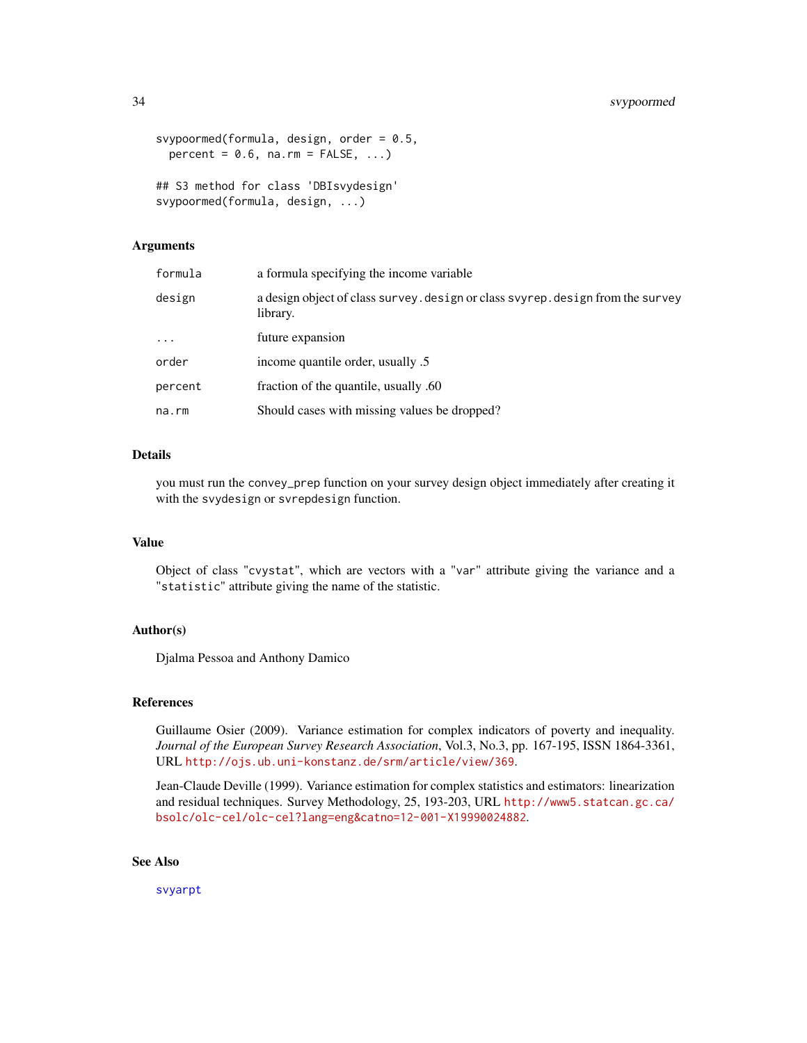```
svypoormed(formula, design, order = 0.5,
  percent = 0.6, na.rm = FALSE, ...)

## S3 method for class 'DBIsvydesign'
svypoormed(formula, design, ...)
```

### Arguments

| | |
|---|---|
| formula | a formula specifying the income variable |
| design | a design object of class survey.design or class svyrep.design from the survey library. |
| ... | future expansion |
| order | income quantile order, usually .5 |
| percent | fraction of the quantile, usually .60 |
| na.rm | Should cases with missing values be dropped? |

### Details

you must run the convey_prep function on your survey design object immediately after creating it with the svydesign or svrepdesign function.

### Value

Object of class "cvystat", which are vectors with a "var" attribute giving the variance and a "statistic" attribute giving the name of the statistic.

### Author(s)

Djalma Pessoa and Anthony Damico

### References

Guillaume Osier (2009). Variance estimation for complex indicators of poverty and inequality. *Journal of the European Survey Research Association*, Vol.3, No.3, pp. 167-195, ISSN 1864-3361, URL http://ojs.ub.uni-konstanz.de/srm/article/view/369.

Jean-Claude Deville (1999). Variance estimation for complex statistics and estimators: linearization and residual techniques. Survey Methodology, 25, 193-203, URL http://www5.statcan.gc.ca/bsolc/olc-cel/olc-cel?lang=eng&catno=12-001-X19990024882.

### See Also

svyarpt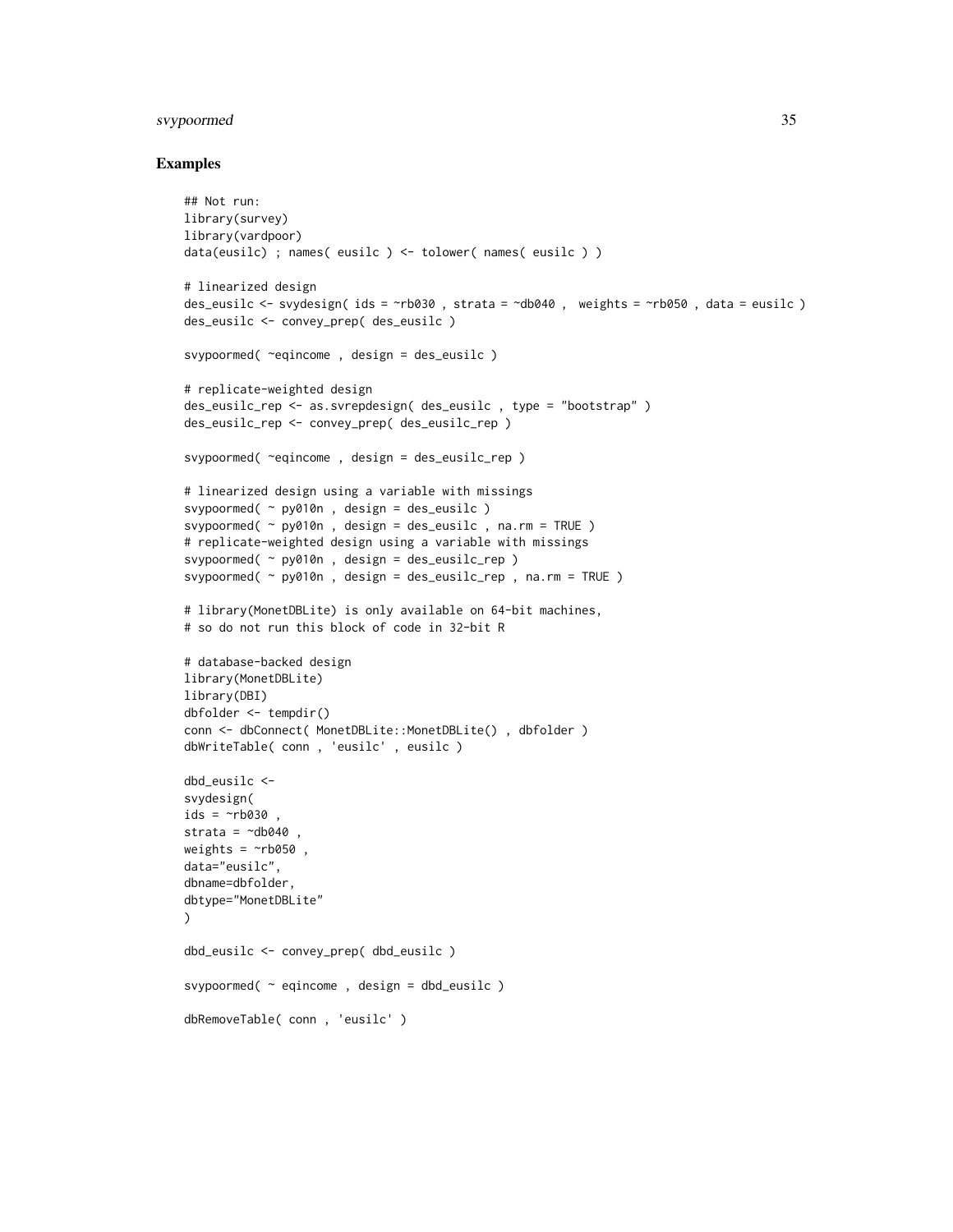## Examples

```
## Not run:
library(survey)
library(vardpoor)
data(eusilc) ; names( eusilc ) <- tolower( names( eusilc ) )

# linearized design
des_eusilc <- svydesign( ids = ~rb030 , strata = ~db040 ,  weights = ~rb050 , data = eusilc )
des_eusilc <- convey_prep( des_eusilc )

svypoormed( ~eqincome , design = des_eusilc )

# replicate-weighted design
des_eusilc_rep <- as.svrepdesign( des_eusilc , type = "bootstrap" )
des_eusilc_rep <- convey_prep( des_eusilc_rep )

svypoormed( ~eqincome , design = des_eusilc_rep )

# linearized design using a variable with missings
svypoormed( ~ py010n , design = des_eusilc )
svypoormed( ~ py010n , design = des_eusilc , na.rm = TRUE )
# replicate-weighted design using a variable with missings
svypoormed( ~ py010n , design = des_eusilc_rep )
svypoormed( ~ py010n , design = des_eusilc_rep , na.rm = TRUE )

# library(MonetDBLite) is only available on 64-bit machines,
# so do not run this block of code in 32-bit R

# database-backed design
library(MonetDBLite)
library(DBI)
dbfolder <- tempdir()
conn <- dbConnect( MonetDBLite::MonetDBLite() , dbfolder )
dbWriteTable( conn , 'eusilc' , eusilc )

dbd_eusilc <-
svydesign(
ids = ~rb030 ,
strata = ~db040 ,
weights = ~rb050 ,
data="eusilc",
dbname=dbfolder,
dbtype="MonetDBLite"
)

dbd_eusilc <- convey_prep( dbd_eusilc )

svypoormed( ~ eqincome , design = dbd_eusilc )

dbRemoveTable( conn , 'eusilc' )
```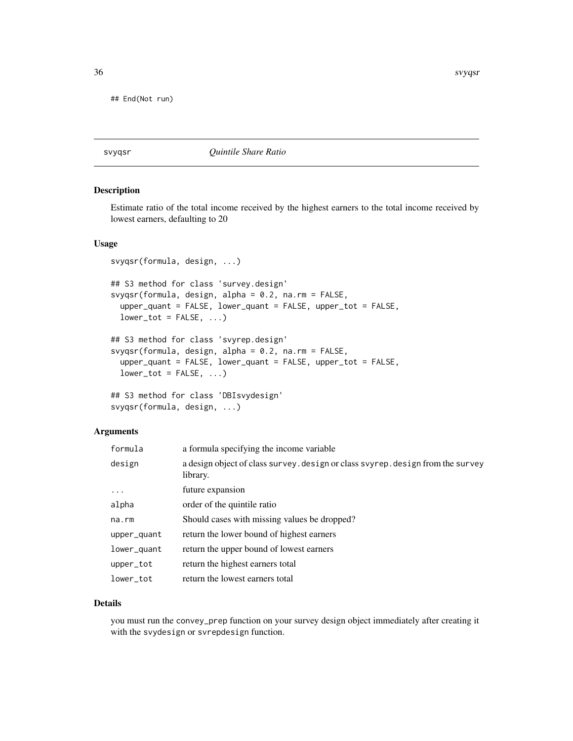```
## End(Not run)
```

## svyqsr — *Quintile Share Ratio*

### Description

Estimate ratio of the total income received by the highest earners to the total income received by lowest earners, defaulting to 20

### Usage

```
svyqsr(formula, design, ...)

## S3 method for class 'survey.design'
svyqsr(formula, design, alpha = 0.2, na.rm = FALSE,
  upper_quant = FALSE, lower_quant = FALSE, upper_tot = FALSE,
  lower_tot = FALSE, ...)

## S3 method for class 'svyrep.design'
svyqsr(formula, design, alpha = 0.2, na.rm = FALSE,
  upper_quant = FALSE, lower_quant = FALSE, upper_tot = FALSE,
  lower_tot = FALSE, ...)

## S3 method for class 'DBIsvydesign'
svyqsr(formula, design, ...)
```

### Arguments

| | |
|---|---|
| formula | a formula specifying the income variable |
| design | a design object of class survey.design or class svyrep.design from the survey library. |
| ... | future expansion |
| alpha | order of the quintile ratio |
| na.rm | Should cases with missing values be dropped? |
| upper_quant | return the lower bound of highest earners |
| lower_quant | return the upper bound of lowest earners |
| upper_tot | return the highest earners total |
| lower_tot | return the lowest earners total |

### Details

you must run the convey_prep function on your survey design object immediately after creating it with the svydesign or svrepdesign function.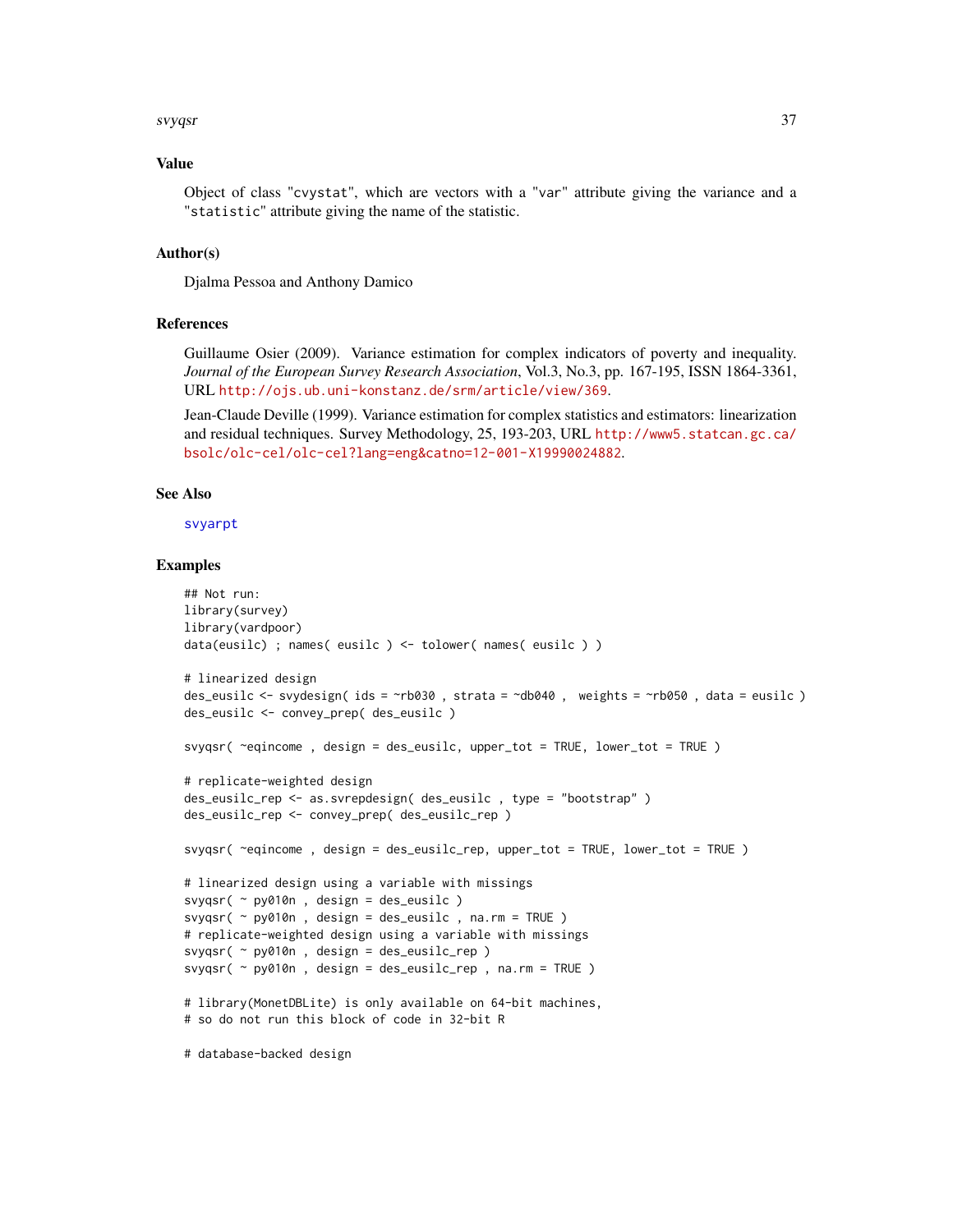## Value

Object of class "cvystat", which are vectors with a "var" attribute giving the variance and a "statistic" attribute giving the name of the statistic.

## Author(s)

Djalma Pessoa and Anthony Damico

## References

Guillaume Osier (2009). Variance estimation for complex indicators of poverty and inequality. *Journal of the European Survey Research Association*, Vol.3, No.3, pp. 167-195, ISSN 1864-3361, URL http://ojs.ub.uni-konstanz.de/srm/article/view/369.

Jean-Claude Deville (1999). Variance estimation for complex statistics and estimators: linearization and residual techniques. Survey Methodology, 25, 193-203, URL http://www5.statcan.gc.ca/bsolc/olc-cel/olc-cel?lang=eng&catno=12-001-X19990024882.

## See Also

svyarpt

## Examples

```
## Not run:
library(survey)
library(vardpoor)
data(eusilc) ; names( eusilc ) <- tolower( names( eusilc ) )

# linearized design
des_eusilc <- svydesign( ids = ~rb030 , strata = ~db040 ,  weights = ~rb050 , data = eusilc )
des_eusilc <- convey_prep( des_eusilc )

svyqsr( ~eqincome , design = des_eusilc, upper_tot = TRUE, lower_tot = TRUE )

# replicate-weighted design
des_eusilc_rep <- as.svrepdesign( des_eusilc , type = "bootstrap" )
des_eusilc_rep <- convey_prep( des_eusilc_rep )

svyqsr( ~eqincome , design = des_eusilc_rep, upper_tot = TRUE, lower_tot = TRUE )

# linearized design using a variable with missings
svyqsr( ~ py010n , design = des_eusilc )
svyqsr( ~ py010n , design = des_eusilc , na.rm = TRUE )
# replicate-weighted design using a variable with missings
svyqsr( ~ py010n , design = des_eusilc_rep )
svyqsr( ~ py010n , design = des_eusilc_rep , na.rm = TRUE )

# library(MonetDBLite) is only available on 64-bit machines,
# so do not run this block of code in 32-bit R

# database-backed design
```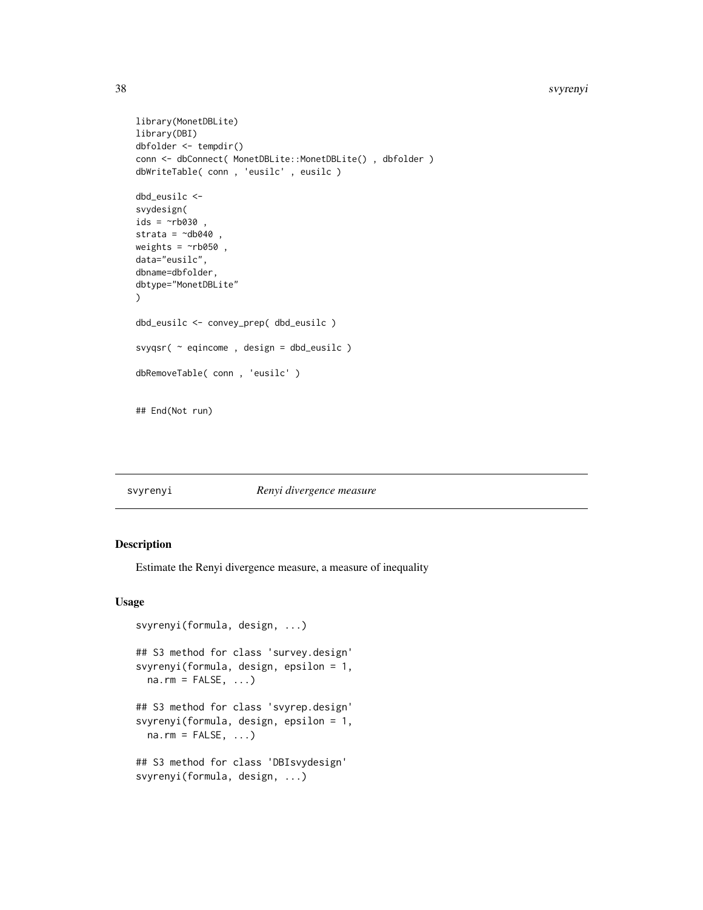```
library(MonetDBLite)
library(DBI)
dbfolder <- tempdir()
conn <- dbConnect( MonetDBLite::MonetDBLite() , dbfolder )
dbWriteTable( conn , 'eusilc' , eusilc )

dbd_eusilc <-
svydesign(
ids = ~rb030 ,
strata = ~db040 ,
weights = ~rb050 ,
data="eusilc",
dbname=dbfolder,
dbtype="MonetDBLite"
)

dbd_eusilc <- convey_prep( dbd_eusilc )

svyqsr( ~ eqincome , design = dbd_eusilc )

dbRemoveTable( conn , 'eusilc' )


## End(Not run)
```

---

svyrenyi *Renyi divergence measure*

---

## Description

Estimate the Renyi divergence measure, a measure of inequality

## Usage

```
svyrenyi(formula, design, ...)

## S3 method for class 'survey.design'
svyrenyi(formula, design, epsilon = 1,
  na.rm = FALSE, ...)

## S3 method for class 'svyrep.design'
svyrenyi(formula, design, epsilon = 1,
  na.rm = FALSE, ...)

## S3 method for class 'DBIsvydesign'
svyrenyi(formula, design, ...)
```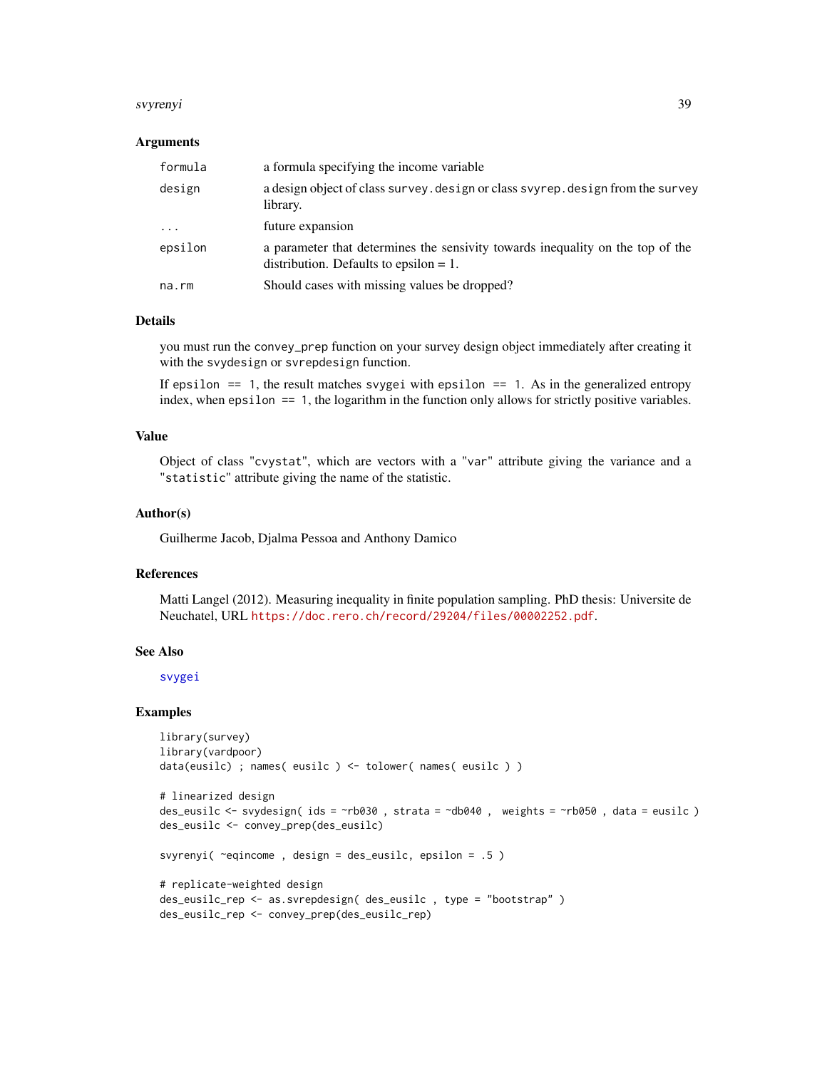## Arguments

| | |
|---|---|
| formula | a formula specifying the income variable |
| design | a design object of class `survey.design` or class `svyrep.design` from the `survey` library. |
| ... | future expansion |
| epsilon | a parameter that determines the sensivity towards inequality on the top of the distribution. Defaults to epsilon = 1. |
| na.rm | Should cases with missing values be dropped? |

## Details

you must run the `convey_prep` function on your survey design object immediately after creating it with the `svydesign` or `svrepdesign` function.

If `epsilon == 1`, the result matches `svygei` with `epsilon == 1`. As in the generalized entropy index, when `epsilon == 1`, the logarithm in the function only allows for strictly positive variables.

## Value

Object of class "`cvystat`", which are vectors with a "`var`" attribute giving the variance and a "`statistic`" attribute giving the name of the statistic.

## Author(s)

Guilherme Jacob, Djalma Pessoa and Anthony Damico

## References

Matti Langel (2012). Measuring inequality in finite population sampling. PhD thesis: Universite de Neuchatel, URL https://doc.rero.ch/record/29204/files/00002252.pdf.

## See Also

svygei

## Examples

```
library(survey)
library(vardpoor)
data(eusilc) ; names( eusilc ) <- tolower( names( eusilc ) )

# linearized design
des_eusilc <- svydesign( ids = ~rb030 , strata = ~db040 ,  weights = ~rb050 , data = eusilc )
des_eusilc <- convey_prep(des_eusilc)

svyrenyi( ~eqincome , design = des_eusilc, epsilon = .5 )

# replicate-weighted design
des_eusilc_rep <- as.svrepdesign( des_eusilc , type = "bootstrap" )
des_eusilc_rep <- convey_prep(des_eusilc_rep)
```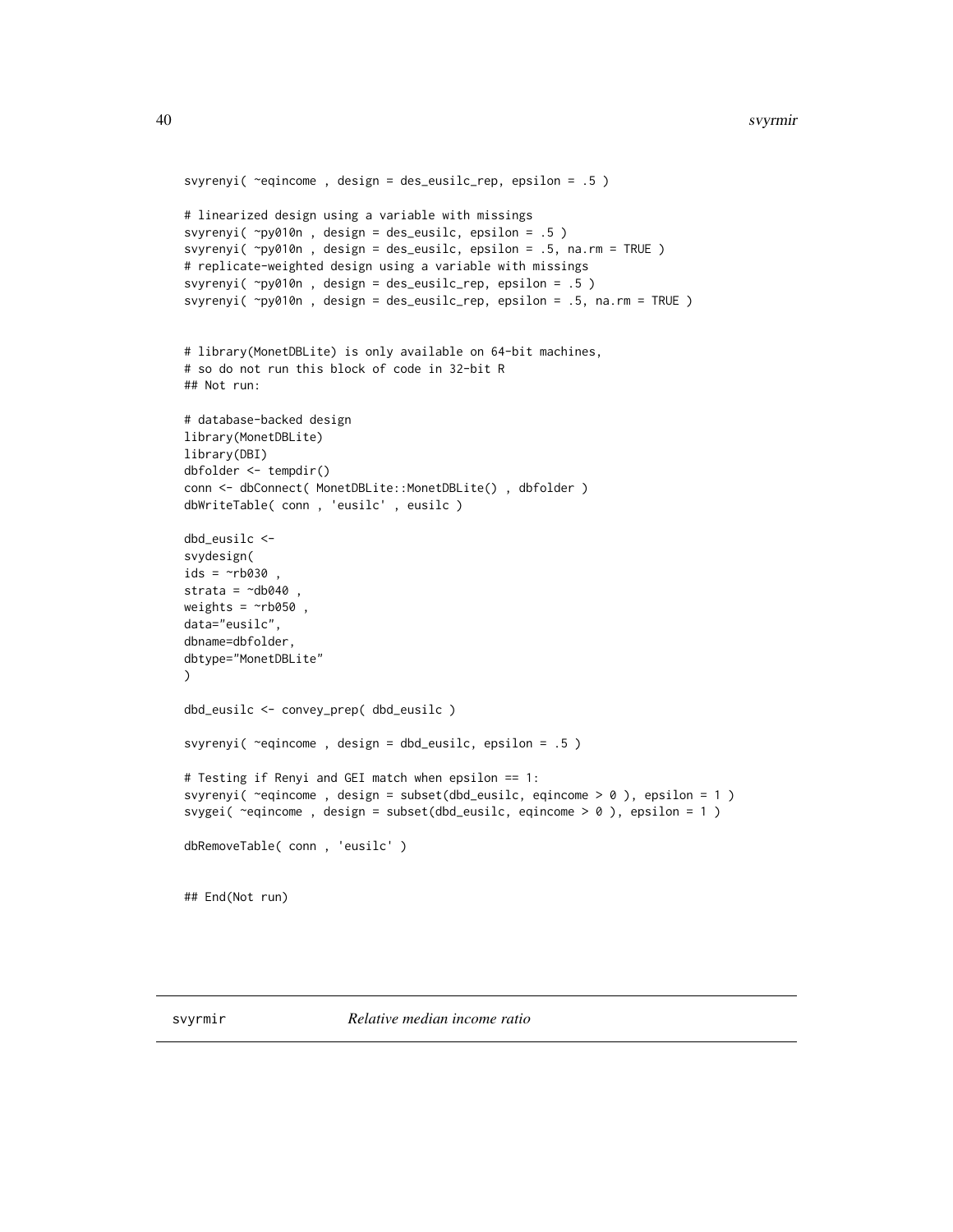```
svyrenyi( ~eqincome , design = des_eusilc_rep, epsilon = .5 )

# linearized design using a variable with missings
svyrenyi( ~py010n , design = des_eusilc, epsilon = .5 )
svyrenyi( ~py010n , design = des_eusilc, epsilon = .5, na.rm = TRUE )
# replicate-weighted design using a variable with missings
svyrenyi( ~py010n , design = des_eusilc_rep, epsilon = .5 )
svyrenyi( ~py010n , design = des_eusilc_rep, epsilon = .5, na.rm = TRUE )


# library(MonetDBLite) is only available on 64-bit machines,
# so do not run this block of code in 32-bit R
## Not run:

# database-backed design
library(MonetDBLite)
library(DBI)
dbfolder <- tempdir()
conn <- dbConnect( MonetDBLite::MonetDBLite() , dbfolder )
dbWriteTable( conn , 'eusilc' , eusilc )

dbd_eusilc <-
svydesign(
ids = ~rb030 ,
strata = ~db040 ,
weights = ~rb050 ,
data="eusilc",
dbname=dbfolder,
dbtype="MonetDBLite"
)

dbd_eusilc <- convey_prep( dbd_eusilc )

svyrenyi( ~eqincome , design = dbd_eusilc, epsilon = .5 )

# Testing if Renyi and GEI match when epsilon == 1:
svyrenyi( ~eqincome , design = subset(dbd_eusilc, eqincome > 0 ), epsilon = 1 )
svygei( ~eqincome , design = subset(dbd_eusilc, eqincome > 0 ), epsilon = 1 )

dbRemoveTable( conn , 'eusilc' )


## End(Not run)
```

## svyrmir *Relative median income ratio*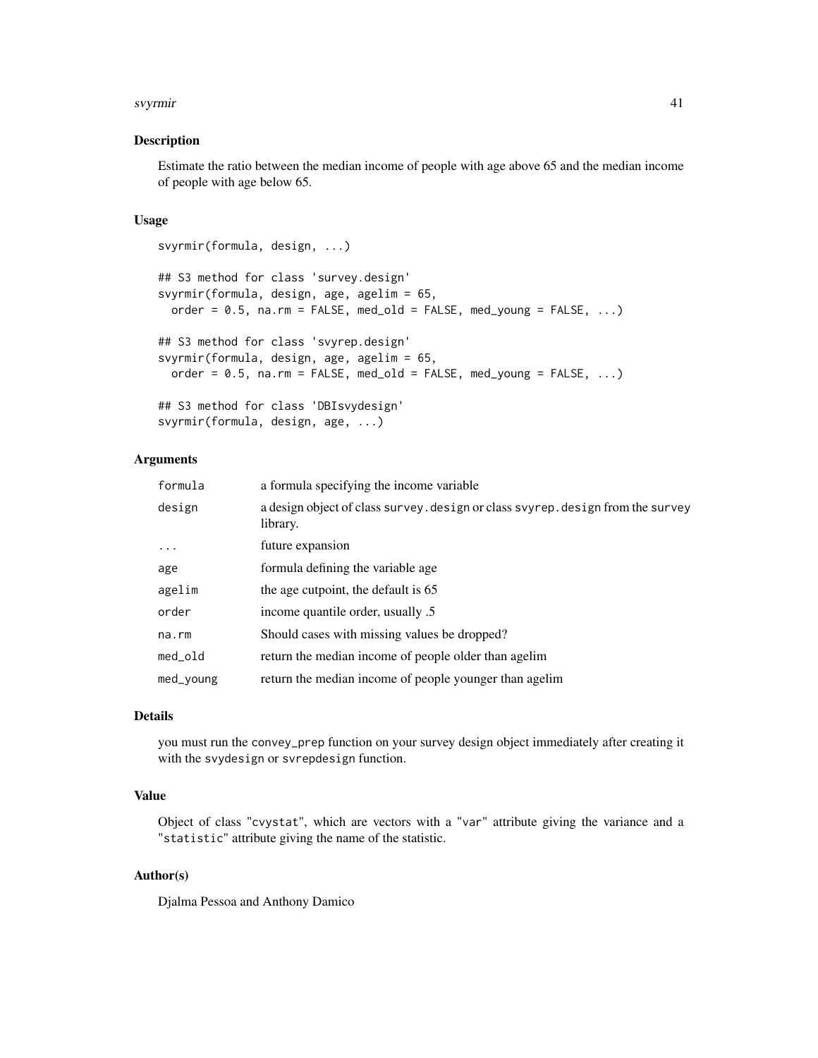### Description

Estimate the ratio between the median income of people with age above 65 and the median income of people with age below 65.

### Usage

```
svyrmir(formula, design, ...)

## S3 method for class 'survey.design'
svyrmir(formula, design, age, agelim = 65,
  order = 0.5, na.rm = FALSE, med_old = FALSE, med_young = FALSE, ...)

## S3 method for class 'svyrep.design'
svyrmir(formula, design, age, agelim = 65,
  order = 0.5, na.rm = FALSE, med_old = FALSE, med_young = FALSE, ...)

## S3 method for class 'DBIsvydesign'
svyrmir(formula, design, age, ...)
```

### Arguments

| | |
|---|---|
| `formula` | a formula specifying the income variable |
| `design` | a design object of class `survey.design` or class `svyrep.design` from the `survey` library. |
| `...` | future expansion |
| `age` | formula defining the variable age |
| `agelim` | the age cutpoint, the default is 65 |
| `order` | income quantile order, usually .5 |
| `na.rm` | Should cases with missing values be dropped? |
| `med_old` | return the median income of people older than agelim |
| `med_young` | return the median income of people younger than agelim |

### Details

you must run the `convey_prep` function on your survey design object immediately after creating it with the `svydesign` or `svrepdesign` function.

### Value

Object of class "`cvystat`", which are vectors with a "`var`" attribute giving the variance and a "`statistic`" attribute giving the name of the statistic.

### Author(s)

Djalma Pessoa and Anthony Damico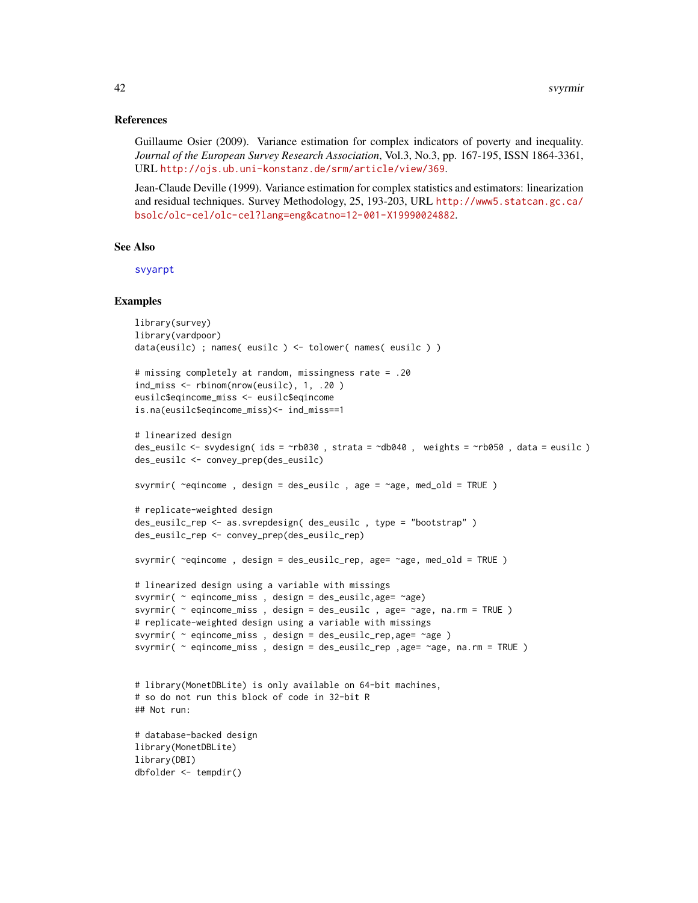### References

Guillaume Osier (2009). Variance estimation for complex indicators of poverty and inequality. *Journal of the European Survey Research Association*, Vol.3, No.3, pp. 167-195, ISSN 1864-3361, URL http://ojs.ub.uni-konstanz.de/srm/article/view/369.

Jean-Claude Deville (1999). Variance estimation for complex statistics and estimators: linearization and residual techniques. Survey Methodology, 25, 193-203, URL http://www5.statcan.gc.ca/bsolc/olc-cel/olc-cel?lang=eng&catno=12-001-X19990024882.

### See Also

svyarpt

### Examples

```
library(survey)
library(vardpoor)
data(eusilc) ; names( eusilc ) <- tolower( names( eusilc ) )

# missing completely at random, missingness rate = .20
ind_miss <- rbinom(nrow(eusilc), 1, .20 )
eusilc$eqincome_miss <- eusilc$eqincome
is.na(eusilc$eqincome_miss)<- ind_miss==1

# linearized design
des_eusilc <- svydesign( ids = ~rb030 , strata = ~db040 ,  weights = ~rb050 , data = eusilc )
des_eusilc <- convey_prep(des_eusilc)

svyrmir( ~eqincome , design = des_eusilc , age = ~age, med_old = TRUE )

# replicate-weighted design
des_eusilc_rep <- as.svrepdesign( des_eusilc , type = "bootstrap" )
des_eusilc_rep <- convey_prep(des_eusilc_rep)

svyrmir( ~eqincome , design = des_eusilc_rep, age= ~age, med_old = TRUE )

# linearized design using a variable with missings
svyrmir( ~ eqincome_miss , design = des_eusilc,age= ~age)
svyrmir( ~ eqincome_miss , design = des_eusilc , age= ~age, na.rm = TRUE )
# replicate-weighted design using a variable with missings
svyrmir( ~ eqincome_miss , design = des_eusilc_rep,age= ~age )
svyrmir( ~ eqincome_miss , design = des_eusilc_rep ,age= ~age, na.rm = TRUE )


# library(MonetDBLite) is only available on 64-bit machines,
# so do not run this block of code in 32-bit R
## Not run:

# database-backed design
library(MonetDBLite)
library(DBI)
dbfolder <- tempdir()
```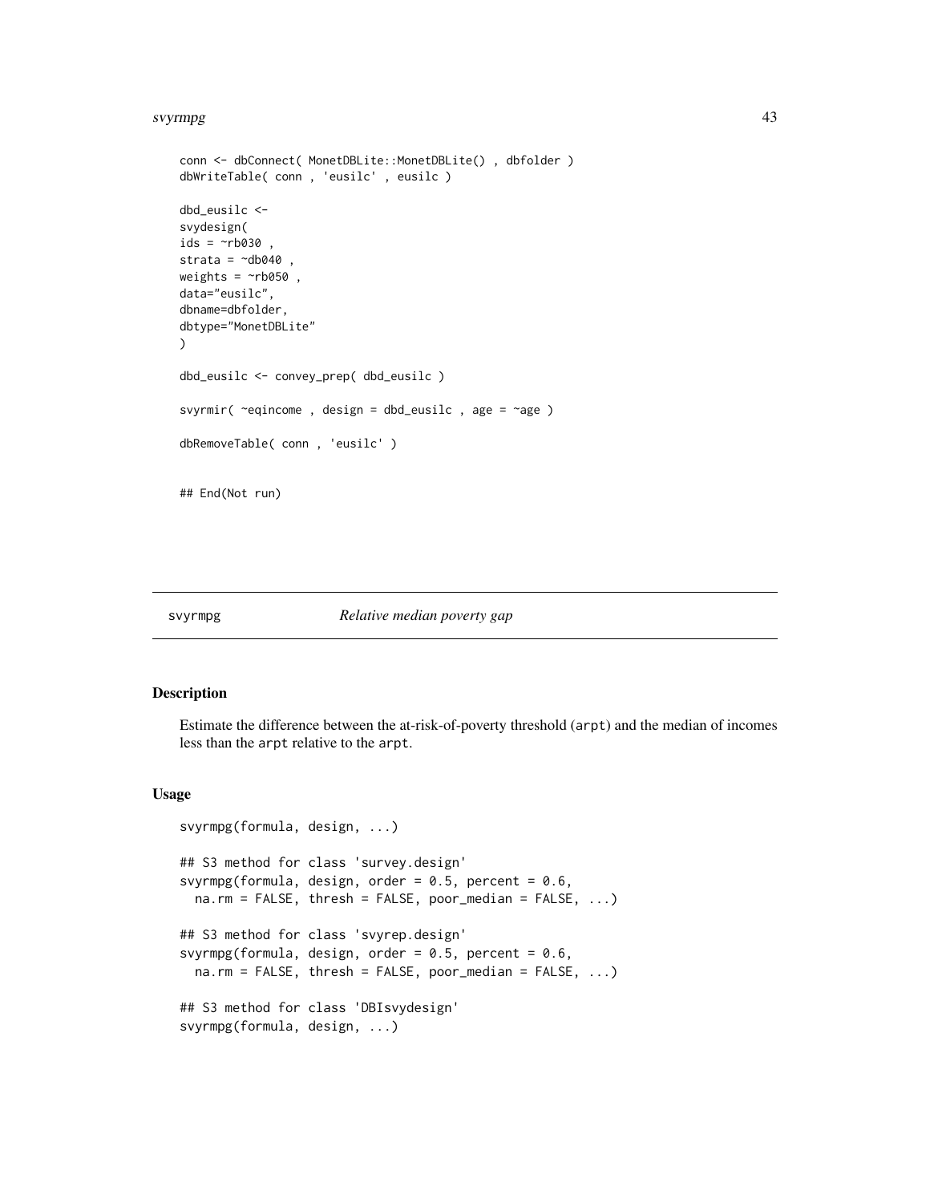```
conn <- dbConnect( MonetDBLite::MonetDBLite() , dbfolder )
dbWriteTable( conn , 'eusilc' , eusilc )

dbd_eusilc <-
svydesign(
ids = ~rb030 ,
strata = ~db040 ,
weights = ~rb050 ,
data="eusilc",
dbname=dbfolder,
dbtype="MonetDBLite"
)

dbd_eusilc <- convey_prep( dbd_eusilc )

svyrmir( ~eqincome , design = dbd_eusilc , age = ~age )

dbRemoveTable( conn , 'eusilc' )


## End(Not run)
```

## svyrmpg *Relative median poverty gap*

### Description

Estimate the difference between the at-risk-of-poverty threshold (`arpt`) and the median of incomes less than the `arpt` relative to the `arpt`.

### Usage

```
svyrmpg(formula, design, ...)

## S3 method for class 'survey.design'
svyrmpg(formula, design, order = 0.5, percent = 0.6,
  na.rm = FALSE, thresh = FALSE, poor_median = FALSE, ...)

## S3 method for class 'svyrep.design'
svyrmpg(formula, design, order = 0.5, percent = 0.6,
  na.rm = FALSE, thresh = FALSE, poor_median = FALSE, ...)

## S3 method for class 'DBIsvydesign'
svyrmpg(formula, design, ...)
```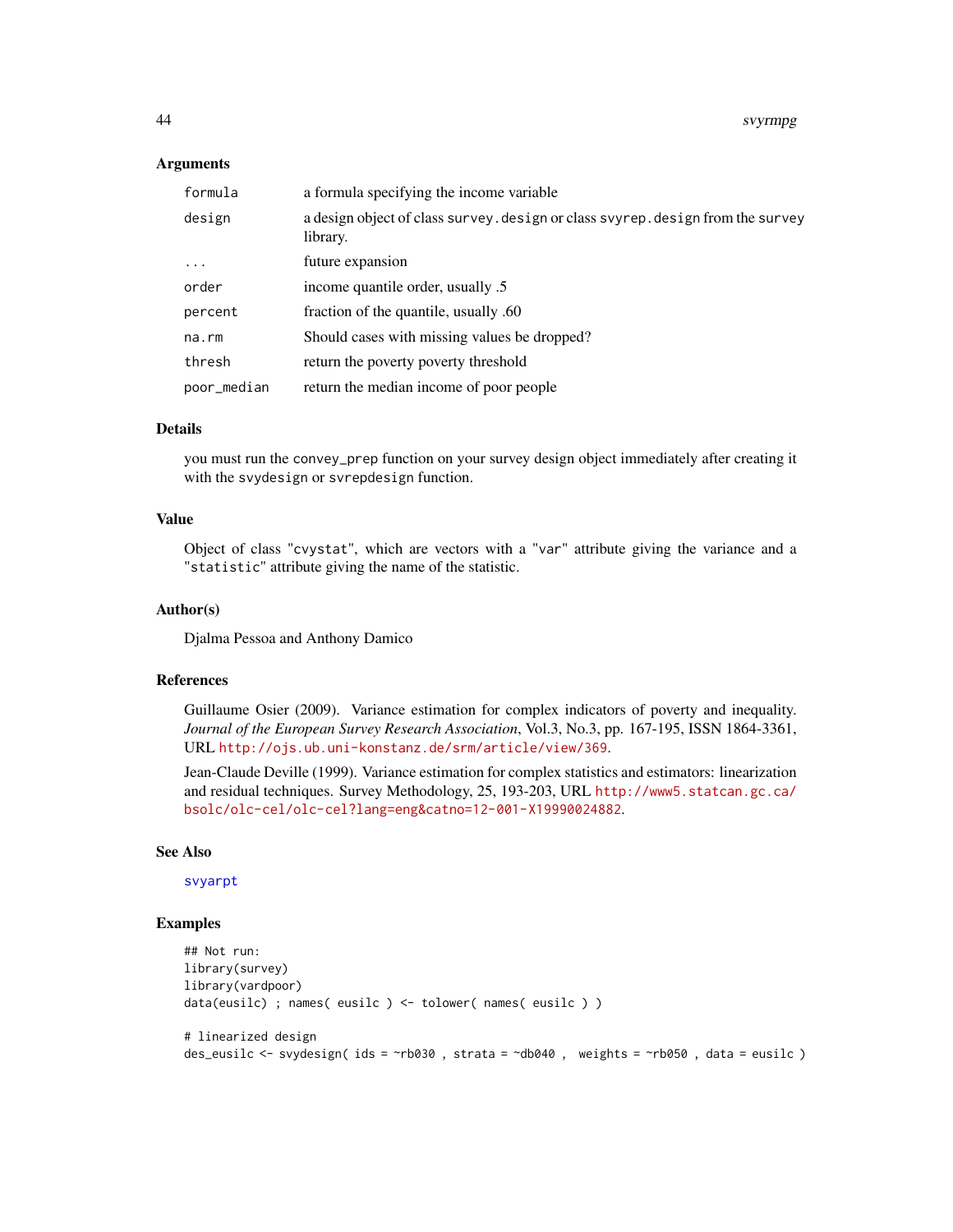## Arguments

| | |
|---|---|
| formula | a formula specifying the income variable |
| design | a design object of class survey.design or class svyrep.design from the survey library. |
| ... | future expansion |
| order | income quantile order, usually .5 |
| percent | fraction of the quantile, usually .60 |
| na.rm | Should cases with missing values be dropped? |
| thresh | return the poverty poverty threshold |
| poor_median | return the median income of poor people |

## Details

you must run the convey_prep function on your survey design object immediately after creating it with the svydesign or svrepdesign function.

## Value

Object of class "cvystat", which are vectors with a "var" attribute giving the variance and a "statistic" attribute giving the name of the statistic.

## Author(s)

Djalma Pessoa and Anthony Damico

## References

Guillaume Osier (2009). Variance estimation for complex indicators of poverty and inequality. *Journal of the European Survey Research Association*, Vol.3, No.3, pp. 167-195, ISSN 1864-3361, URL http://ojs.ub.uni-konstanz.de/srm/article/view/369.

Jean-Claude Deville (1999). Variance estimation for complex statistics and estimators: linearization and residual techniques. Survey Methodology, 25, 193-203, URL http://www5.statcan.gc.ca/bsolc/olc-cel/olc-cel?lang=eng&catno=12-001-X19990024882.

## See Also

svyarpt

## Examples

```
## Not run:
library(survey)
library(vardpoor)
data(eusilc) ; names( eusilc ) <- tolower( names( eusilc ) )

# linearized design
des_eusilc <- svydesign( ids = ~rb030 , strata = ~db040 ,  weights = ~rb050 , data = eusilc )
```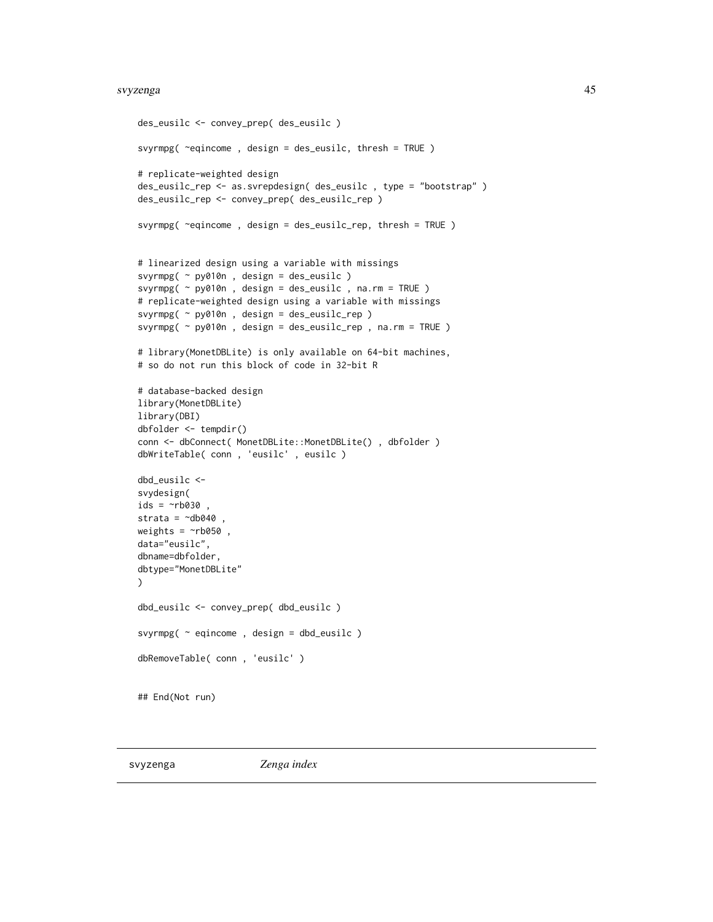```
des_eusilc <- convey_prep( des_eusilc )

svyrmpg( ~eqincome , design = des_eusilc, thresh = TRUE )

# replicate-weighted design
des_eusilc_rep <- as.svrepdesign( des_eusilc , type = "bootstrap" )
des_eusilc_rep <- convey_prep( des_eusilc_rep )

svyrmpg( ~eqincome , design = des_eusilc_rep, thresh = TRUE )


# linearized design using a variable with missings
svyrmpg( ~ py010n , design = des_eusilc )
svyrmpg( ~ py010n , design = des_eusilc , na.rm = TRUE )
# replicate-weighted design using a variable with missings
svyrmpg( ~ py010n , design = des_eusilc_rep )
svyrmpg( ~ py010n , design = des_eusilc_rep , na.rm = TRUE )

# library(MonetDBLite) is only available on 64-bit machines,
# so do not run this block of code in 32-bit R

# database-backed design
library(MonetDBLite)
library(DBI)
dbfolder <- tempdir()
conn <- dbConnect( MonetDBLite::MonetDBLite() , dbfolder )
dbWriteTable( conn , 'eusilc' , eusilc )

dbd_eusilc <-
svydesign(
ids = ~rb030 ,
strata = ~db040 ,
weights = ~rb050 ,
data="eusilc",
dbname=dbfolder,
dbtype="MonetDBLite"
)

dbd_eusilc <- convey_prep( dbd_eusilc )

svyrmpg( ~ eqincome , design = dbd_eusilc )

dbRemoveTable( conn , 'eusilc' )


## End(Not run)
```

---

svyzenga &nbsp;&nbsp;&nbsp;&nbsp;&nbsp;&nbsp; *Zenga index*

---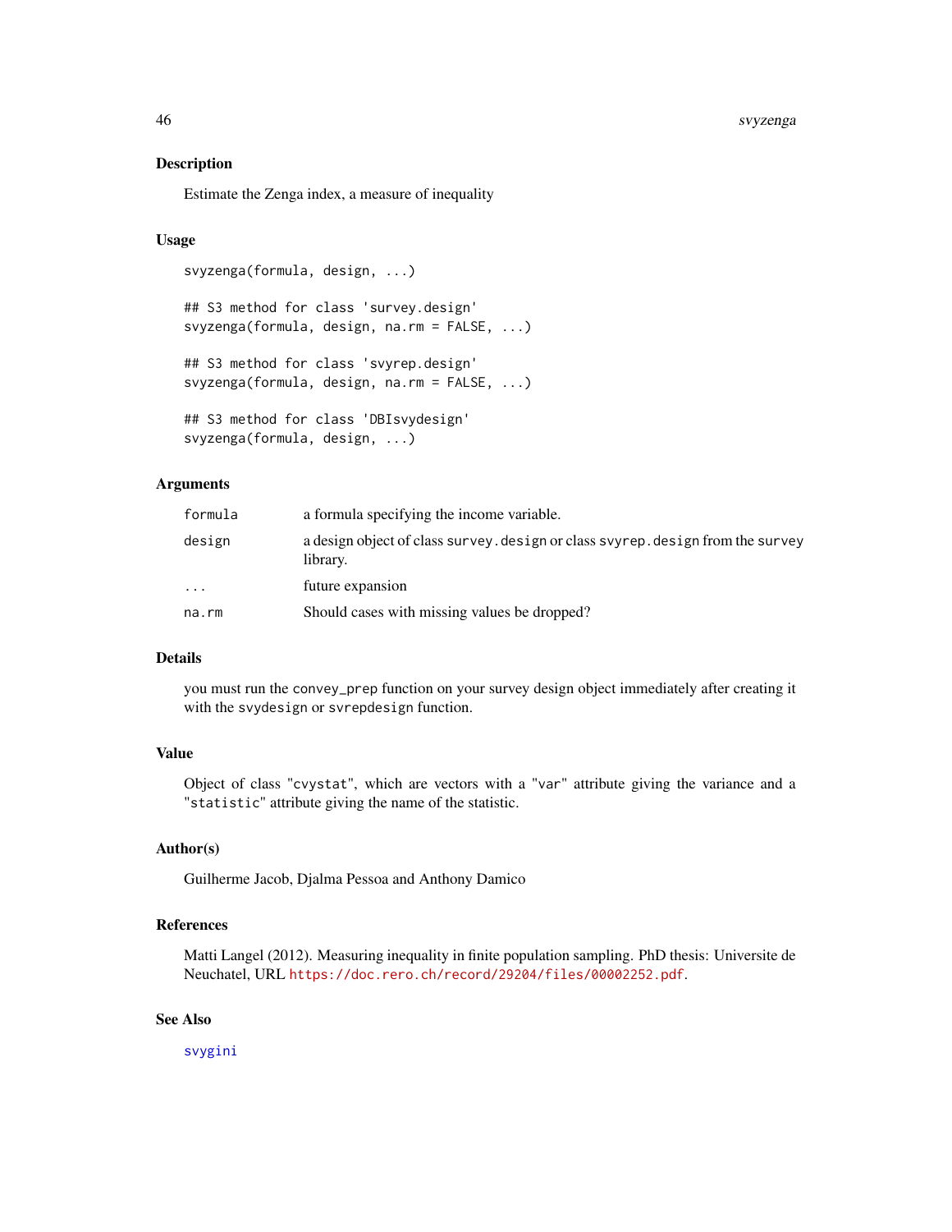## Description

Estimate the Zenga index, a measure of inequality

## Usage

```
svyzenga(formula, design, ...)

## S3 method for class 'survey.design'
svyzenga(formula, design, na.rm = FALSE, ...)

## S3 method for class 'svyrep.design'
svyzenga(formula, design, na.rm = FALSE, ...)

## S3 method for class 'DBIsvydesign'
svyzenga(formula, design, ...)
```

## Arguments

| | |
|---|---|
| `formula` | a formula specifying the income variable. |
| `design` | a design object of class `survey.design` or class `svyrep.design` from the `survey` library. |
| `...` | future expansion |
| `na.rm` | Should cases with missing values be dropped? |

## Details

you must run the `convey_prep` function on your survey design object immediately after creating it with the `svydesign` or `svrepdesign` function.

## Value

Object of class "`cvystat`", which are vectors with a "`var`" attribute giving the variance and a "`statistic`" attribute giving the name of the statistic.

## Author(s)

Guilherme Jacob, Djalma Pessoa and Anthony Damico

## References

Matti Langel (2012). Measuring inequality in finite population sampling. PhD thesis: Universite de Neuchatel, URL https://doc.rero.ch/record/29204/files/00002252.pdf.

## See Also

`svygini`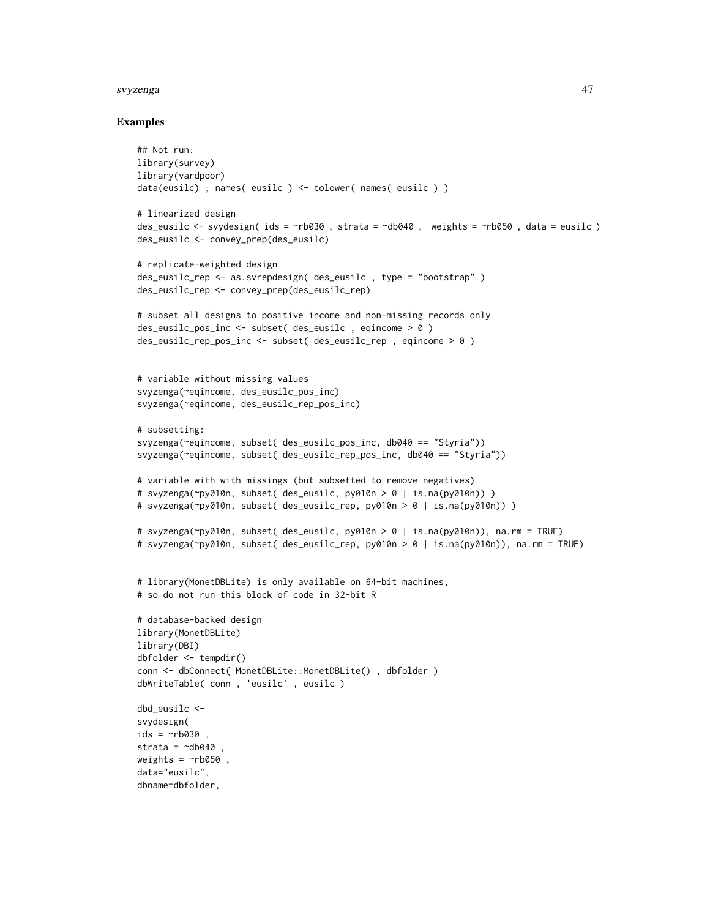## Examples

```
## Not run:
library(survey)
library(vardpoor)
data(eusilc) ; names( eusilc ) <- tolower( names( eusilc ) )

# linearized design
des_eusilc <- svydesign( ids = ~rb030 , strata = ~db040 ,  weights = ~rb050 , data = eusilc )
des_eusilc <- convey_prep(des_eusilc)

# replicate-weighted design
des_eusilc_rep <- as.svrepdesign( des_eusilc , type = "bootstrap" )
des_eusilc_rep <- convey_prep(des_eusilc_rep)

# subset all designs to positive income and non-missing records only
des_eusilc_pos_inc <- subset( des_eusilc , eqincome > 0 )
des_eusilc_rep_pos_inc <- subset( des_eusilc_rep , eqincome > 0 )


# variable without missing values
svyzenga(~eqincome, des_eusilc_pos_inc)
svyzenga(~eqincome, des_eusilc_rep_pos_inc)

# subsetting:
svyzenga(~eqincome, subset( des_eusilc_pos_inc, db040 == "Styria"))
svyzenga(~eqincome, subset( des_eusilc_rep_pos_inc, db040 == "Styria"))

# variable with with missings (but subsetted to remove negatives)
# svyzenga(~py010n, subset( des_eusilc, py010n > 0 | is.na(py010n)) )
# svyzenga(~py010n, subset( des_eusilc_rep, py010n > 0 | is.na(py010n)) )

# svyzenga(~py010n, subset( des_eusilc, py010n > 0 | is.na(py010n)), na.rm = TRUE)
# svyzenga(~py010n, subset( des_eusilc_rep, py010n > 0 | is.na(py010n)), na.rm = TRUE)


# library(MonetDBLite) is only available on 64-bit machines,
# so do not run this block of code in 32-bit R

# database-backed design
library(MonetDBLite)
library(DBI)
dbfolder <- tempdir()
conn <- dbConnect( MonetDBLite::MonetDBLite() , dbfolder )
dbWriteTable( conn , 'eusilc' , eusilc )

dbd_eusilc <-
svydesign(
ids = ~rb030 ,
strata = ~db040 ,
weights = ~rb050 ,
data="eusilc",
dbname=dbfolder,
```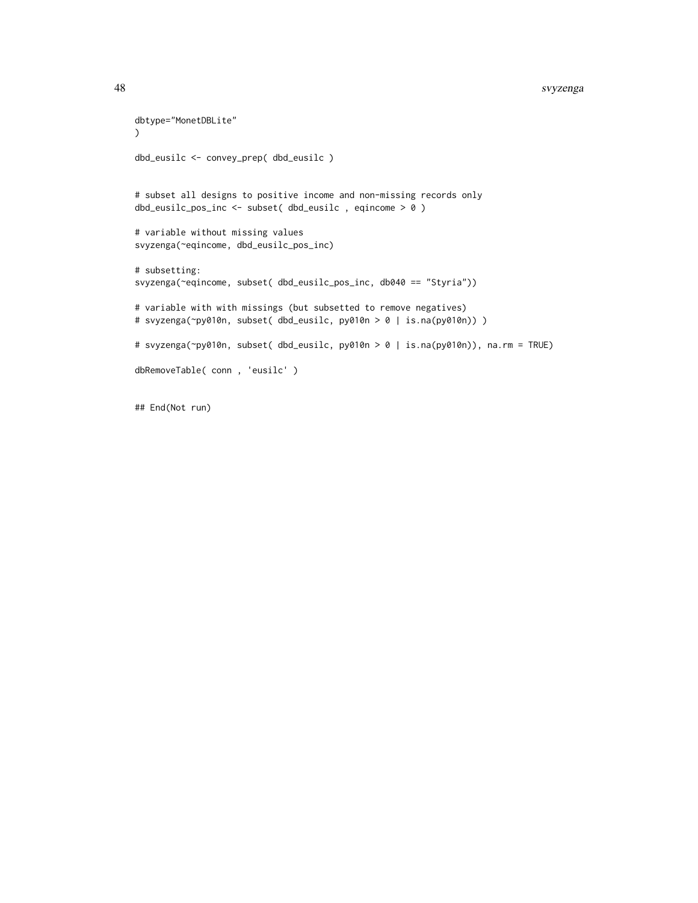```
dbtype="MonetDBLite"
)

dbd_eusilc <- convey_prep( dbd_eusilc )


# subset all designs to positive income and non-missing records only
dbd_eusilc_pos_inc <- subset( dbd_eusilc , eqincome > 0 )

# variable without missing values
svyzenga(~eqincome, dbd_eusilc_pos_inc)

# subsetting:
svyzenga(~eqincome, subset( dbd_eusilc_pos_inc, db040 == "Styria"))

# variable with with missings (but subsetted to remove negatives)
# svyzenga(~py010n, subset( dbd_eusilc, py010n > 0 | is.na(py010n)) )

# svyzenga(~py010n, subset( dbd_eusilc, py010n > 0 | is.na(py010n)), na.rm = TRUE)

dbRemoveTable( conn , 'eusilc' )


## End(Not run)
```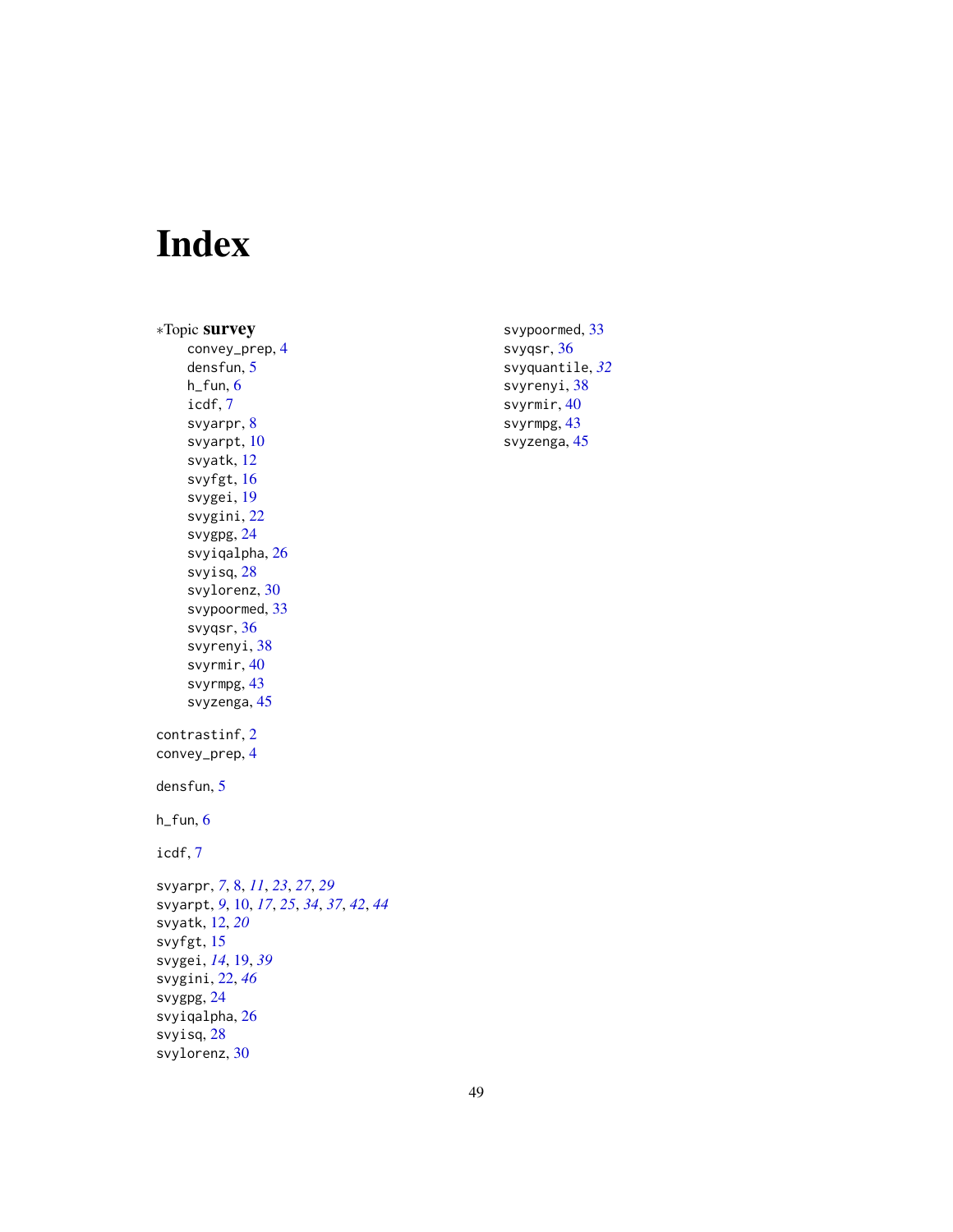# Index

∗Topic **survey**

- convey_prep, 4
- densfun, 5
- h_fun, 6
- icdf, 7
- svyarpr, 8
- svyarpt, 10
- svyatk, 12
- svyfgt, 16
- svygei, 19
- svygini, 22
- svygpg, 24
- svyiqalpha, 26
- svyisq, 28
- svylorenz, 30
- svypoormed, 33
- svyqsr, 36
- svyrenyi, 38
- svyrmir, 40
- svyrmpg, 43
- svyzenga, 45

contrastinf, 2
convey_prep, 4

densfun, 5

h_fun, 6

icdf, 7

svyarpr, *7*, 8, *11*, *23*, *27*, *29*
svyarpt, *9*, 10, *17*, *25*, *34*, *37*, *42*, *44*
svyatk, 12, *20*
svyfgt, 15
svygei, *14*, 19, *39*
svygini, 22, *46*
svygpg, 24
svyiqalpha, 26
svyisq, 28
svylorenz, 30
svypoormed, 33
svyqsr, 36
svyquantile, *32*
svyrenyi, 38
svyrmir, 40
svyrmpg, 43
svyzenga, 45